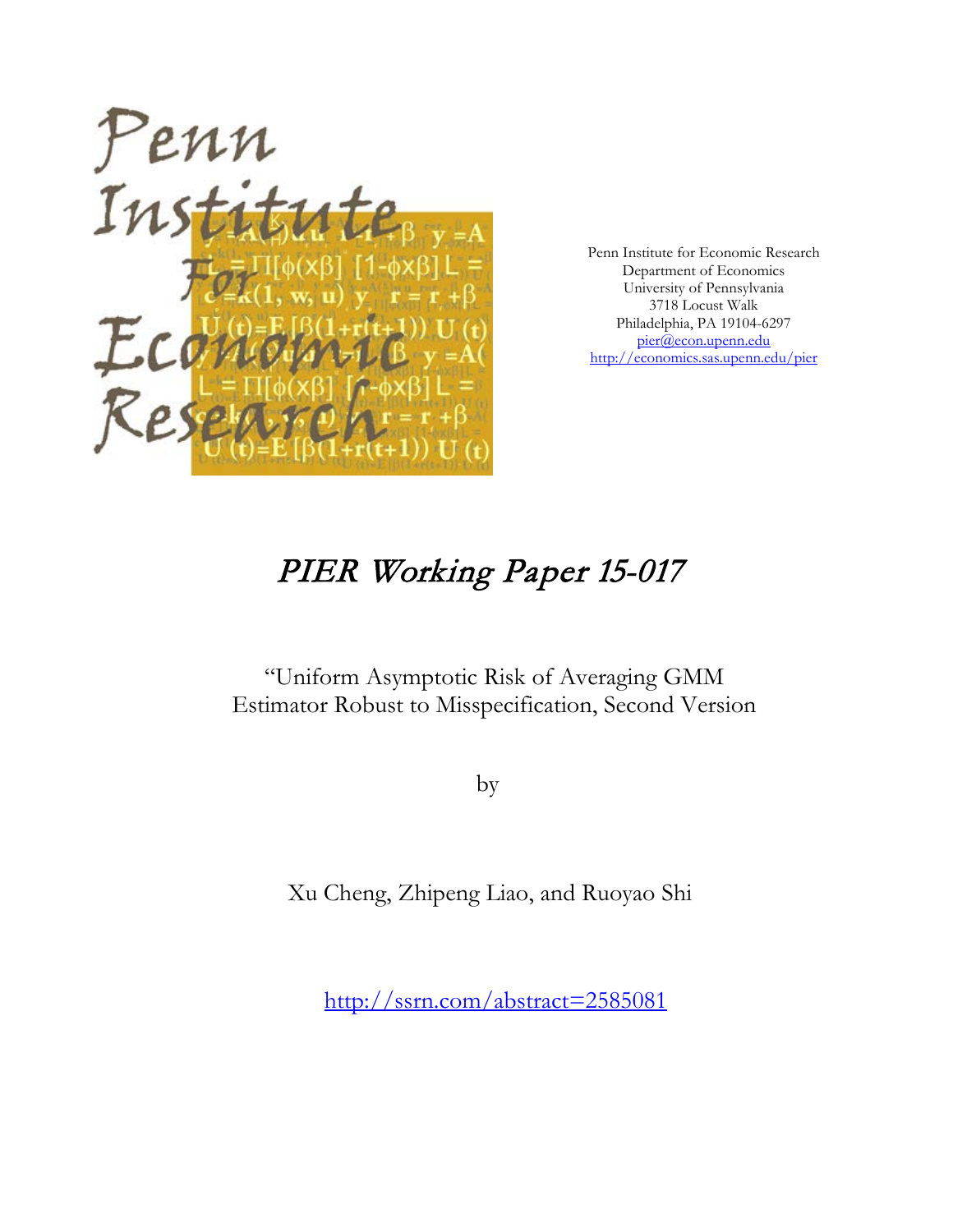Penn Institute for Economic Research
Department of Economics
University of Pennsylvania
3718 Locust Walk
Philadelphia, PA 19104-6297
pier@econ.upenn.edu
http://economics.sas.upenn.edu/pier

# PIER Working Paper 15-017

"Uniform Asymptotic Risk of Averaging GMM Estimator Robust to Misspecification, Second Version

by

Xu Cheng, Zhipeng Liao, and Ruoyao Shi

http://ssrn.com/abstract=2585081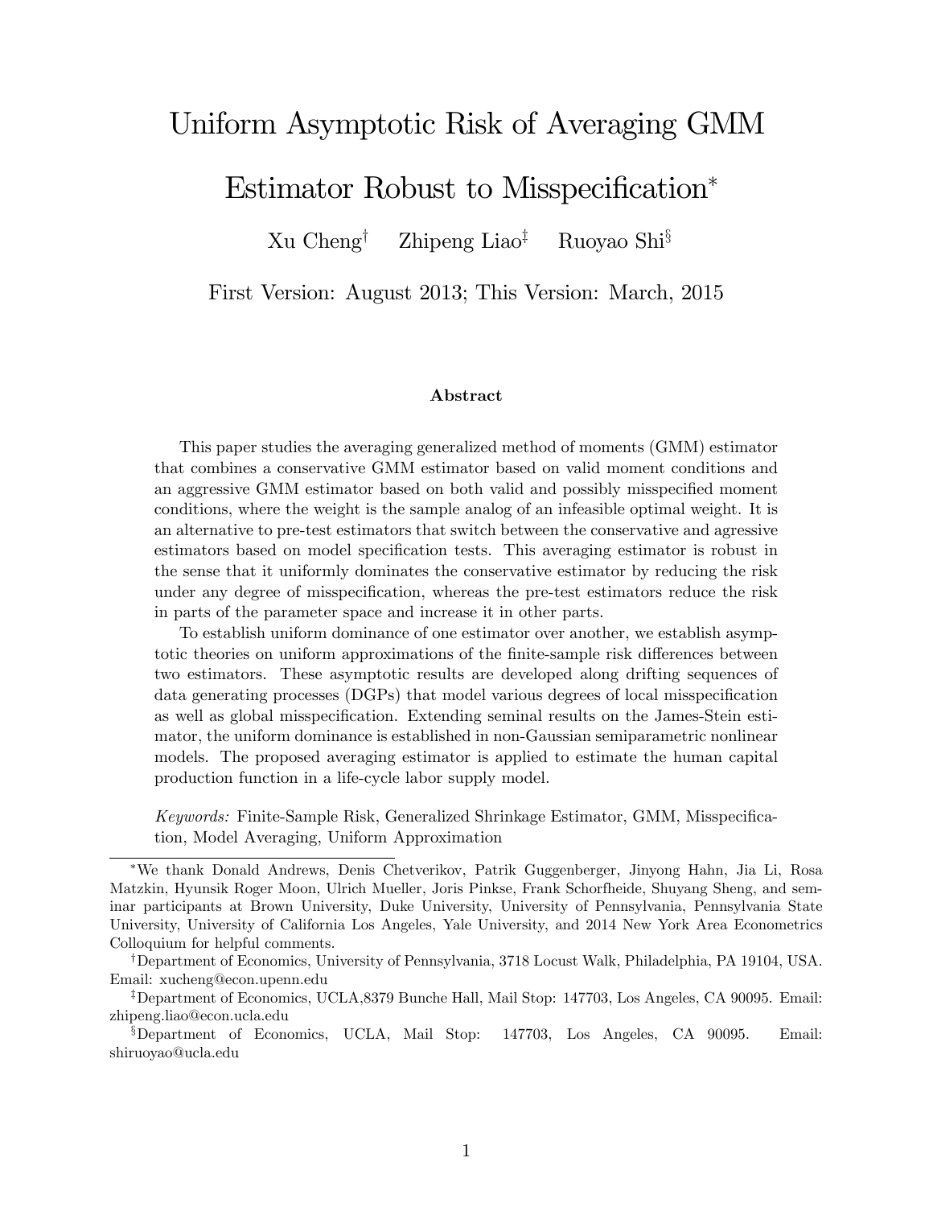# Uniform Asymptotic Risk of Averaging GMM Estimator Robust to Misspecification*

Xu Cheng[†] Zhipeng Liao[‡] Ruoyao Shi[§]

First Version: August 2013; This Version: March, 2015

### Abstract

This paper studies the averaging generalized method of moments (GMM) estimator that combines a conservative GMM estimator based on valid moment conditions and an aggressive GMM estimator based on both valid and possibly misspecified moment conditions, where the weight is the sample analog of an infeasible optimal weight. It is an alternative to pre-test estimators that switch between the conservative and agressive estimators based on model specification tests. This averaging estimator is robust in the sense that it uniformly dominates the conservative estimator by reducing the risk under any degree of misspecification, whereas the pre-test estimators reduce the risk in parts of the parameter space and increase it in other parts.

To establish uniform dominance of one estimator over another, we establish asymptotic theories on uniform approximations of the finite-sample risk differences between two estimators. These asymptotic results are developed along drifting sequences of data generating processes (DGPs) that model various degrees of local misspecification as well as global misspecification. Extending seminal results on the James-Stein estimator, the uniform dominance is established in non-Gaussian semiparametric nonlinear models. The proposed averaging estimator is applied to estimate the human capital production function in a life-cycle labor supply model.

*Keywords:* Finite-Sample Risk, Generalized Shrinkage Estimator, GMM, Misspecification, Model Averaging, Uniform Approximation

---

*We thank Donald Andrews, Denis Chetverikov, Patrik Guggenberger, Jinyong Hahn, Jia Li, Rosa Matzkin, Hyunsik Roger Moon, Ulrich Mueller, Joris Pinkse, Frank Schorfheide, Shuyang Sheng, and seminar participants at Brown University, Duke University, University of Pennsylvania, Pennsylvania State University, University of California Los Angeles, Yale University, and 2014 New York Area Econometrics Colloquium for helpful comments.

[†] Department of Economics, University of Pennsylvania, 3718 Locust Walk, Philadelphia, PA 19104, USA. Email: xucheng@econ.upenn.edu

[‡] Department of Economics, UCLA,8379 Bunche Hall, Mail Stop: 147703, Los Angeles, CA 90095. Email: zhipeng.liao@econ.ucla.edu

[§] Department of Economics, UCLA, Mail Stop: 147703, Los Angeles, CA 90095. Email: shiruoyao@ucla.edu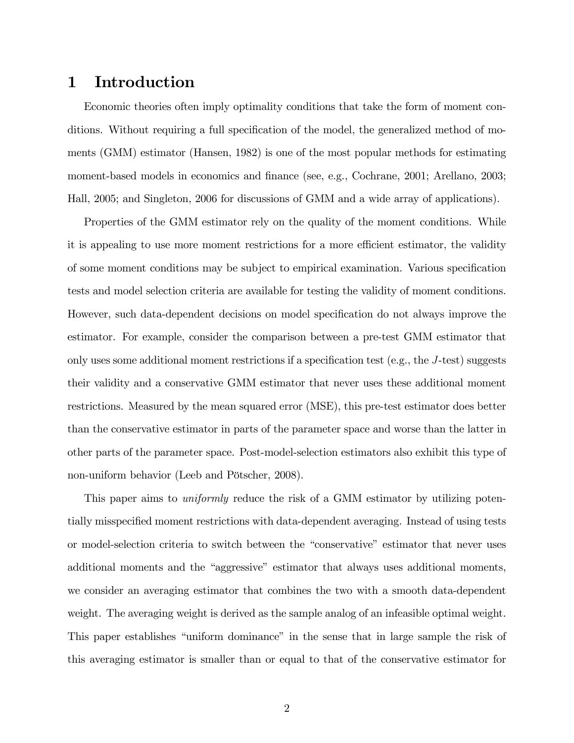# 1 Introduction

Economic theories often imply optimality conditions that take the form of moment conditions. Without requiring a full specification of the model, the generalized method of moments (GMM) estimator (Hansen, 1982) is one of the most popular methods for estimating moment-based models in economics and finance (see, e.g., Cochrane, 2001; Arellano, 2003; Hall, 2005; and Singleton, 2006 for discussions of GMM and a wide array of applications).

Properties of the GMM estimator rely on the quality of the moment conditions. While it is appealing to use more moment restrictions for a more efficient estimator, the validity of some moment conditions may be subject to empirical examination. Various specification tests and model selection criteria are available for testing the validity of moment conditions. However, such data-dependent decisions on model specification do not always improve the estimator. For example, consider the comparison between a pre-test GMM estimator that only uses some additional moment restrictions if a specification test (e.g., the $J$-test) suggests their validity and a conservative GMM estimator that never uses these additional moment restrictions. Measured by the mean squared error (MSE), this pre-test estimator does better than the conservative estimator in parts of the parameter space and worse than the latter in other parts of the parameter space. Post-model-selection estimators also exhibit this type of non-uniform behavior (Leeb and Pötscher, 2008).

This paper aims to *uniformly* reduce the risk of a GMM estimator by utilizing potentially misspecified moment restrictions with data-dependent averaging. Instead of using tests or model-selection criteria to switch between the "conservative" estimator that never uses additional moments and the "aggressive" estimator that always uses additional moments, we consider an averaging estimator that combines the two with a smooth data-dependent weight. The averaging weight is derived as the sample analog of an infeasible optimal weight. This paper establishes "uniform dominance" in the sense that in large sample the risk of this averaging estimator is smaller than or equal to that of the conservative estimator for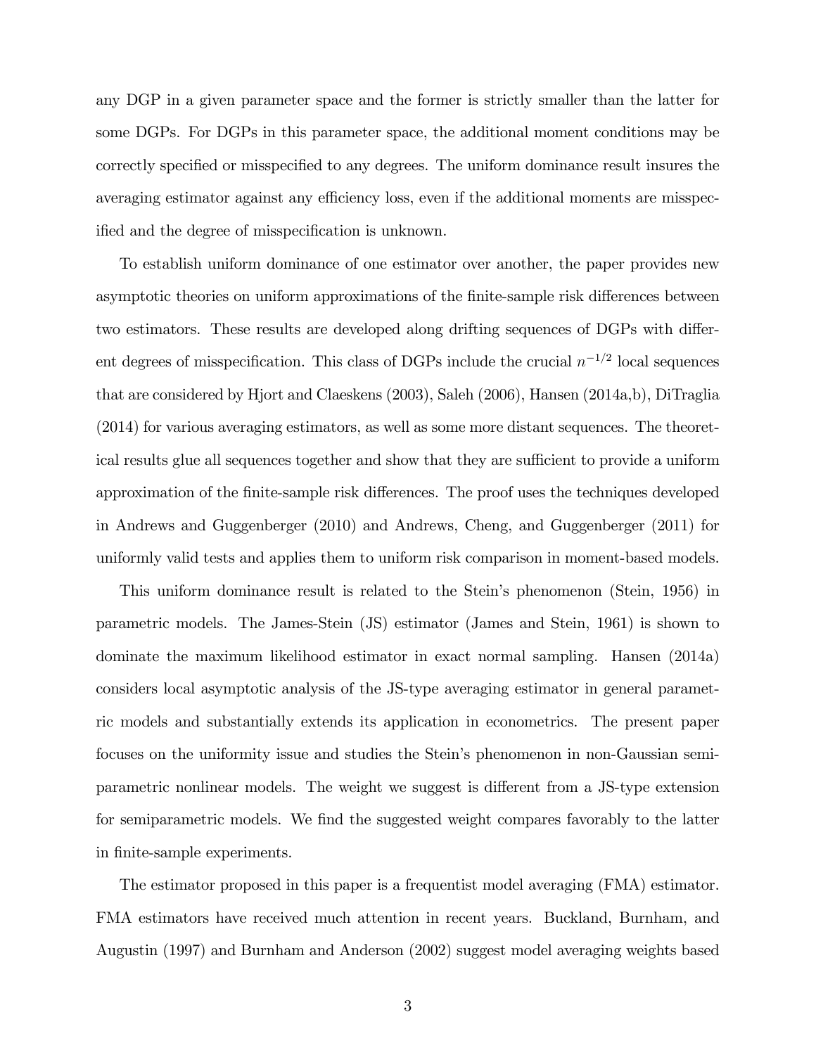any DGP in a given parameter space and the former is strictly smaller than the latter for some DGPs. For DGPs in this parameter space, the additional moment conditions may be correctly specified or misspecified to any degrees. The uniform dominance result insures the averaging estimator against any efficiency loss, even if the additional moments are misspecified and the degree of misspecification is unknown.

To establish uniform dominance of one estimator over another, the paper provides new asymptotic theories on uniform approximations of the finite-sample risk differences between two estimators. These results are developed along drifting sequences of DGPs with different degrees of misspecification. This class of DGPs include the crucial $n^{-1/2}$ local sequences that are considered by Hjort and Claeskens (2003), Saleh (2006), Hansen (2014a,b), DiTraglia (2014) for various averaging estimators, as well as some more distant sequences. The theoretical results glue all sequences together and show that they are sufficient to provide a uniform approximation of the finite-sample risk differences. The proof uses the techniques developed in Andrews and Guggenberger (2010) and Andrews, Cheng, and Guggenberger (2011) for uniformly valid tests and applies them to uniform risk comparison in moment-based models.

This uniform dominance result is related to the Stein's phenomenon (Stein, 1956) in parametric models. The James-Stein (JS) estimator (James and Stein, 1961) is shown to dominate the maximum likelihood estimator in exact normal sampling. Hansen (2014a) considers local asymptotic analysis of the JS-type averaging estimator in general parametric models and substantially extends its application in econometrics. The present paper focuses on the uniformity issue and studies the Stein's phenomenon in non-Gaussian semiparametric nonlinear models. The weight we suggest is different from a JS-type extension for semiparametric models. We find the suggested weight compares favorably to the latter in finite-sample experiments.

The estimator proposed in this paper is a frequentist model averaging (FMA) estimator. FMA estimators have received much attention in recent years. Buckland, Burnham, and Augustin (1997) and Burnham and Anderson (2002) suggest model averaging weights based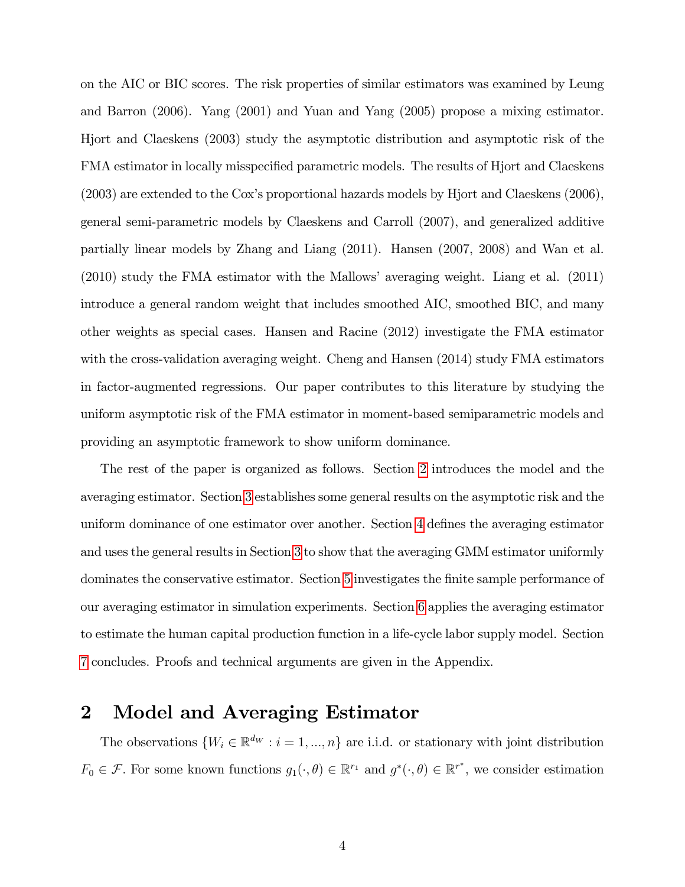on the AIC or BIC scores. The risk properties of similar estimators was examined by Leung and Barron (2006). Yang (2001) and Yuan and Yang (2005) propose a mixing estimator. Hjort and Claeskens (2003) study the asymptotic distribution and asymptotic risk of the FMA estimator in locally misspecified parametric models. The results of Hjort and Claeskens (2003) are extended to the Cox's proportional hazards models by Hjort and Claeskens (2006), general semi-parametric models by Claeskens and Carroll (2007), and generalized additive partially linear models by Zhang and Liang (2011). Hansen (2007, 2008) and Wan et al. (2010) study the FMA estimator with the Mallows' averaging weight. Liang et al. (2011) introduce a general random weight that includes smoothed AIC, smoothed BIC, and many other weights as special cases. Hansen and Racine (2012) investigate the FMA estimator with the cross-validation averaging weight. Cheng and Hansen (2014) study FMA estimators in factor-augmented regressions. Our paper contributes to this literature by studying the uniform asymptotic risk of the FMA estimator in moment-based semiparametric models and providing an asymptotic framework to show uniform dominance.

The rest of the paper is organized as follows. Section 2 introduces the model and the averaging estimator. Section 3 establishes some general results on the asymptotic risk and the uniform dominance of one estimator over another. Section 4 defines the averaging estimator and uses the general results in Section 3 to show that the averaging GMM estimator uniformly dominates the conservative estimator. Section 5 investigates the finite sample performance of our averaging estimator in simulation experiments. Section 6 applies the averaging estimator to estimate the human capital production function in a life-cycle labor supply model. Section 7 concludes. Proofs and technical arguments are given in the Appendix.

# 2 Model and Averaging Estimator

The observations $\{W_i \in \mathbb{R}^{d_W} : i = 1, ..., n\}$ are i.i.d. or stationary with joint distribution $F_0 \in \mathcal{F}$. For some known functions $g_1(\cdot, \theta) \in \mathbb{R}^{r_1}$ and $g^*(\cdot, \theta) \in \mathbb{R}^{r^*}$, we consider estimation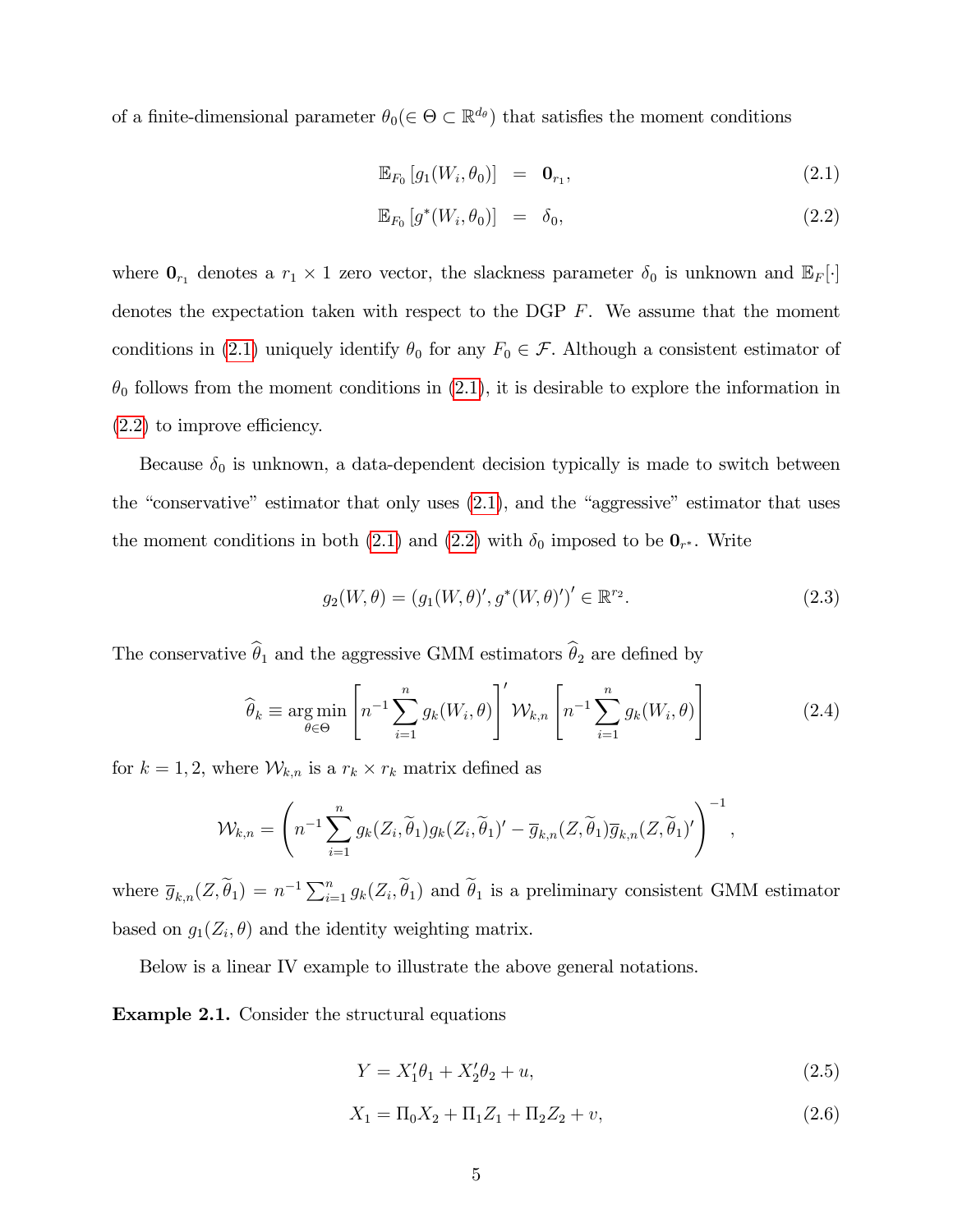of a finite-dimensional parameter $\theta_0 (\in \Theta \subset \mathbb{R}^{d_\theta})$ that satisfies the moment conditions

$$\mathbb{E}_{F_0}\left[g_1(W_i, \theta_0)\right] = \mathbf{0}_{r_1}, \tag{2.1}$$

$$\mathbb{E}_{F_0}\left[g^*(W_i, \theta_0)\right] = \delta_0, \tag{2.2}$$

where $\mathbf{0}_{r_1}$ denotes a $r_1 \times 1$ zero vector, the slackness parameter $\delta_0$ is unknown and $\mathbb{E}_F[\cdot]$ denotes the expectation taken with respect to the DGP $F$. We assume that the moment conditions in (2.1) uniquely identify $\theta_0$ for any $F_0 \in \mathcal{F}$. Although a consistent estimator of $\theta_0$ follows from the moment conditions in (2.1), it is desirable to explore the information in (2.2) to improve efficiency.

Because $\delta_0$ is unknown, a data-dependent decision typically is made to switch between the "conservative" estimator that only uses (2.1), and the "aggressive" estimator that uses the moment conditions in both (2.1) and (2.2) with $\delta_0$ imposed to be $\mathbf{0}_{r^*}$. Write

$$g_2(W, \theta) = (g_1(W, \theta)', g^*(W, \theta)')' \in \mathbb{R}^{r_2}. \tag{2.3}$$

The conservative $\widehat{\theta}_1$ and the aggressive GMM estimators $\widehat{\theta}_2$ are defined by

$$\widehat{\theta}_k \equiv \underset{\theta \in \Theta}{\arg\min} \left[n^{-1}\sum_{i=1}^{n} g_k(W_i, \theta)\right]' \mathcal{W}_{k,n} \left[n^{-1}\sum_{i=1}^{n} g_k(W_i, \theta)\right] \tag{2.4}$$

for $k = 1, 2$, where $\mathcal{W}_{k,n}$ is a $r_k \times r_k$ matrix defined as

$$\mathcal{W}_{k,n} = \left(n^{-1}\sum_{i=1}^{n} g_k(Z_i, \widetilde{\theta}_1) g_k(Z_i, \widetilde{\theta}_1)' - \overline{g}_{k,n}(Z, \widetilde{\theta}_1)\overline{g}_{k,n}(Z, \widetilde{\theta}_1)'\right)^{-1},$$

where $\overline{g}_{k,n}(Z, \widetilde{\theta}_1) = n^{-1}\sum_{i=1}^{n} g_k(Z_i, \widetilde{\theta}_1)$ and $\widetilde{\theta}_1$ is a preliminary consistent GMM estimator based on $g_1(Z_i, \theta)$ and the identity weighting matrix.

Below is a linear IV example to illustrate the above general notations.

**Example 2.1.** Consider the structural equations

$$Y = X_1'\theta_1 + X_2'\theta_2 + u, \tag{2.5}$$

$$X_1 = \Pi_0 X_2 + \Pi_1 Z_1 + \Pi_2 Z_2 + v, \tag{2.6}$$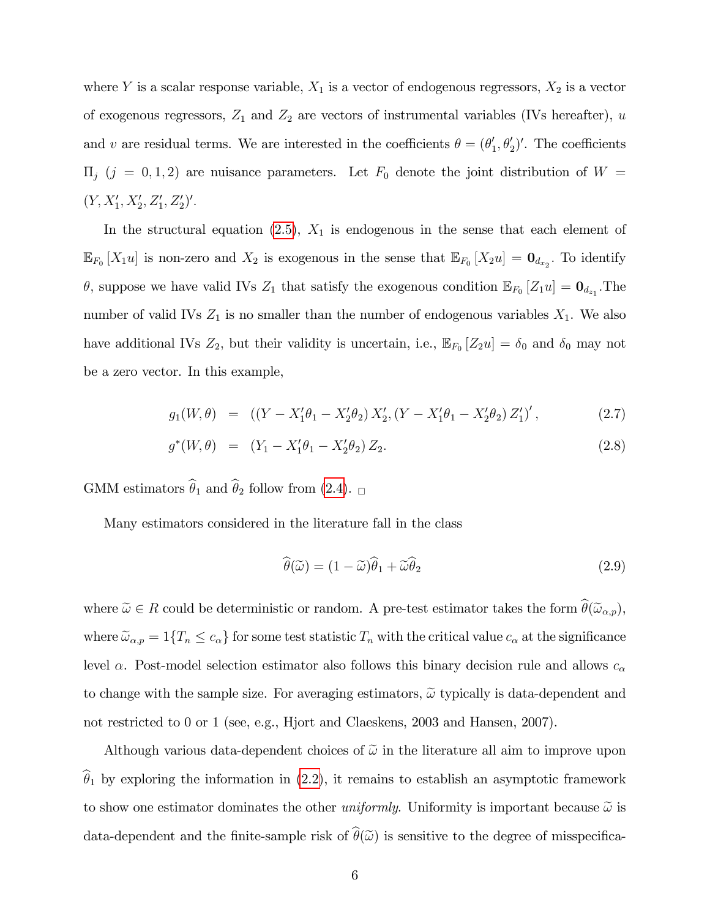where $Y$ is a scalar response variable, $X_1$ is a vector of endogenous regressors, $X_2$ is a vector of exogenous regressors, $Z_1$ and $Z_2$ are vectors of instrumental variables (IVs hereafter), $u$ and $v$ are residual terms. We are interested in the coefficients $\theta = (\theta_1', \theta_2')'$. The coefficients $\Pi_j$ $(j = 0, 1, 2)$ are nuisance parameters. Let $F_0$ denote the joint distribution of $W = (Y, X_1', X_2', Z_1', Z_2')'$.

In the structural equation (2.5), $X_1$ is endogenous in the sense that each element of $\mathbb{E}_{F_0}[X_1 u]$ is non-zero and $X_2$ is exogenous in the sense that $\mathbb{E}_{F_0}[X_2 u] = \mathbf{0}_{d_{x_2}}$. To identify $\theta$, suppose we have valid IVs $Z_1$ that satisfy the exogenous condition $\mathbb{E}_{F_0}[Z_1 u] = \mathbf{0}_{d_{z_1}}$.The number of valid IVs $Z_1$ is no smaller than the number of endogenous variables $X_1$. We also have additional IVs $Z_2$, but their validity is uncertain, i.e., $\mathbb{E}_{F_0}[Z_2 u] = \delta_0$ and $\delta_0$ may not be a zero vector. In this example,

$$
\begin{aligned}
g_1(W, \theta) &= \left( (Y - X_1'\theta_1 - X_2'\theta_2) X_2', (Y - X_1'\theta_1 - X_2'\theta_2) Z_1' \right)', && (2.7) \\
g^*(W, \theta) &= (Y_1 - X_1'\theta_1 - X_2'\theta_2) Z_2. && (2.8)
\end{aligned}
$$

GMM estimators $\widehat{\theta}_1$ and $\widehat{\theta}_2$ follow from (2.4). □

Many estimators considered in the literature fall in the class

$$
\widehat{\theta}(\widetilde{\omega}) = (1 - \widetilde{\omega})\widehat{\theta}_1 + \widetilde{\omega}\widehat{\theta}_2 \tag{2.9}
$$

where $\widetilde{\omega} \in R$ could be deterministic or random. A pre-test estimator takes the form $\widehat{\theta}(\widetilde{\omega}_{\alpha,p})$, where $\widetilde{\omega}_{\alpha,p} = 1\{T_n \leq c_\alpha\}$ for some test statistic $T_n$ with the critical value $c_\alpha$ at the significance level $\alpha$. Post-model selection estimator also follows this binary decision rule and allows $c_\alpha$ to change with the sample size. For averaging estimators, $\widetilde{\omega}$ typically is data-dependent and not restricted to 0 or 1 (see, e.g., Hjort and Claeskens, 2003 and Hansen, 2007).

Although various data-dependent choices of $\widetilde{\omega}$ in the literature all aim to improve upon $\widehat{\theta}_1$ by exploring the information in (2.2), it remains to establish an asymptotic framework to show one estimator dominates the other *uniformly*. Uniformity is important because $\widetilde{\omega}$ is data-dependent and the finite-sample risk of $\widehat{\theta}(\widetilde{\omega})$ is sensitive to the degree of misspecifica-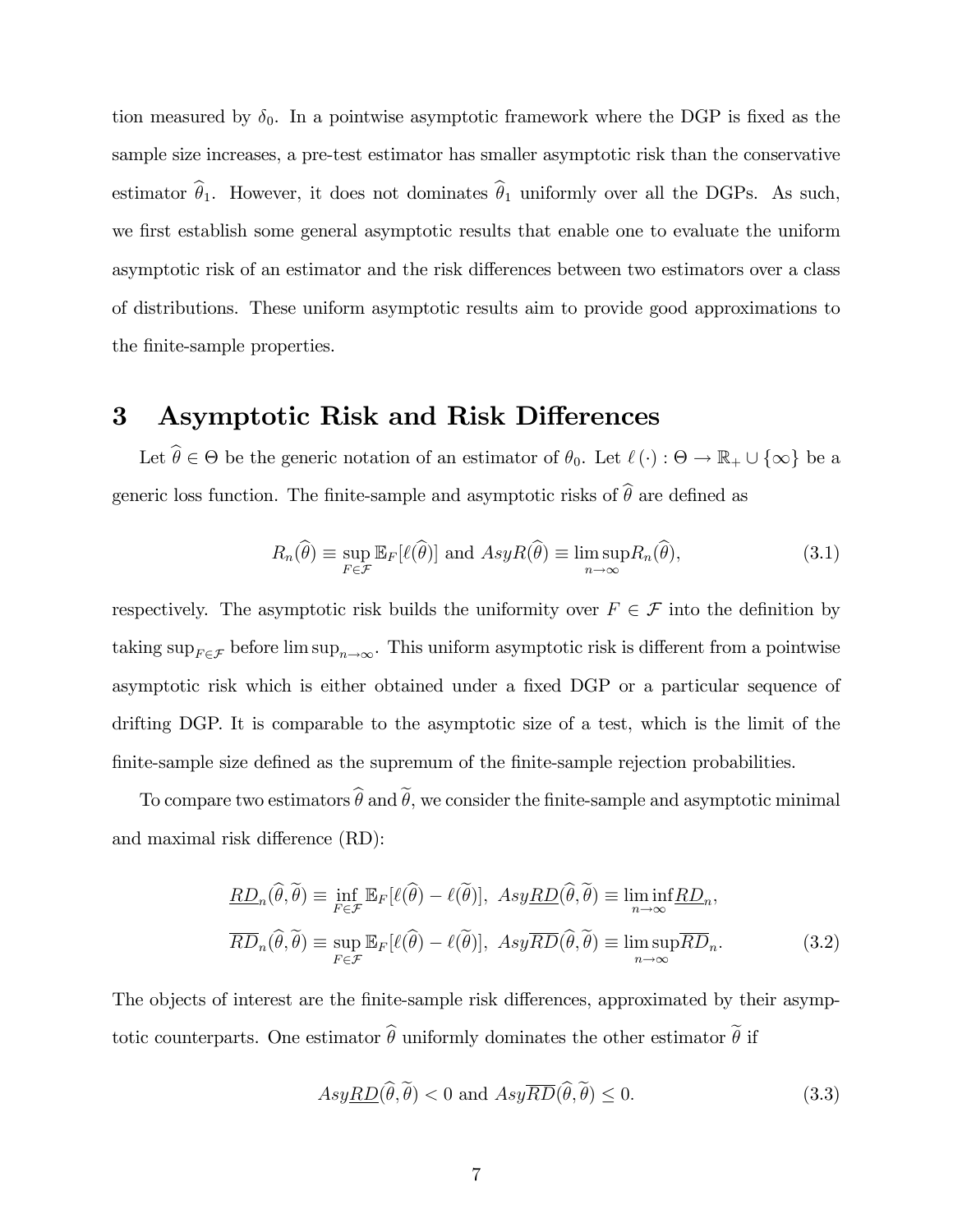tion measured by $\delta_0$. In a pointwise asymptotic framework where the DGP is fixed as the sample size increases, a pre-test estimator has smaller asymptotic risk than the conservative estimator $\widehat{\theta}_1$. However, it does not dominates $\widehat{\theta}_1$ uniformly over all the DGPs. As such, we first establish some general asymptotic results that enable one to evaluate the uniform asymptotic risk of an estimator and the risk differences between two estimators over a class of distributions. These uniform asymptotic results aim to provide good approximations to the finite-sample properties.

# 3 Asymptotic Risk and Risk Differences

Let $\widehat{\theta} \in \Theta$ be the generic notation of an estimator of $\theta_0$. Let $\ell(\cdot) : \Theta \to \mathbb{R}_+ \cup \{\infty\}$ be a generic loss function. The finite-sample and asymptotic risks of $\widehat{\theta}$ are defined as

$$R_n(\widehat{\theta}) \equiv \sup_{F \in \mathcal{F}} \mathbb{E}_F[\ell(\widehat{\theta})] \text{ and } AsyR(\widehat{\theta}) \equiv \limsup_{n\to\infty} R_n(\widehat{\theta}), \tag{3.1}$$

respectively. The asymptotic risk builds the uniformity over $F \in \mathcal{F}$ into the definition by taking $\sup_{F\in\mathcal{F}}$ before $\limsup_{n\to\infty}$. This uniform asymptotic risk is different from a pointwise asymptotic risk which is either obtained under a fixed DGP or a particular sequence of drifting DGP. It is comparable to the asymptotic size of a test, which is the limit of the finite-sample size defined as the supremum of the finite-sample rejection probabilities.

To compare two estimators $\widehat{\theta}$ and $\widetilde{\theta}$, we consider the finite-sample and asymptotic minimal and maximal risk difference (RD):

$$\begin{aligned}
\underline{RD}_n(\widehat{\theta}, \widetilde{\theta}) &\equiv \inf_{F \in \mathcal{F}} \mathbb{E}_F[\ell(\widehat{\theta}) - \ell(\widetilde{\theta})], \ Asy\underline{RD}(\widehat{\theta}, \widetilde{\theta}) \equiv \liminf_{n\to\infty} \underline{RD}_n, \\
\overline{RD}_n(\widehat{\theta}, \widetilde{\theta}) &\equiv \sup_{F \in \mathcal{F}} \mathbb{E}_F[\ell(\widehat{\theta}) - \ell(\widetilde{\theta})], \ Asy\overline{RD}(\widehat{\theta}, \widetilde{\theta}) \equiv \limsup_{n\to\infty} \overline{RD}_n.
\end{aligned} \tag{3.2}$$

The objects of interest are the finite-sample risk differences, approximated by their asymptotic counterparts. One estimator $\widehat{\theta}$ uniformly dominates the other estimator $\widetilde{\theta}$ if

$$Asy\underline{RD}(\widehat{\theta}, \widetilde{\theta}) < 0 \text{ and } Asy\overline{RD}(\widehat{\theta}, \widetilde{\theta}) \leq 0. \tag{3.3}$$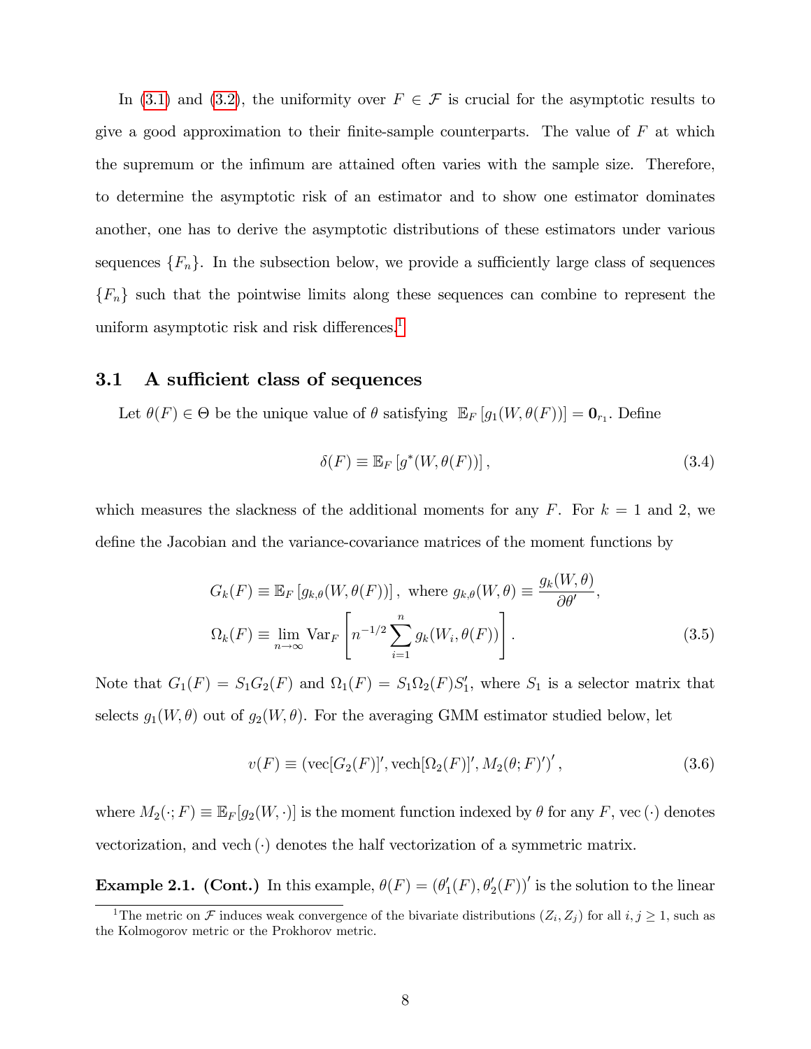In (3.1) and (3.2), the uniformity over $F \in \mathcal{F}$ is crucial for the asymptotic results to give a good approximation to their finite-sample counterparts. The value of $F$ at which the supremum or the infimum are attained often varies with the sample size. Therefore, to determine the asymptotic risk of an estimator and to show one estimator dominates another, one has to derive the asymptotic distributions of these estimators under various sequences $\{F_n\}$. In the subsection below, we provide a sufficiently large class of sequences $\{F_n\}$ such that the pointwise limits along these sequences can combine to represent the uniform asymptotic risk and risk differences.[1]

### 3.1 A sufficient class of sequences

Let $\theta(F) \in \Theta$ be the unique value of $\theta$ satisfying $\mathbb{E}_F\left[g_1(W, \theta(F))\right] = \mathbf{0}_{r_1}$. Define

$$\delta(F) \equiv \mathbb{E}_F\left[g^*(W, \theta(F))\right], \tag{3.4}$$

which measures the slackness of the additional moments for any $F$. For $k = 1$ and 2, we define the Jacobian and the variance-covariance matrices of the moment functions by

$$\begin{aligned} G_k(F) &\equiv \mathbb{E}_F\left[g_{k,\theta}(W, \theta(F))\right], \text{ where } g_{k,\theta}(W, \theta) \equiv \frac{g_k(W, \theta)}{\partial \theta'}, \\ \Omega_k(F) &\equiv \lim_{n \to \infty} \mathrm{Var}_F\left[n^{-1/2} \sum_{i=1}^{n} g_k(W_i, \theta(F))\right]. \end{aligned} \tag{3.5}$$

Note that $G_1(F) = S_1 G_2(F)$ and $\Omega_1(F) = S_1 \Omega_2(F) S_1'$, where $S_1$ is a selector matrix that selects $g_1(W, \theta)$ out of $g_2(W, \theta)$. For the averaging GMM estimator studied below, let

$$v(F) \equiv \left(\mathrm{vec}[G_2(F)]', \mathrm{vech}[\Omega_2(F)]', M_2(\theta; F)'\right)', \tag{3.6}$$

where $M_2(\cdot; F) \equiv \mathbb{E}_F[g_2(W, \cdot)]$ is the moment function indexed by $\theta$ for any $F$, vec $(\cdot)$ denotes vectorization, and vech $(\cdot)$ denotes the half vectorization of a symmetric matrix.

**Example 2.1. (Cont.)** In this example, $\theta(F) = (\theta_1'(F), \theta_2'(F))'$ is the solution to the linear

[1] The metric on $\mathcal{F}$ induces weak convergence of the bivariate distributions $(Z_i, Z_j)$ for all $i, j \geq 1$, such as the Kolmogorov metric or the Prokhorov metric.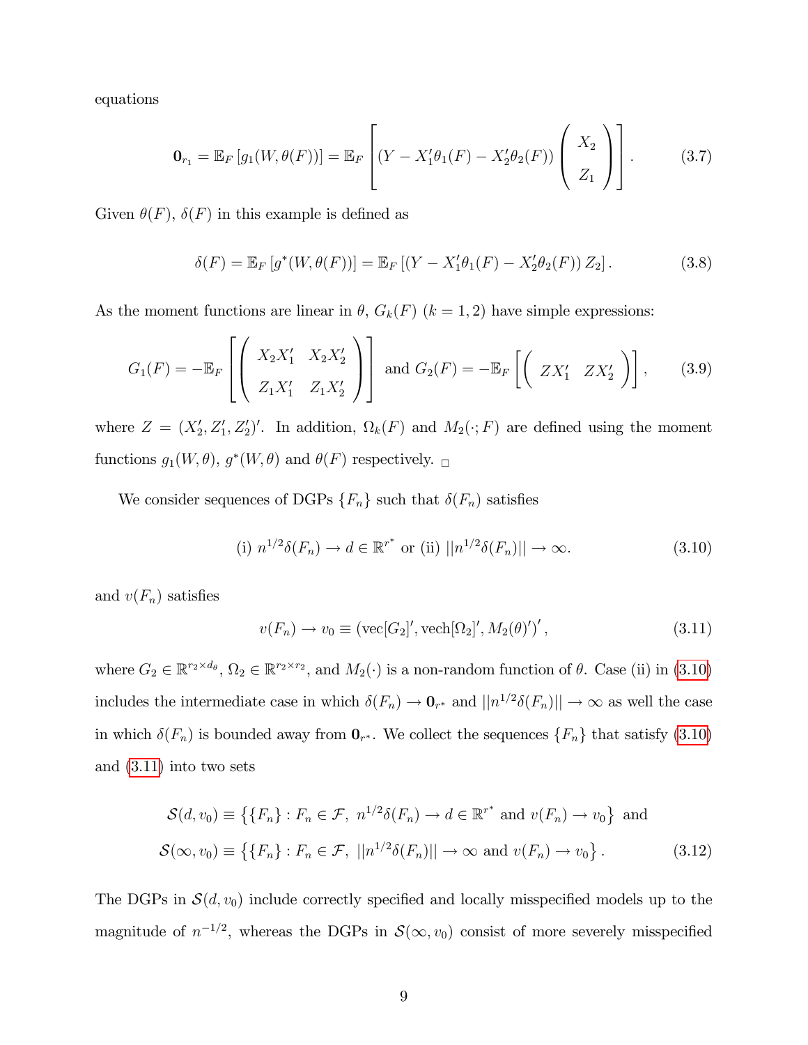equations

$$
\mathbf{0}_{r_1} = \mathbb{E}_F\left[g_1(W, \theta(F))\right] = \mathbb{E}_F\left[(Y - X_1'\theta_1(F) - X_2'\theta_2(F))\begin{pmatrix} X_2 \\ Z_1 \end{pmatrix}\right]. \tag{3.7}
$$

Given $\theta(F)$, $\delta(F)$ in this example is defined as

$$
\delta(F) = \mathbb{E}_F\left[g^*(W, \theta(F))\right] = \mathbb{E}_F\left[(Y - X_1'\theta_1(F) - X_2'\theta_2(F))\, Z_2\right]. \tag{3.8}
$$

As the moment functions are linear in $\theta$, $G_k(F)$ $(k = 1, 2)$ have simple expressions:

$$
G_1(F) = -\mathbb{E}_F\left[\begin{pmatrix} X_2X_1' & X_2X_2' \\ Z_1X_1' & Z_1X_2' \end{pmatrix}\right] \text{ and } G_2(F) = -\mathbb{E}_F\left[\begin{pmatrix} ZX_1' & ZX_2' \end{pmatrix}\right], \tag{3.9}
$$

where $Z = (X_2', Z_1', Z_2')'$. In addition, $\Omega_k(F)$ and $M_2(\cdot; F)$ are defined using the moment functions $g_1(W, \theta)$, $g^*(W, \theta)$ and $\theta(F)$ respectively. □

We consider sequences of DGPs $\{F_n\}$ such that $\delta(F_n)$ satisfies

$$
\text{(i) } n^{1/2}\delta(F_n) \to d \in \mathbb{R}^{r^*} \text{ or (ii) } ||n^{1/2}\delta(F_n)|| \to \infty. \tag{3.10}
$$

and $v(F_n)$ satisfies

$$
v(F_n) \to v_0 \equiv \left(\text{vec}[G_2]', \text{vech}[\Omega_2]', M_2(\theta)'\right)', \tag{3.11}
$$

where $G_2 \in \mathbb{R}^{r_2 \times d_\theta}$, $\Omega_2 \in \mathbb{R}^{r_2 \times r_2}$, and $M_2(\cdot)$ is a non-random function of $\theta$. Case (ii) in (3.10) includes the intermediate case in which $\delta(F_n) \to \mathbf{0}_{r^*}$ and $||n^{1/2}\delta(F_n)|| \to \infty$ as well the case in which $\delta(F_n)$ is bounded away from $\mathbf{0}_{r^*}$. We collect the sequences $\{F_n\}$ that satisfy (3.10) and (3.11) into two sets

$$
\begin{aligned}
\mathcal{S}(d, v_0) &\equiv \left\{\{F_n\} : F_n \in \mathcal{F},\ n^{1/2}\delta(F_n) \to d \in \mathbb{R}^{r^*} \text{ and } v(F_n) \to v_0\right\} \text{ and} \\
\mathcal{S}(\infty, v_0) &\equiv \left\{\{F_n\} : F_n \in \mathcal{F},\ ||n^{1/2}\delta(F_n)|| \to \infty \text{ and } v(F_n) \to v_0\right\}.
\end{aligned} \tag{3.12}
$$

The DGPs in $\mathcal{S}(d, v_0)$ include correctly specified and locally misspecified models up to the magnitude of $n^{-1/2}$, whereas the DGPs in $\mathcal{S}(\infty, v_0)$ consist of more severely misspecified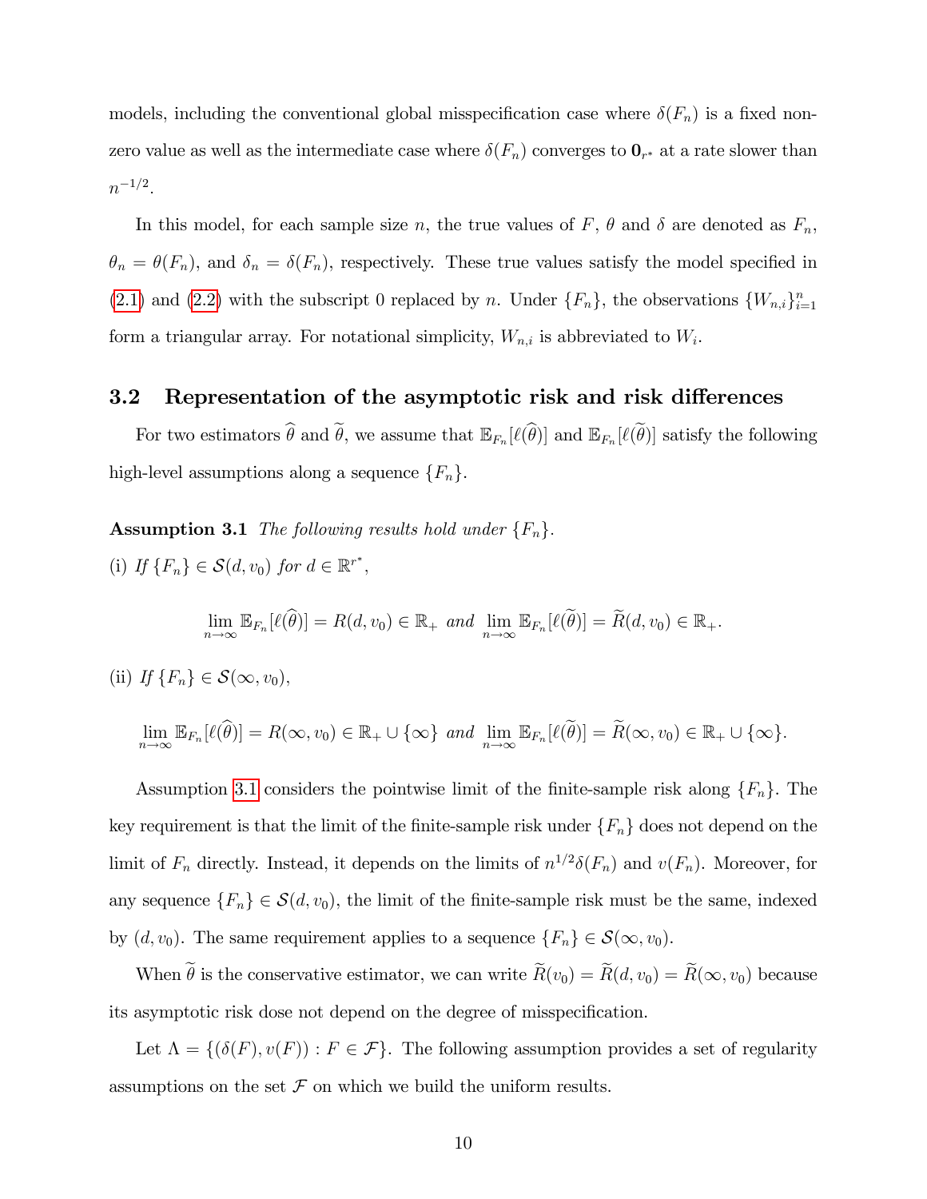models, including the conventional global misspecification case where $\delta(F_n)$ is a fixed non-zero value as well as the intermediate case where $\delta(F_n)$ converges to $\mathbf{0}_{r^*}$ at a rate slower than $n^{-1/2}$.

In this model, for each sample size $n$, the true values of $F$, $\theta$ and $\delta$ are denoted as $F_n$, $\theta_n = \theta(F_n)$, and $\delta_n = \delta(F_n)$, respectively. These true values satisfy the model specified in (2.1) and (2.2) with the subscript 0 replaced by $n$. Under $\{F_n\}$, the observations $\{W_{n,i}\}_{i=1}^n$ form a triangular array. For notational simplicity, $W_{n,i}$ is abbreviated to $W_i$.

## 3.2 Representation of the asymptotic risk and risk differences

For two estimators $\widehat{\theta}$ and $\widetilde{\theta}$, we assume that $\mathbb{E}_{F_n}[\ell(\widehat{\theta})]$ and $\mathbb{E}_{F_n}[\ell(\widetilde{\theta})]$ satisfy the following high-level assumptions along a sequence $\{F_n\}$.

**Assumption 3.1** *The following results hold under $\{F_n\}$.*

(i) *If $\{F_n\} \in \mathcal{S}(d, v_0)$ for $d \in \mathbb{R}^{r^*}$,*

$$\lim_{n\to\infty} \mathbb{E}_{F_n}[\ell(\widehat{\theta})] = R(d, v_0) \in \mathbb{R}_+ \text{ and } \lim_{n\to\infty} \mathbb{E}_{F_n}[\ell(\widetilde{\theta})] = \widetilde{R}(d, v_0) \in \mathbb{R}_+.$$

(ii) *If $\{F_n\} \in \mathcal{S}(\infty, v_0)$,*

$$\lim_{n\to\infty} \mathbb{E}_{F_n}[\ell(\widehat{\theta})] = R(\infty, v_0) \in \mathbb{R}_+ \cup \{\infty\} \text{ and } \lim_{n\to\infty} \mathbb{E}_{F_n}[\ell(\widetilde{\theta})] = \widetilde{R}(\infty, v_0) \in \mathbb{R}_+ \cup \{\infty\}.$$

Assumption 3.1 considers the pointwise limit of the finite-sample risk along $\{F_n\}$. The key requirement is that the limit of the finite-sample risk under $\{F_n\}$ does not depend on the limit of $F_n$ directly. Instead, it depends on the limits of $n^{1/2}\delta(F_n)$ and $v(F_n)$. Moreover, for any sequence $\{F_n\} \in \mathcal{S}(d, v_0)$, the limit of the finite-sample risk must be the same, indexed by $(d, v_0)$. The same requirement applies to a sequence $\{F_n\} \in \mathcal{S}(\infty, v_0)$.

When $\widetilde{\theta}$ is the conservative estimator, we can write $\widetilde{R}(v_0) = \widetilde{R}(d, v_0) = \widetilde{R}(\infty, v_0)$ because its asymptotic risk dose not depend on the degree of misspecification.

Let $\Lambda = \{(\delta(F), v(F)) : F \in \mathcal{F}\}$. The following assumption provides a set of regularity assumptions on the set $\mathcal{F}$ on which we build the uniform results.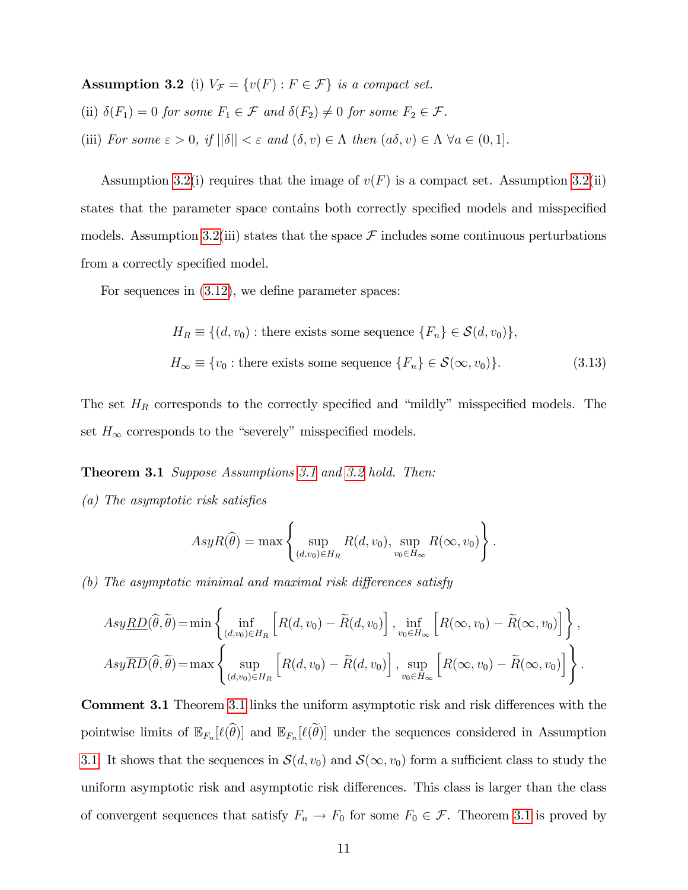**Assumption 3.2** (i) *$V_{\mathcal{F}} = \{v(F) : F \in \mathcal{F}\}$ is a compact set.*

(ii) *$\delta(F_1) = 0$ for some $F_1 \in \mathcal{F}$ and $\delta(F_2) \neq 0$ for some $F_2 \in \mathcal{F}$.*

(iii) *For some $\varepsilon > 0$, if $||\delta|| < \varepsilon$ and $(\delta, v) \in \Lambda$ then $(a\delta, v) \in \Lambda$ $\forall a \in (0, 1]$.*

Assumption 3.2(i) requires that the image of $v(F)$ is a compact set. Assumption 3.2(ii) states that the parameter space contains both correctly specified models and misspecified models. Assumption 3.2(iii) states that the space $\mathcal{F}$ includes some continuous perturbations from a correctly specified model.

For sequences in (3.12), we define parameter spaces:

$$
\begin{aligned}
H_R &\equiv \{(d, v_0) : \text{there exists some sequence } \{F_n\} \in \mathcal{S}(d, v_0)\}, \\
H_\infty &\equiv \{v_0 : \text{there exists some sequence } \{F_n\} \in \mathcal{S}(\infty, v_0)\}. \qquad (3.13)
\end{aligned}
$$

The set $H_R$ corresponds to the correctly specified and "mildly" misspecified models. The set $H_\infty$ corresponds to the "severely" misspecified models.

**Theorem 3.1** *Suppose Assumptions 3.1 and 3.2 hold. Then:*

*(a) The asymptotic risk satisfies*

$$
AsyR(\widehat{\theta}) = \max\left\{ \sup_{(d,v_0)\in H_R} R(d, v_0), \sup_{v_0 \in H_\infty} R(\infty, v_0) \right\}.
$$

*(b) The asymptotic minimal and maximal risk differences satisfy*

$$
AsyRD_{\underline{\phantom{x}}}(\widehat{\theta}, \widetilde{\theta}) = \min\left\{ \inf_{(d,v_0)\in H_R} \left[ R(d, v_0) - \widetilde{R}(d, v_0) \right], \inf_{v_0 \in H_\infty} \left[ R(\infty, v_0) - \widetilde{R}(\infty, v_0) \right] \right\},
$$

$$
Asy\overline{RD}(\widehat{\theta}, \widetilde{\theta}) = \max\left\{ \sup_{(d,v_0)\in H_R} \left[ R(d, v_0) - \widetilde{R}(d, v_0) \right], \sup_{v_0 \in H_\infty} \left[ R(\infty, v_0) - \widetilde{R}(\infty, v_0) \right] \right\}.
$$

**Comment 3.1** Theorem 3.1 links the uniform asymptotic risk and risk differences with the pointwise limits of $\mathbb{E}_{F_n}[\ell(\widehat{\theta})]$ and $\mathbb{E}_{F_n}[\ell(\widetilde{\theta})]$ under the sequences considered in Assumption 3.1. It shows that the sequences in $\mathcal{S}(d, v_0)$ and $\mathcal{S}(\infty, v_0)$ form a sufficient class to study the uniform asymptotic risk and asymptotic risk differences. This class is larger than the class of convergent sequences that satisfy $F_n \to F_0$ for some $F_0 \in \mathcal{F}$. Theorem 3.1 is proved by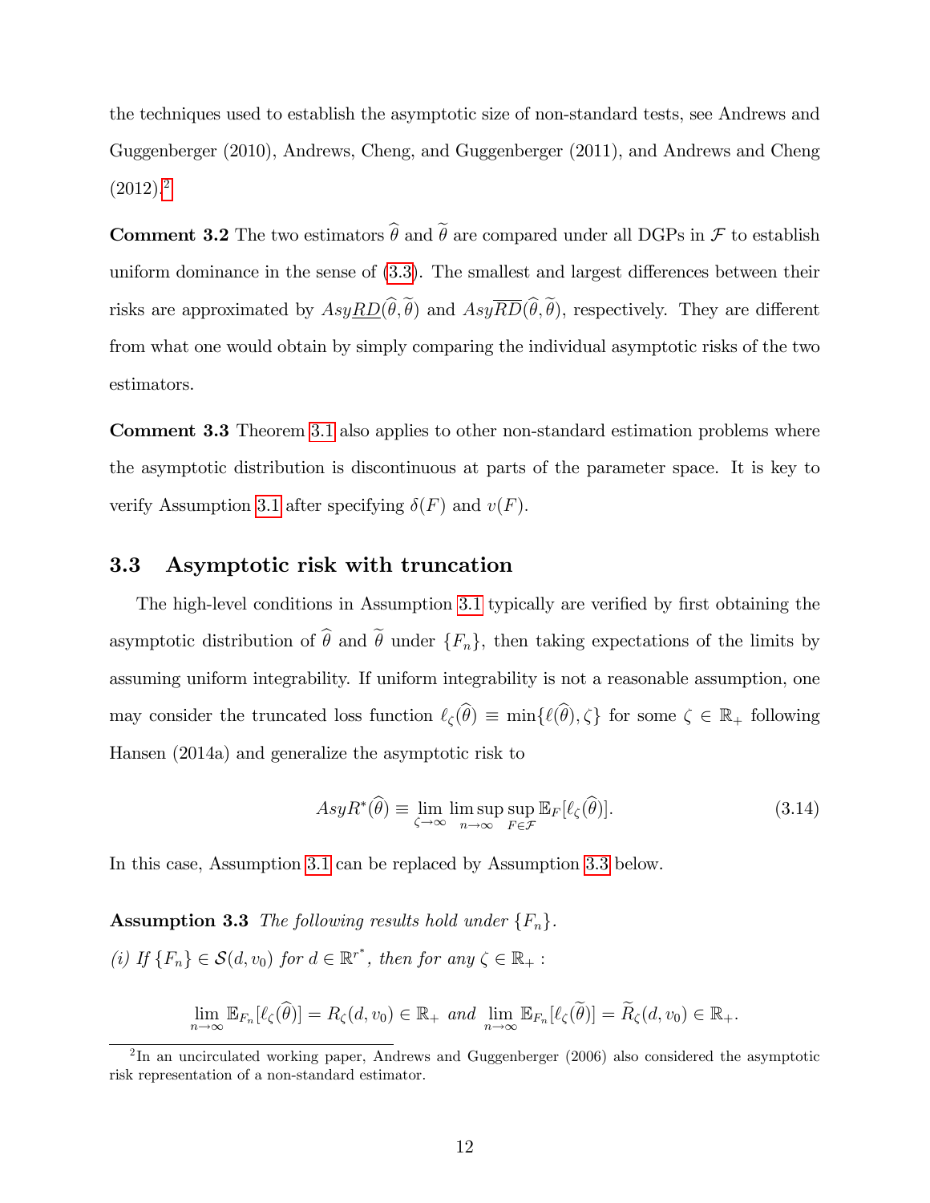the techniques used to establish the asymptotic size of non-standard tests, see Andrews and Guggenberger (2010), Andrews, Cheng, and Guggenberger (2011), and Andrews and Cheng (2012).[2]

**Comment 3.2** The two estimators $\widehat{\theta}$ and $\widetilde{\theta}$ are compared under all DGPs in $\mathcal{F}$ to establish uniform dominance in the sense of (3.3). The smallest and largest differences between their risks are approximated by $Asy\underline{RD}(\widehat{\theta},\widetilde{\theta})$ and $Asy\overline{RD}(\widehat{\theta},\widetilde{\theta})$, respectively. They are different from what one would obtain by simply comparing the individual asymptotic risks of the two estimators.

**Comment 3.3** Theorem 3.1 also applies to other non-standard estimation problems where the asymptotic distribution is discontinuous at parts of the parameter space. It is key to verify Assumption 3.1 after specifying $\delta(F)$ and $v(F)$.

### 3.3 Asymptotic risk with truncation

The high-level conditions in Assumption 3.1 typically are verified by first obtaining the asymptotic distribution of $\widehat{\theta}$ and $\widetilde{\theta}$ under $\{F_n\}$, then taking expectations of the limits by assuming uniform integrability. If uniform integrability is not a reasonable assumption, one may consider the truncated loss function $\ell_\zeta(\widehat{\theta}) \equiv \min\{\ell(\widehat{\theta}),\zeta\}$ for some $\zeta \in \mathbb{R}_+$ following Hansen (2014a) and generalize the asymptotic risk to

$$AsyR^*(\widehat{\theta}) \equiv \lim_{\zeta\to\infty} \limsup_{n\to\infty} \sup_{F\in\mathcal{F}} \mathbb{E}_F[\ell_\zeta(\widehat{\theta})]. \tag{3.14}$$

In this case, Assumption 3.1 can be replaced by Assumption 3.3 below.

**Assumption 3.3** *The following results hold under* $\{F_n\}$*.*

*(i) If* $\{F_n\} \in \mathcal{S}(d, v_0)$ *for* $d \in \mathbb{R}^{r^*}$*, then for any* $\zeta \in \mathbb{R}_+$ *:*

$$\lim_{n\to\infty} \mathbb{E}_{F_n}[\ell_\zeta(\widehat{\theta})] = R_\zeta(d, v_0) \in \mathbb{R}_+ \text{ and } \lim_{n\to\infty} \mathbb{E}_{F_n}[\ell_\zeta(\widetilde{\theta})] = \widetilde{R}_\zeta(d, v_0) \in \mathbb{R}_+.$$

[2] In an uncirculated working paper, Andrews and Guggenberger (2006) also considered the asymptotic risk representation of a non-standard estimator.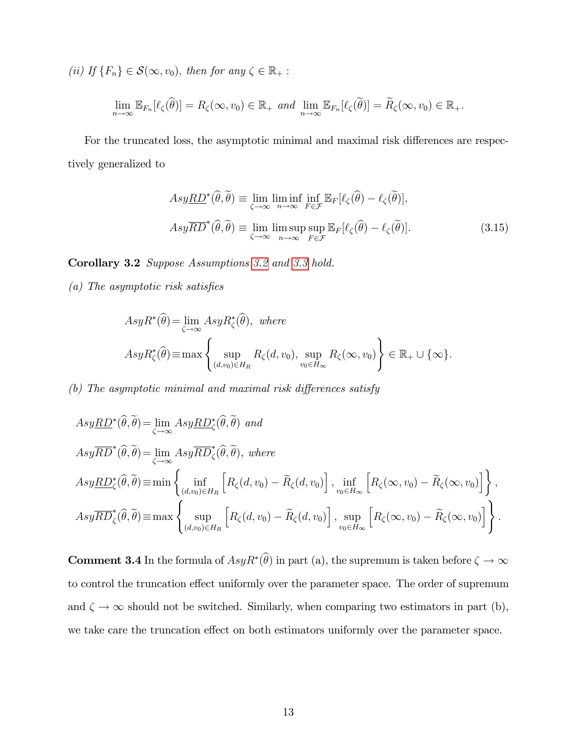*(ii) If $\{F_n\} \in \mathcal{S}(\infty, v_0)$, then for any $\zeta \in \mathbb{R}_+$ :*

$$\lim_{n\to\infty} \mathbb{E}_{F_n}[\ell_\zeta(\widehat{\theta})] = R_\zeta(\infty, v_0) \in \mathbb{R}_+ \text{ and } \lim_{n\to\infty} \mathbb{E}_{F_n}[\ell_\zeta(\widetilde{\theta})] = \widetilde{R}_\zeta(\infty, v_0) \in \mathbb{R}_+.$$

For the truncated loss, the asymptotic minimal and maximal risk differences are respectively generalized to

$$\begin{aligned}
Asy\underline{RD}^*(\widehat{\theta}, \widetilde{\theta}) &\equiv \lim_{\zeta\to\infty} \liminf_{n\to\infty} \inf_{F\in\mathcal{F}} \mathbb{E}_F[\ell_\zeta(\widehat{\theta}) - \ell_\zeta(\widetilde{\theta})], \\
Asy\overline{RD}^*(\widehat{\theta}, \widetilde{\theta}) &\equiv \lim_{\zeta\to\infty} \limsup_{n\to\infty} \sup_{F\in\mathcal{F}} \mathbb{E}_F[\ell_\zeta(\widehat{\theta}) - \ell_\zeta(\widetilde{\theta})].
\end{aligned} \tag{3.15}$$

**Corollary 3.2** *Suppose Assumptions 3.2 and 3.3 hold.*

*(a) The asymptotic risk satisfies*

$$\begin{aligned}
AsyR^*(\widehat{\theta}) &= \lim_{\zeta\to\infty} AsyR^*_\zeta(\widehat{\theta}), \text{ where} \\
AsyR^*_\zeta(\widehat{\theta}) &\equiv \max\left\{ \sup_{(d,v_0)\in H_R} R_\zeta(d, v_0), \sup_{v_0\in H_\infty} R_\zeta(\infty, v_0) \right\} \in \mathbb{R}_+ \cup \{\infty\}.
\end{aligned}$$

*(b) The asymptotic minimal and maximal risk differences satisfy*

$$\begin{aligned}
&Asy\underline{RD}^*(\widehat{\theta}, \widetilde{\theta}) = \lim_{\zeta\to\infty} Asy\underline{RD}^*_\zeta(\widehat{\theta}, \widetilde{\theta}) \text{ and} \\
&Asy\overline{RD}^*(\widehat{\theta}, \widetilde{\theta}) = \lim_{\zeta\to\infty} Asy\overline{RD}^*_\zeta(\widehat{\theta}, \widetilde{\theta}), \text{ where} \\
&Asy\underline{RD}^*_\zeta(\widehat{\theta}, \widetilde{\theta}) \equiv \min\left\{ \inf_{(d,v_0)\in H_R} \left[R_\zeta(d, v_0) - \widetilde{R}_\zeta(d, v_0)\right], \inf_{v_0\in H_\infty} \left[R_\zeta(\infty, v_0) - \widetilde{R}_\zeta(\infty, v_0)\right] \right\}, \\
&Asy\overline{RD}^*_\zeta(\widehat{\theta}, \widetilde{\theta}) \equiv \max\left\{ \sup_{(d,v_0)\in H_R} \left[R_\zeta(d, v_0) - \widetilde{R}_\zeta(d, v_0)\right], \sup_{v_0\in H_\infty} \left[R_\zeta(\infty, v_0) - \widetilde{R}_\zeta(\infty, v_0)\right] \right\}.
\end{aligned}$$

**Comment 3.4** In the formula of $AsyR^*(\widehat{\theta})$ in part (a), the supremum is taken before $\zeta \to \infty$ to control the truncation effect uniformly over the parameter space. The order of supremum and $\zeta \to \infty$ should not be switched. Similarly, when comparing two estimators in part (b), we take care the truncation effect on both estimators uniformly over the parameter space.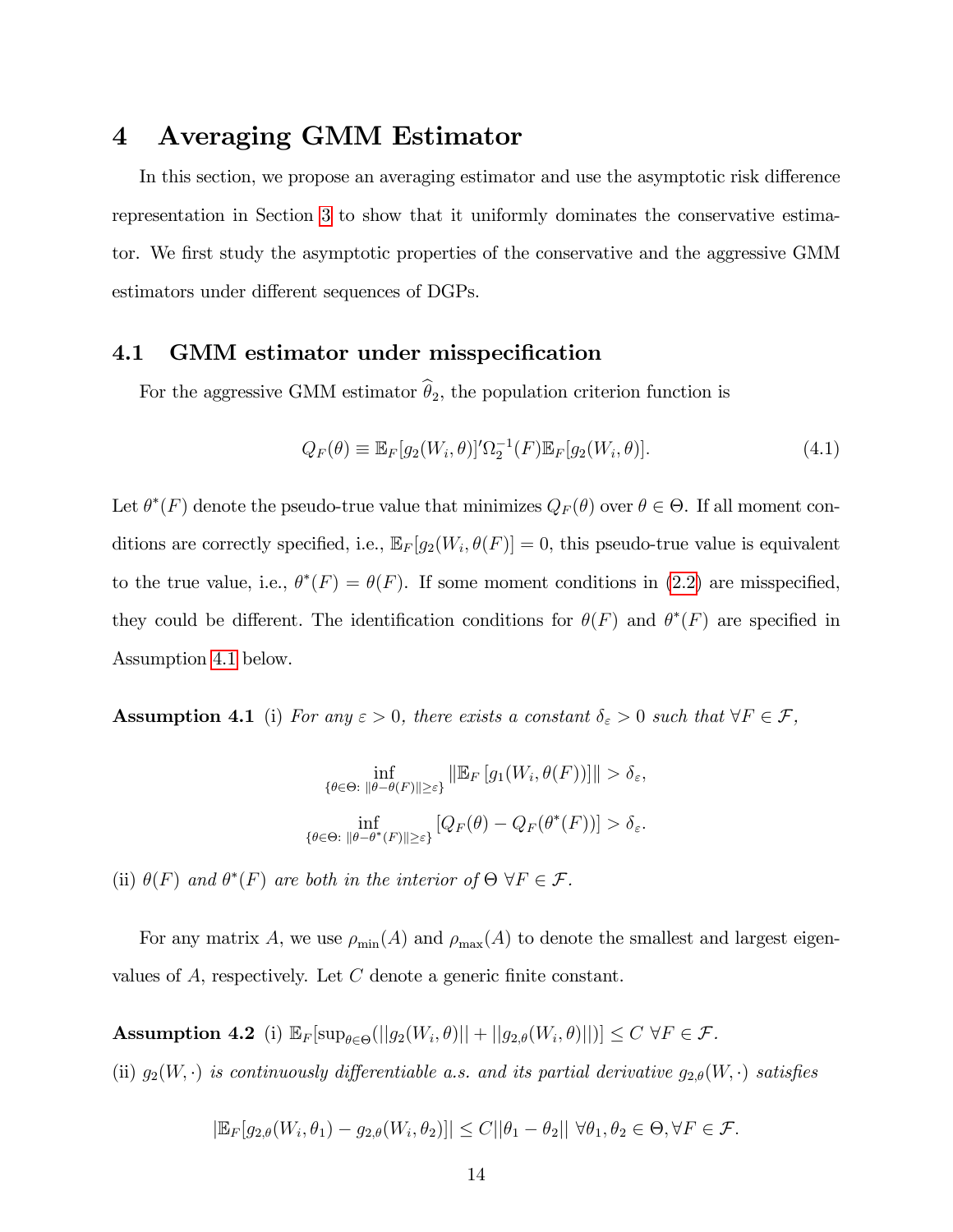# 4 Averaging GMM Estimator

In this section, we propose an averaging estimator and use the asymptotic risk difference representation in Section 3 to show that it uniformly dominates the conservative estimator. We first study the asymptotic properties of the conservative and the aggressive GMM estimators under different sequences of DGPs.

## 4.1 GMM estimator under misspecification

For the aggressive GMM estimator $\widehat{\theta}_2$, the population criterion function is

$$Q_F(\theta) \equiv \mathbb{E}_F[g_2(W_i, \theta)]'\Omega_2^{-1}(F)\mathbb{E}_F[g_2(W_i, \theta)]. \tag{4.1}$$

Let $\theta^*(F)$ denote the pseudo-true value that minimizes $Q_F(\theta)$ over $\theta \in \Theta$. If all moment conditions are correctly specified, i.e., $\mathbb{E}_F[g_2(W_i, \theta(F)] = 0$, this pseudo-true value is equivalent to the true value, i.e., $\theta^*(F) = \theta(F)$. If some moment conditions in (2.2) are misspecified, they could be different. The identification conditions for $\theta(F)$ and $\theta^*(F)$ are specified in Assumption 4.1 below.

**Assumption 4.1** (i) *For any $\varepsilon > 0$, there exists a constant $\delta_\varepsilon > 0$ such that $\forall F \in \mathcal{F}$,*

$$\inf_{\{\theta \in \Theta:\ \|\theta - \theta(F)\| \geq \varepsilon\}} \|\mathbb{E}_F\left[g_1(W_i, \theta(F))\right]\| > \delta_\varepsilon,$$

$$\inf_{\{\theta \in \Theta:\ \|\theta - \theta^*(F)\| \geq \varepsilon\}} \left[Q_F(\theta) - Q_F(\theta^*(F))\right] > \delta_\varepsilon.$$

(ii) *$\theta(F)$ and $\theta^*(F)$ are both in the interior of $\Theta$ $\forall F \in \mathcal{F}$.*

For any matrix $A$, we use $\rho_{\min}(A)$ and $\rho_{\max}(A)$ to denote the smallest and largest eigenvalues of $A$, respectively. Let $C$ denote a generic finite constant.

**Assumption 4.2** (i) *$\mathbb{E}_F[\sup_{\theta \in \Theta}(||g_2(W_i, \theta)|| + ||g_{2,\theta}(W_i, \theta)||)] \leq C$ $\forall F \in \mathcal{F}$.*

(ii) *$g_2(W, \cdot)$ is continuously differentiable a.s. and its partial derivative $g_{2,\theta}(W, \cdot)$ satisfies*

$$|\mathbb{E}_F[g_{2,\theta}(W_i, \theta_1) - g_{2,\theta}(W_i, \theta_2)]| \leq C||\theta_1 - \theta_2|| \ \forall \theta_1, \theta_2 \in \Theta, \forall F \in \mathcal{F}.$$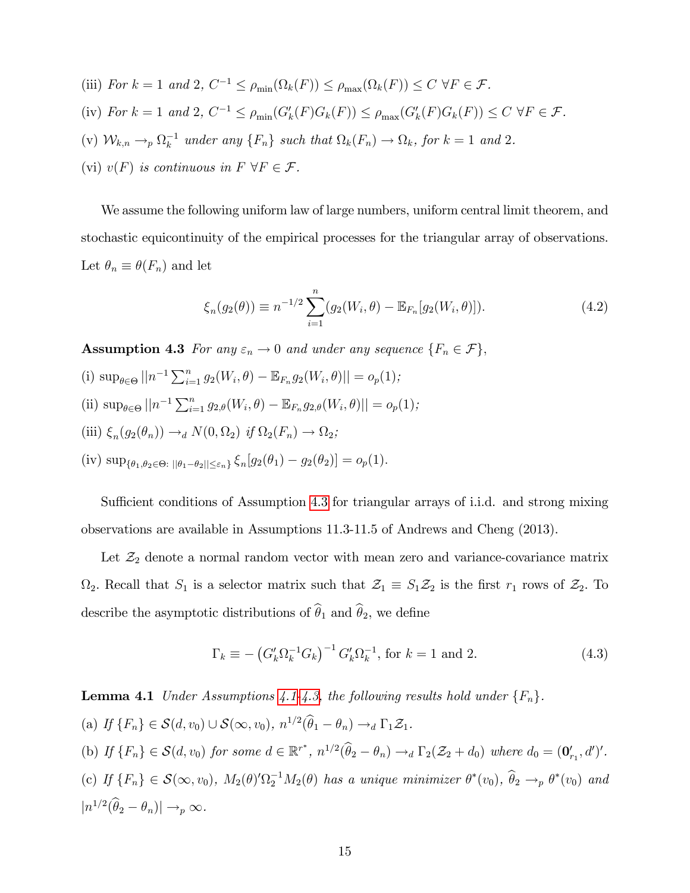(iii) *For* $k = 1$ *and* $2$, $C^{-1} \leq \rho_{\min}(\Omega_k(F)) \leq \rho_{\max}(\Omega_k(F)) \leq C \ \forall F \in \mathcal{F}$.

(iv) *For* $k = 1$ *and* $2$, $C^{-1} \leq \rho_{\min}(G_k'(F)G_k(F)) \leq \rho_{\max}(G_k'(F)G_k(F)) \leq C \ \forall F \in \mathcal{F}$.

(v) $\mathcal{W}_{k,n} \rightarrow_p \Omega_k^{-1}$ *under any* $\{F_n\}$ *such that* $\Omega_k(F_n) \rightarrow \Omega_k$, *for* $k = 1$ *and* $2$.

(vi) $v(F)$ *is continuous in* $F \ \forall F \in \mathcal{F}$.

We assume the following uniform law of large numbers, uniform central limit theorem, and stochastic equicontinuity of the empirical processes for the triangular array of observations. Let $\theta_n \equiv \theta(F_n)$ and let

$$\xi_n(g_2(\theta)) \equiv n^{-1/2} \sum_{i=1}^{n} (g_2(W_i, \theta) - \mathbb{E}_{F_n}[g_2(W_i, \theta)]). \tag{4.2}$$

**Assumption 4.3** *For any* $\varepsilon_n \rightarrow 0$ *and under any sequence* $\{F_n \in \mathcal{F}\}$,

(i) $\sup_{\theta \in \Theta} ||n^{-1} \sum_{i=1}^{n} g_2(W_i, \theta) - \mathbb{E}_{F_n} g_2(W_i, \theta)|| = o_p(1)$;

(ii) $\sup_{\theta \in \Theta} ||n^{-1} \sum_{i=1}^{n} g_{2,\theta}(W_i, \theta) - \mathbb{E}_{F_n} g_{2,\theta}(W_i, \theta)|| = o_p(1)$;

(iii) $\xi_n(g_2(\theta_n)) \rightarrow_d N(0, \Omega_2)$ *if* $\Omega_2(F_n) \rightarrow \Omega_2$;

(iv) $\sup_{\{\theta_1, \theta_2 \in \Theta: \ ||\theta_1 - \theta_2|| \leq \varepsilon_n\}} \xi_n[g_2(\theta_1) - g_2(\theta_2)] = o_p(1)$.

Sufficient conditions of Assumption 4.3 for triangular arrays of i.i.d. and strong mixing observations are available in Assumptions 11.3-11.5 of Andrews and Cheng (2013).

Let $\mathcal{Z}_2$ denote a normal random vector with mean zero and variance-covariance matrix $\Omega_2$. Recall that $S_1$ is a selector matrix such that $\mathcal{Z}_1 \equiv S_1 \mathcal{Z}_2$ is the first $r_1$ rows of $\mathcal{Z}_2$. To describe the asymptotic distributions of $\widehat{\theta}_1$ and $\widehat{\theta}_2$, we define

$$\Gamma_k \equiv -\left(G_k' \Omega_k^{-1} G_k\right)^{-1} G_k' \Omega_k^{-1}, \text{ for } k = 1 \text{ and } 2. \tag{4.3}$$

**Lemma 4.1** *Under Assumptions 4.1-4.3, the following results hold under* $\{F_n\}$.

(a) *If* $\{F_n\} \in \mathcal{S}(d, v_0) \cup \mathcal{S}(\infty, v_0)$, $n^{1/2}(\widehat{\theta}_1 - \theta_n) \rightarrow_d \Gamma_1 \mathcal{Z}_1$.

(b) *If* $\{F_n\} \in \mathcal{S}(d, v_0)$ *for some* $d \in \mathbb{R}^{r^*}$, $n^{1/2}(\widehat{\theta}_2 - \theta_n) \rightarrow_d \Gamma_2(\mathcal{Z}_2 + d_0)$ *where* $d_0 = (\mathbf{0}_{r_1}', d')'$.

(c) *If* $\{F_n\} \in \mathcal{S}(\infty, v_0)$, $M_2(\theta)' \Omega_2^{-1} M_2(\theta)$ *has a unique minimizer* $\theta^*(v_0)$, $\widehat{\theta}_2 \rightarrow_p \theta^*(v_0)$ *and* $|n^{1/2}(\widehat{\theta}_2 - \theta_n)| \rightarrow_p \infty$.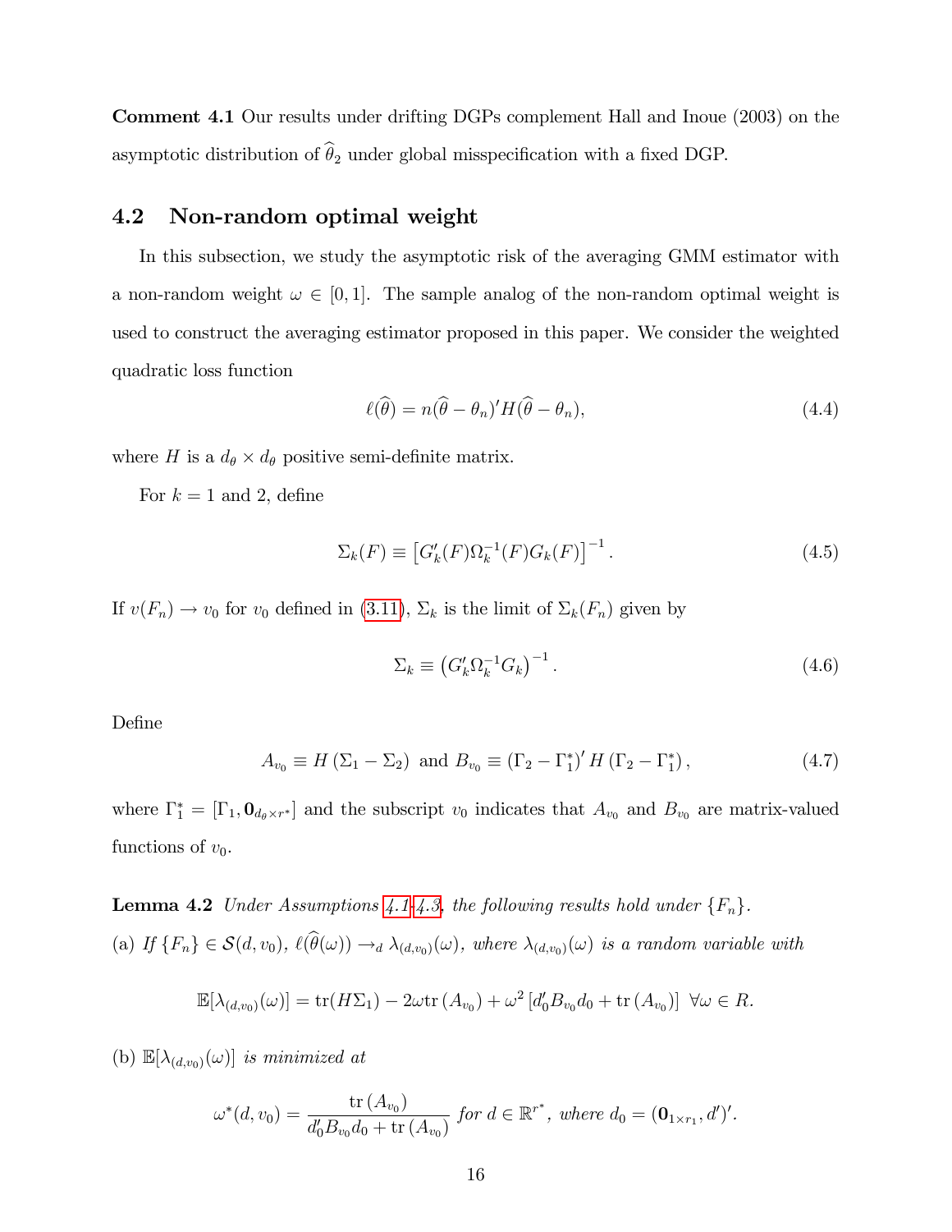**Comment 4.1** Our results under drifting DGPs complement Hall and Inoue (2003) on the asymptotic distribution of $\widehat{\theta}_2$ under global misspecification with a fixed DGP.

## 4.2 Non-random optimal weight

In this subsection, we study the asymptotic risk of the averaging GMM estimator with a non-random weight $\omega \in [0, 1]$. The sample analog of the non-random optimal weight is used to construct the averaging estimator proposed in this paper. We consider the weighted quadratic loss function

$$\ell(\widehat{\theta}) = n(\widehat{\theta} - \theta_n)' H(\widehat{\theta} - \theta_n), \tag{4.4}$$

where $H$ is a $d_\theta \times d_\theta$ positive semi-definite matrix.

For $k = 1$ and 2, define

$$\Sigma_k(F) \equiv \left[G_k'(F)\Omega_k^{-1}(F)G_k(F)\right]^{-1}. \tag{4.5}$$

If $v(F_n) \to v_0$ for $v_0$ defined in (3.11), $\Sigma_k$ is the limit of $\Sigma_k(F_n)$ given by

$$\Sigma_k \equiv \left(G_k'\Omega_k^{-1}G_k\right)^{-1}. \tag{4.6}$$

Define

$$A_{v_0} \equiv H\left(\Sigma_1 - \Sigma_2\right) \text{ and } B_{v_0} \equiv \left(\Gamma_2 - \Gamma_1^*\right)' H\left(\Gamma_2 - \Gamma_1^*\right), \tag{4.7}$$

where $\Gamma_1^* = [\Gamma_1, \mathbf{0}_{d_\theta \times r^*}]$ and the subscript $v_0$ indicates that $A_{v_0}$ and $B_{v_0}$ are matrix-valued functions of $v_0$.

**Lemma 4.2** *Under Assumptions 4.1-4.3, the following results hold under* $\{F_n\}$.

(a) *If* $\{F_n\} \in \mathcal{S}(d, v_0)$, $\ell(\widehat{\theta}(\omega)) \to_d \lambda_{(d,v_0)}(\omega)$, *where* $\lambda_{(d,v_0)}(\omega)$ *is a random variable with*

$$\mathbb{E}[\lambda_{(d,v_0)}(\omega)] = \text{tr}(H\Sigma_1) - 2\omega\text{tr}\left(A_{v_0}\right) + \omega^2\left[d_0'B_{v_0}d_0 + \text{tr}\left(A_{v_0}\right)\right] \;\; \forall \omega \in R.$$

(b) $\mathbb{E}[\lambda_{(d,v_0)}(\omega)]$ *is minimized at*

$$\omega^*(d, v_0) = \frac{\text{tr}\left(A_{v_0}\right)}{d_0'B_{v_0}d_0 + \text{tr}\left(A_{v_0}\right)} \text{ for } d \in \mathbb{R}^{r^*}, \text{ where } d_0 = (\mathbf{0}_{1\times r_1}, d')'.$$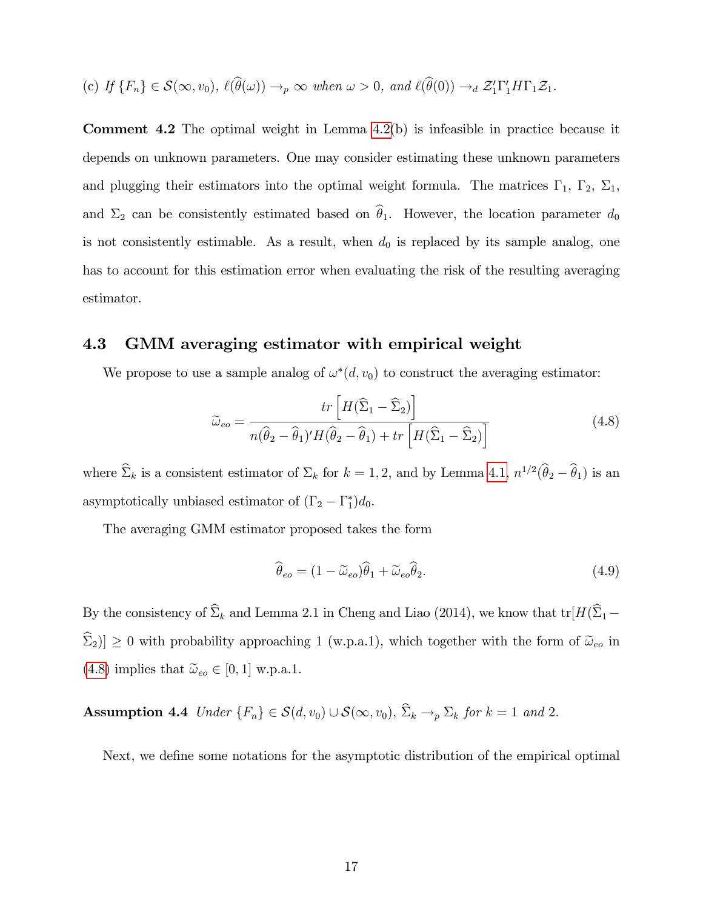(c) *If* $\{F_n\} \in \mathcal{S}(\infty, v_0)$, $\ell(\widehat{\theta}(\omega)) \to_p \infty$ *when* $\omega > 0$, *and* $\ell(\widehat{\theta}(0)) \to_d \mathcal{Z}_1'\Gamma_1' H \Gamma_1 \mathcal{Z}_1$.

**Comment 4.2** The optimal weight in Lemma 4.2(b) is infeasible in practice because it depends on unknown parameters. One may consider estimating these unknown parameters and plugging their estimators into the optimal weight formula. The matrices $\Gamma_1$, $\Gamma_2$, $\Sigma_1$, and $\Sigma_2$ can be consistently estimated based on $\widehat{\theta}_1$. However, the location parameter $d_0$ is not consistently estimable. As a result, when $d_0$ is replaced by its sample analog, one has to account for this estimation error when evaluating the risk of the resulting averaging estimator.

### 4.3 GMM averaging estimator with empirical weight

We propose to use a sample analog of $\omega^*(d, v_0)$ to construct the averaging estimator:

$$\widetilde{\omega}_{eo} = \frac{tr\left[H(\widehat{\Sigma}_1 - \widehat{\Sigma}_2)\right]}{n(\widehat{\theta}_2 - \widehat{\theta}_1)' H (\widehat{\theta}_2 - \widehat{\theta}_1) + tr\left[H(\widehat{\Sigma}_1 - \widehat{\Sigma}_2)\right]} \tag{4.8}$$

where $\widehat{\Sigma}_k$ is a consistent estimator of $\Sigma_k$ for $k = 1, 2$, and by Lemma 4.1, $n^{1/2}(\widehat{\theta}_2 - \widehat{\theta}_1)$ is an asymptotically unbiased estimator of $(\Gamma_2 - \Gamma_1^*)d_0$.

The averaging GMM estimator proposed takes the form

$$\widehat{\theta}_{eo} = (1 - \widetilde{\omega}_{eo})\widehat{\theta}_1 + \widetilde{\omega}_{eo}\widehat{\theta}_2. \tag{4.9}$$

By the consistency of $\widehat{\Sigma}_k$ and Lemma 2.1 in Cheng and Liao (2014), we know that $\text{tr}[H(\widehat{\Sigma}_1 - \widehat{\Sigma}_2)] \geq 0$ with probability approaching 1 (w.p.a.1), which together with the form of $\widetilde{\omega}_{eo}$ in (4.8) implies that $\widetilde{\omega}_{eo} \in [0, 1]$ w.p.a.1.

**Assumption 4.4** *Under* $\{F_n\} \in \mathcal{S}(d, v_0) \cup \mathcal{S}(\infty, v_0)$, $\widehat{\Sigma}_k \to_p \Sigma_k$ *for* $k = 1$ *and* 2.

Next, we define some notations for the asymptotic distribution of the empirical optimal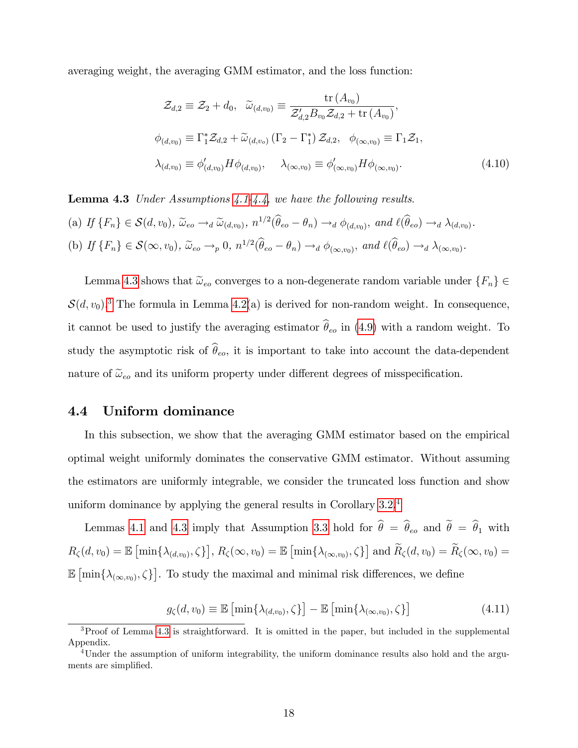averaging weight, the averaging GMM estimator, and the loss function:

$$
\begin{aligned}
\mathcal{Z}_{d,2} &\equiv \mathcal{Z}_2 + d_0, \quad \widetilde{\omega}_{(d,v_0)} \equiv \frac{\operatorname{tr}(A_{v_0})}{\mathcal{Z}_{d,2}' B_{v_0} \mathcal{Z}_{d,2} + \operatorname{tr}(A_{v_0})}, \\
\phi_{(d,v_0)} &\equiv \Gamma_1^* \mathcal{Z}_{d,2} + \widetilde{\omega}_{(d,v_o)} (\Gamma_2 - \Gamma_1^*) \mathcal{Z}_{d,2}, \quad \phi_{(\infty,v_0)} \equiv \Gamma_1 \mathcal{Z}_1, \\
\lambda_{(d,v_0)} &\equiv \phi_{(d,v_0)}' H \phi_{(d,v_0)}, \qquad \lambda_{(\infty,v_0)} \equiv \phi_{(\infty,v_0)}' H \phi_{(\infty,v_0)}.
\end{aligned}
\tag{4.10}
$$

**Lemma 4.3** *Under Assumptions 4.1-4.4, we have the following results.*

(a) *If $\{F_n\} \in \mathcal{S}(d, v_0)$, $\widetilde{\omega}_{eo} \to_d \widetilde{\omega}_{(d,v_0)}$, $n^{1/2}(\widehat{\theta}_{eo} - \theta_n) \to_d \phi_{(d,v_0)}$, and $\ell(\widehat{\theta}_{eo}) \to_d \lambda_{(d,v_0)}$.*

(b) *If $\{F_n\} \in \mathcal{S}(\infty, v_0)$, $\widetilde{\omega}_{eo} \to_p 0$, $n^{1/2}(\widehat{\theta}_{eo} - \theta_n) \to_d \phi_{(\infty,v_0)}$, and $\ell(\widehat{\theta}_{eo}) \to_d \lambda_{(\infty,v_0)}$.*

Lemma 4.3 shows that $\widetilde{\omega}_{eo}$ converges to a non-degenerate random variable under $\{F_n\} \in \mathcal{S}(d, v_0)$.[3] The formula in Lemma 4.2(a) is derived for non-random weight. In consequence, it cannot be used to justify the averaging estimator $\widehat{\theta}_{eo}$ in (4.9) with a random weight. To study the asymptotic risk of $\widehat{\theta}_{eo}$, it is important to take into account the data-dependent nature of $\widetilde{\omega}_{eo}$ and its uniform property under different degrees of misspecification.

### 4.4 Uniform dominance

In this subsection, we show that the averaging GMM estimator based on the empirical optimal weight uniformly dominates the conservative GMM estimator. Without assuming the estimators are uniformly integrable, we consider the truncated loss function and show uniform dominance by applying the general results in Corollary 3.2.[4]

Lemmas 4.1 and 4.3 imply that Assumption 3.3 hold for $\widehat{\theta} = \widehat{\theta}_{eo}$ and $\widetilde{\theta} = \widehat{\theta}_1$ with $R_\zeta(d, v_0) = \mathbb{E}\left[\min\{\lambda_{(d,v_0)}, \zeta\}\right]$, $R_\zeta(\infty, v_0) = \mathbb{E}\left[\min\{\lambda_{(\infty,v_0)}, \zeta\}\right]$ and $\widetilde{R}_\zeta(d, v_0) = \widetilde{R}_\zeta(\infty, v_0) = \mathbb{E}\left[\min\{\lambda_{(\infty,v_0)}, \zeta\}\right]$. To study the maximal and minimal risk differences, we define

$$
g_\zeta(d, v_0) \equiv \mathbb{E}\left[\min\{\lambda_{(d,v_0)}, \zeta\}\right] - \mathbb{E}\left[\min\{\lambda_{(\infty,v_0)}, \zeta\}\right] \tag{4.11}
$$

[3] Proof of Lemma 4.3 is straightforward. It is omitted in the paper, but included in the supplemental Appendix.

[4] Under the assumption of uniform integrability, the uniform dominance results also hold and the arguments are simplified.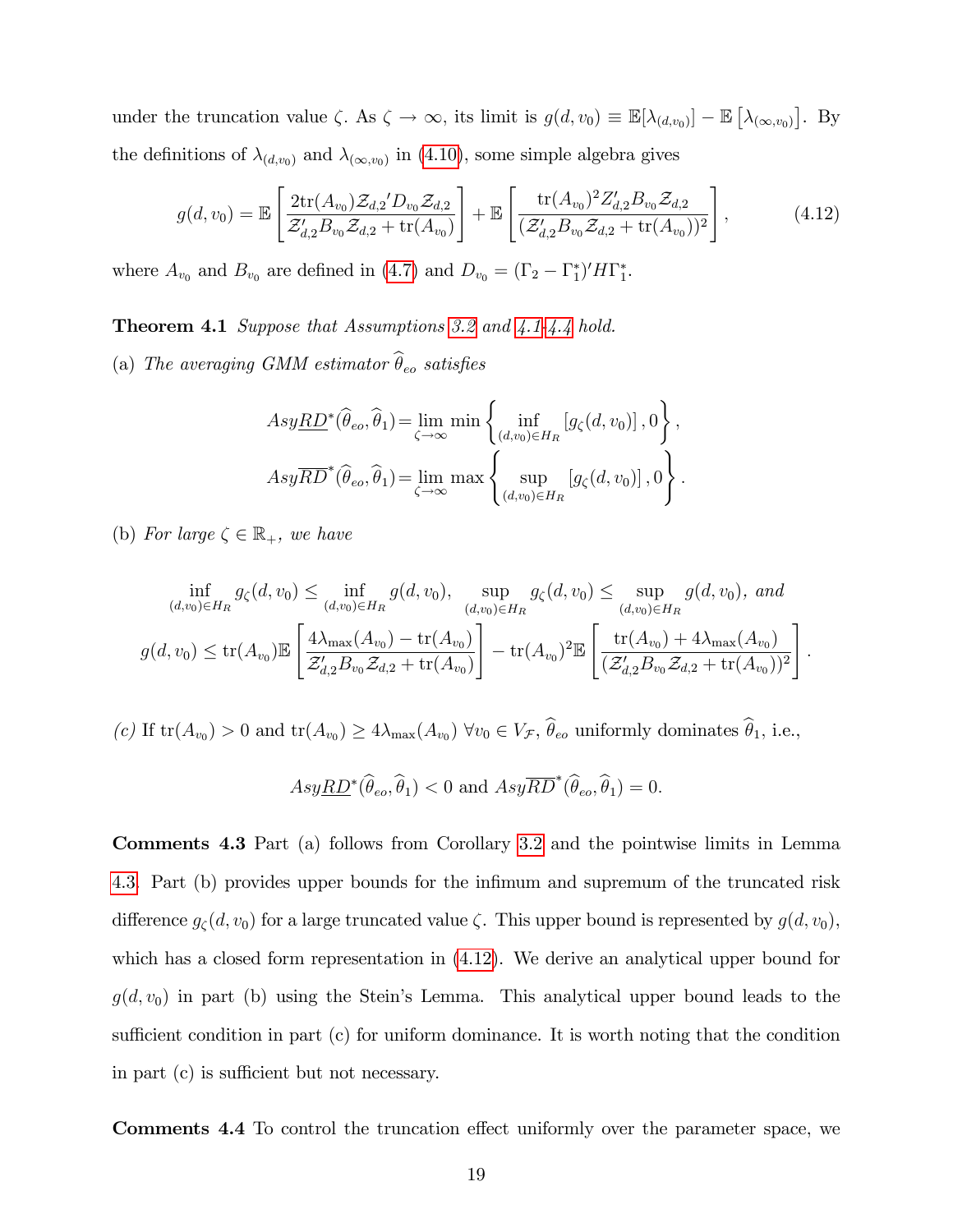under the truncation value $\zeta$. As $\zeta \to \infty$, its limit is $g(d, v_0) \equiv \mathbb{E}[\lambda_{(d,v_0)}] - \mathbb{E}\left[\lambda_{(\infty,v_0)}\right]$. By the definitions of $\lambda_{(d,v_0)}$ and $\lambda_{(\infty,v_0)}$ in (4.10), some simple algebra gives

$$g(d, v_0) = \mathbb{E}\left[\frac{2\text{tr}(A_{v_0})\mathcal{Z}_{d,2}{}'D_{v_0}\mathcal{Z}_{d,2}}{\mathcal{Z}_{d,2}'B_{v_0}\mathcal{Z}_{d,2} + \text{tr}(A_{v_0})}\right] + \mathbb{E}\left[\frac{\text{tr}(A_{v_0})^2 Z_{d,2}'B_{v_0}\mathcal{Z}_{d,2}}{(\mathcal{Z}_{d,2}'B_{v_0}\mathcal{Z}_{d,2} + \text{tr}(A_{v_0}))^2}\right], \tag{4.12}$$

where $A_{v_0}$ and $B_{v_0}$ are defined in (4.7) and $D_{v_0} = (\Gamma_2 - \Gamma_1^*)'H\Gamma_1^*$.

**Theorem 4.1** *Suppose that Assumptions 3.2 and 4.1-4.4 hold.*

(a) *The averaging GMM estimator $\widehat{\theta}_{eo}$ satisfies*

$$Asy\underline{RD}^*(\widehat{\theta}_{eo}, \widehat{\theta}_1) = \lim_{\zeta\to\infty} \min\left\{\inf_{(d,v_0)\in H_R} [g_\zeta(d, v_0)], 0\right\},$$
$$Asy\overline{RD}^*(\widehat{\theta}_{eo}, \widehat{\theta}_1) = \lim_{\zeta\to\infty} \max\left\{\sup_{(d,v_0)\in H_R} [g_\zeta(d, v_0)], 0\right\}.$$

(b) *For large $\zeta \in \mathbb{R}_+$, we have*

$$\inf_{(d,v_0)\in H_R} g_\zeta(d, v_0) \leq \inf_{(d,v_0)\in H_R} g(d, v_0), \quad \sup_{(d,v_0)\in H_R} g_\zeta(d, v_0) \leq \sup_{(d,v_0)\in H_R} g(d, v_0), \text{ and}$$
$$g(d, v_0) \leq \text{tr}(A_{v_0})\mathbb{E}\left[\frac{4\lambda_{\max}(A_{v_0}) - \text{tr}(A_{v_0})}{\mathcal{Z}_{d,2}'B_{v_0}\mathcal{Z}_{d,2} + \text{tr}(A_{v_0})}\right] - \text{tr}(A_{v_0})^2\mathbb{E}\left[\frac{\text{tr}(A_{v_0}) + 4\lambda_{\max}(A_{v_0})}{(\mathcal{Z}_{d,2}'B_{v_0}\mathcal{Z}_{d,2} + \text{tr}(A_{v_0}))^2}\right].$$

*(c)* If $\text{tr}(A_{v_0}) > 0$ and $\text{tr}(A_{v_0}) \geq 4\lambda_{\max}(A_{v_0})$ $\forall v_0 \in V_{\mathcal{F}}$, $\widehat{\theta}_{eo}$ uniformly dominates $\widehat{\theta}_1$, i.e.,

$$Asy\underline{RD}^*(\widehat{\theta}_{eo}, \widehat{\theta}_1) < 0 \text{ and } Asy\overline{RD}^*(\widehat{\theta}_{eo}, \widehat{\theta}_1) = 0.$$

**Comments 4.3** Part (a) follows from Corollary 3.2 and the pointwise limits in Lemma 4.3. Part (b) provides upper bounds for the infimum and supremum of the truncated risk difference $g_\zeta(d, v_0)$ for a large truncated value $\zeta$. This upper bound is represented by $g(d, v_0)$, which has a closed form representation in (4.12). We derive an analytical upper bound for $g(d, v_0)$ in part (b) using the Stein's Lemma. This analytical upper bound leads to the sufficient condition in part (c) for uniform dominance. It is worth noting that the condition in part (c) is sufficient but not necessary.

**Comments 4.4** To control the truncation effect uniformly over the parameter space, we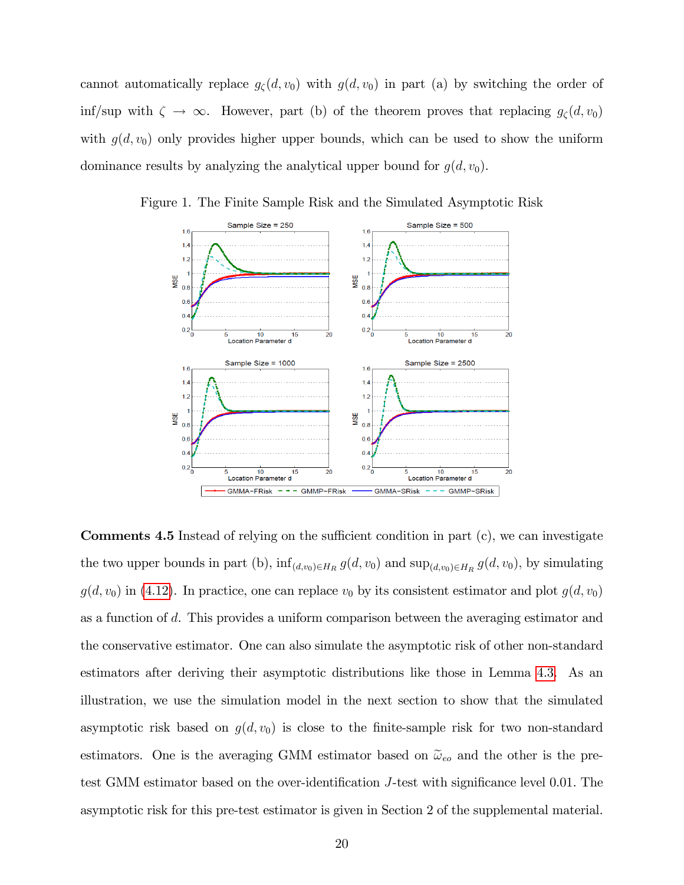cannot automatically replace $g_\zeta(d, v_0)$ with $g(d, v_0)$ in part (a) by switching the order of inf/sup with $\zeta \to \infty$. However, part (b) of the theorem proves that replacing $g_\zeta(d, v_0)$ with $g(d, v_0)$ only provides higher upper bounds, which can be used to show the uniform dominance results by analyzing the analytical upper bound for $g(d, v_0)$.

Figure 1. The Finite Sample Risk and the Simulated Asymptotic Risk

**Comments 4.5** Instead of relying on the sufficient condition in part (c), we can investigate the two upper bounds in part (b), $\inf_{(d,v_0)\in H_R} g(d, v_0)$ and $\sup_{(d,v_0)\in H_R} g(d, v_0)$, by simulating $g(d, v_0)$ in (4.12). In practice, one can replace $v_0$ by its consistent estimator and plot $g(d, v_0)$ as a function of $d$. This provides a uniform comparison between the averaging estimator and the conservative estimator. One can also simulate the asymptotic risk of other non-standard estimators after deriving their asymptotic distributions like those in Lemma 4.3. As an illustration, we use the simulation model in the next section to show that the simulated asymptotic risk based on $g(d, v_0)$ is close to the finite-sample risk for two non-standard estimators. One is the averaging GMM estimator based on $\widetilde{\omega}_{eo}$ and the other is the pre-test GMM estimator based on the over-identification $J$-test with significance level 0.01. The asymptotic risk for this pre-test estimator is given in Section 2 of the supplemental material.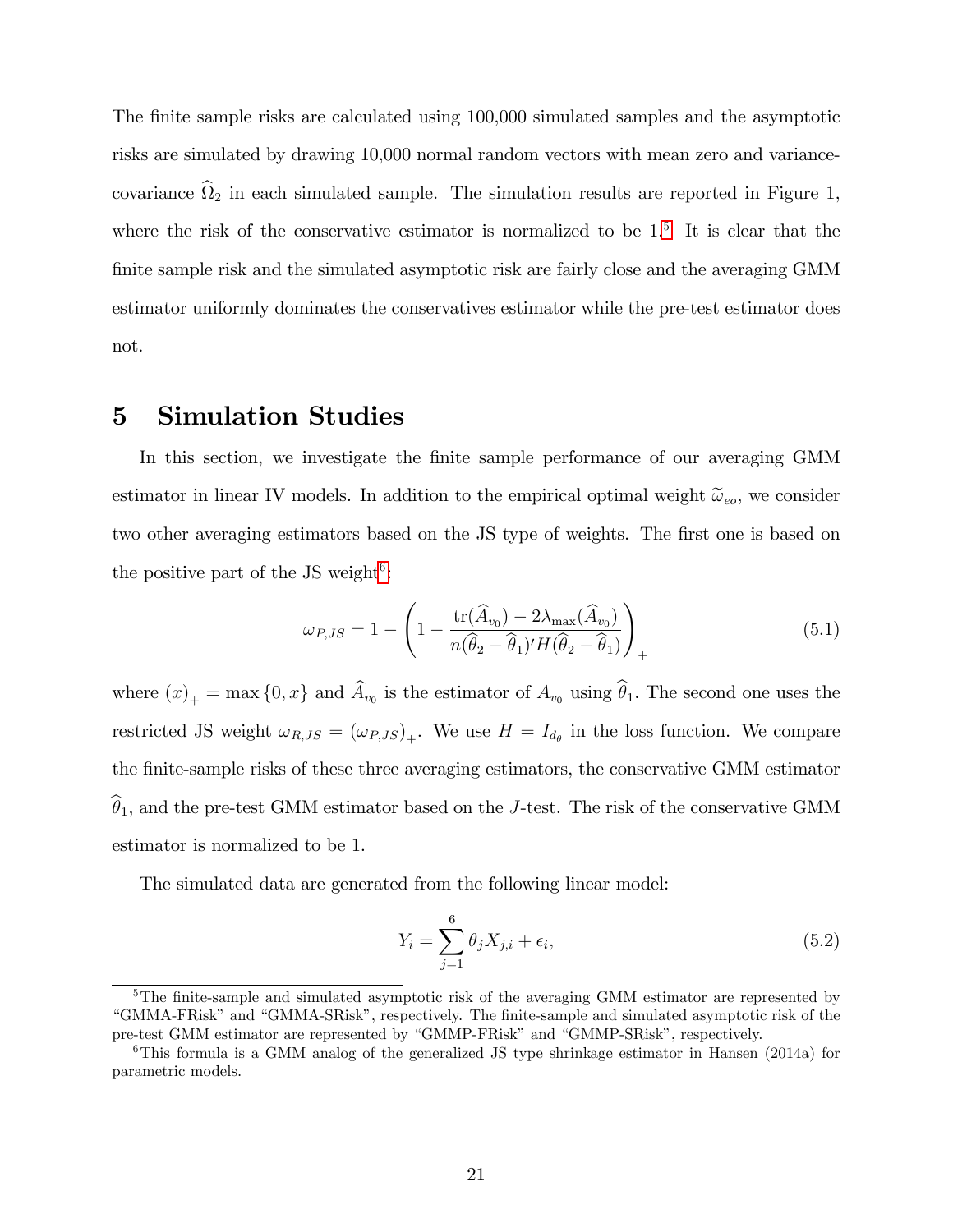The finite sample risks are calculated using 100,000 simulated samples and the asymptotic risks are simulated by drawing 10,000 normal random vectors with mean zero and variance-covariance $\widehat{\Omega}_2$ in each simulated sample. The simulation results are reported in Figure 1, where the risk of the conservative estimator is normalized to be 1.[5] It is clear that the finite sample risk and the simulated asymptotic risk are fairly close and the averaging GMM estimator uniformly dominates the conservatives estimator while the pre-test estimator does not.

# 5 Simulation Studies

In this section, we investigate the finite sample performance of our averaging GMM estimator in linear IV models. In addition to the empirical optimal weight $\widetilde{\omega}_{eo}$, we consider two other averaging estimators based on the JS type of weights. The first one is based on the positive part of the JS weight[6]:

$$\omega_{P,JS} = 1 - \left(1 - \frac{\text{tr}(\widehat{A}_{v_0}) - 2\lambda_{\max}(\widehat{A}_{v_0})}{n(\widehat{\theta}_2 - \widehat{\theta}_1)' H (\widehat{\theta}_2 - \widehat{\theta}_1)}\right)_+ \tag{5.1}$$

where $(x)_+ = \max\{0, x\}$ and $\widehat{A}_{v_0}$ is the estimator of $A_{v_0}$ using $\widehat{\theta}_1$. The second one uses the restricted JS weight $\omega_{R,JS} = (\omega_{P,JS})_+$. We use $H = I_{d_\theta}$ in the loss function. We compare the finite-sample risks of these three averaging estimators, the conservative GMM estimator $\widehat{\theta}_1$, and the pre-test GMM estimator based on the $J$-test. The risk of the conservative GMM estimator is normalized to be 1.

The simulated data are generated from the following linear model:

$$Y_i = \sum_{j=1}^{6} \theta_j X_{j,i} + \epsilon_i, \tag{5.2}$$

[5] The finite-sample and simulated asymptotic risk of the averaging GMM estimator are represented by "GMMA-FRisk" and "GMMA-SRisk", respectively. The finite-sample and simulated asymptotic risk of the pre-test GMM estimator are represented by "GMMP-FRisk" and "GMMP-SRisk", respectively.

[6] This formula is a GMM analog of the generalized JS type shrinkage estimator in Hansen (2014a) for parametric models.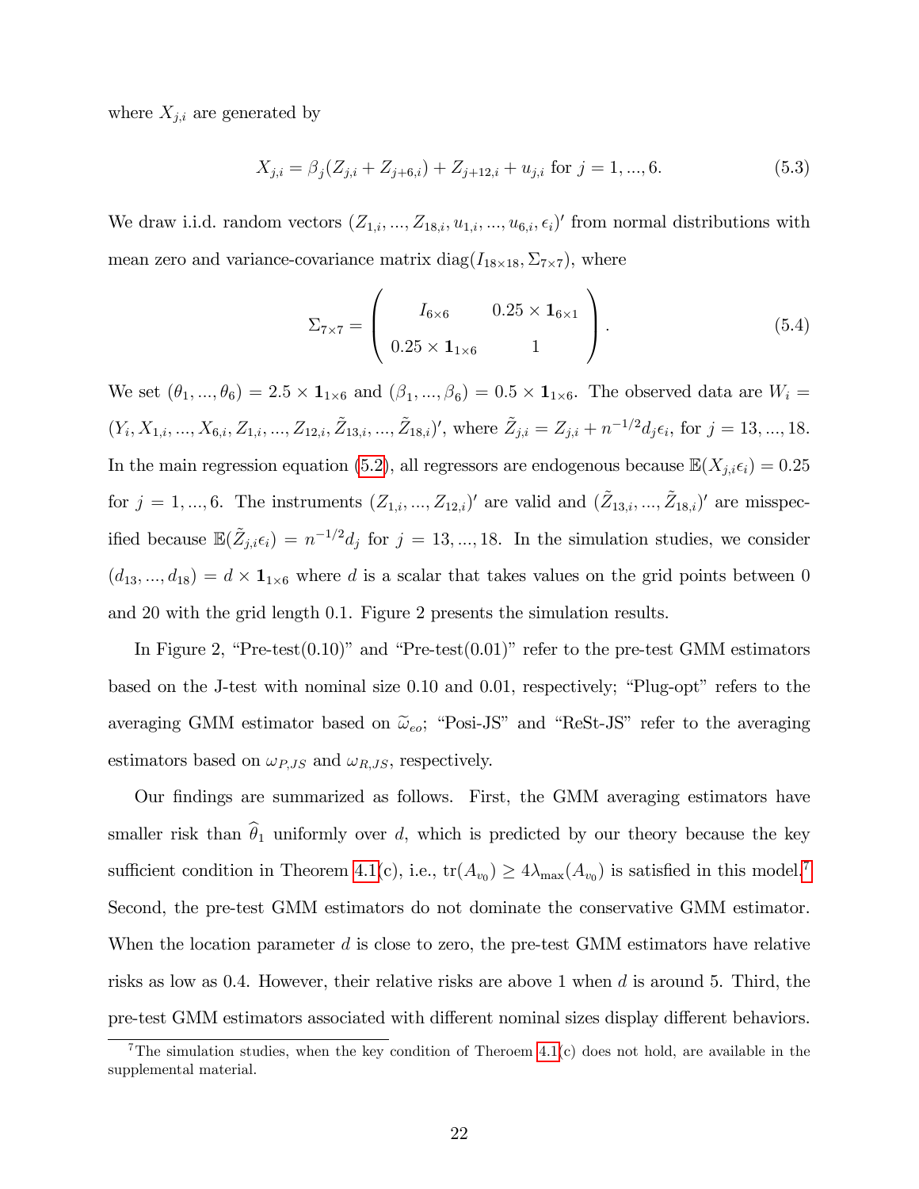where $X_{j,i}$ are generated by

$$X_{j,i} = \beta_j(Z_{j,i} + Z_{j+6,i}) + Z_{j+12,i} + u_{j,i} \text{ for } j = 1, ..., 6. \tag{5.3}$$

We draw i.i.d. random vectors $(Z_{1,i}, ..., Z_{18,i}, u_{1,i}, ..., u_{6,i}, \epsilon_i)'$ from normal distributions with mean zero and variance-covariance matrix $\text{diag}(I_{18\times 18}, \Sigma_{7\times 7})$, where

$$\Sigma_{7\times 7} = \begin{pmatrix} I_{6\times 6} & 0.25 \times \mathbf{1}_{6\times 1} \\ 0.25 \times \mathbf{1}_{1\times 6} & 1 \end{pmatrix}. \tag{5.4}$$

We set $(\theta_1, ..., \theta_6) = 2.5 \times \mathbf{1}_{1\times 6}$ and $(\beta_1, ..., \beta_6) = 0.5 \times \mathbf{1}_{1\times 6}$. The observed data are $W_i = (Y_i, X_{1,i}, ..., X_{6,i}, Z_{1,i}, ..., Z_{12,i}, \tilde{Z}_{13,i}, ..., \tilde{Z}_{18,i})'$, where $\tilde{Z}_{j,i} = Z_{j,i} + n^{-1/2} d_j \epsilon_i$, for $j = 13, ..., 18$. In the main regression equation (5.2), all regressors are endogenous because $\mathbb{E}(X_{j,i}\epsilon_i) = 0.25$ for $j = 1, ..., 6$. The instruments $(Z_{1,i}, ..., Z_{12,i})'$ are valid and $(\tilde{Z}_{13,i}, ..., \tilde{Z}_{18,i})'$ are misspecified because $\mathbb{E}(\tilde{Z}_{j,i}\epsilon_i) = n^{-1/2}d_j$ for $j = 13, ..., 18$. In the simulation studies, we consider $(d_{13}, ..., d_{18}) = d \times \mathbf{1}_{1\times 6}$ where $d$ is a scalar that takes values on the grid points between 0 and 20 with the grid length 0.1. Figure 2 presents the simulation results.

In Figure 2, "Pre-test(0.10)" and "Pre-test(0.01)" refer to the pre-test GMM estimators based on the J-test with nominal size 0.10 and 0.01, respectively; "Plug-opt" refers to the averaging GMM estimator based on $\widetilde{\omega}_{eo}$; "Posi-JS" and "ReSt-JS" refer to the averaging estimators based on $\omega_{P,JS}$ and $\omega_{R,JS}$, respectively.

Our findings are summarized as follows. First, the GMM averaging estimators have smaller risk than $\widehat{\theta}_1$ uniformly over $d$, which is predicted by our theory because the key sufficient condition in Theorem 4.1(c), i.e., $\text{tr}(A_{v_0}) \geq 4\lambda_{\max}(A_{v_0})$ is satisfied in this model.[7] Second, the pre-test GMM estimators do not dominate the conservative GMM estimator. When the location parameter $d$ is close to zero, the pre-test GMM estimators have relative risks as low as 0.4. However, their relative risks are above 1 when $d$ is around 5. Third, the pre-test GMM estimators associated with different nominal sizes display different behaviors.

[7] The simulation studies, when the key condition of Theroem 4.1(c) does not hold, are available in the supplemental material.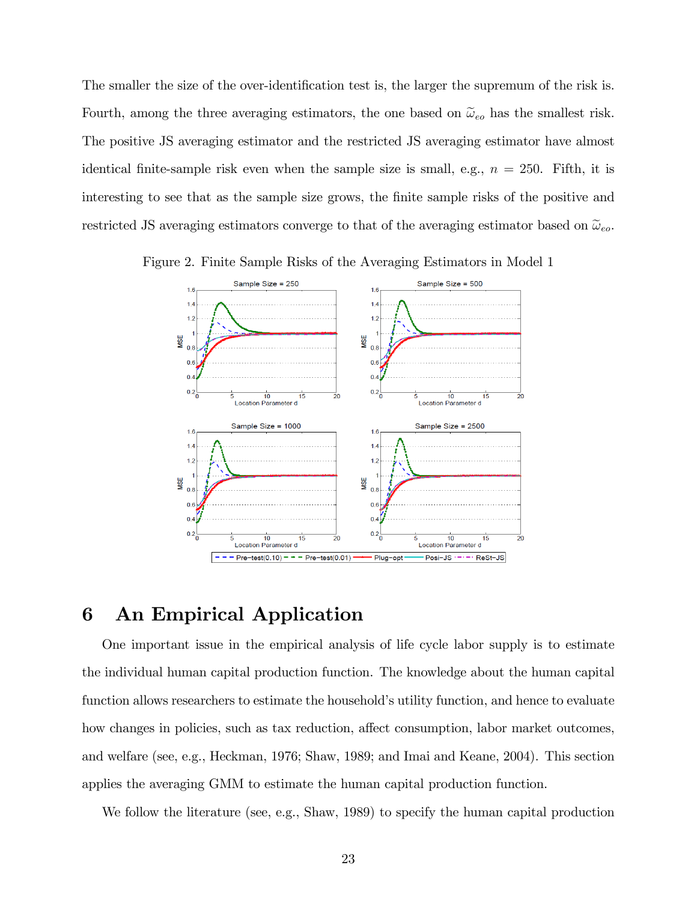The smaller the size of the over-identification test is, the larger the supremum of the risk is. Fourth, among the three averaging estimators, the one based on $\widetilde{\omega}_{eo}$ has the smallest risk. The positive JS averaging estimator and the restricted JS averaging estimator have almost identical finite-sample risk even when the sample size is small, e.g., $n = 250$. Fifth, it is interesting to see that as the sample size grows, the finite sample risks of the positive and restricted JS averaging estimators converge to that of the averaging estimator based on $\widetilde{\omega}_{eo}$.

Figure 2. Finite Sample Risks of the Averaging Estimators in Model 1

# 6 An Empirical Application

One important issue in the empirical analysis of life cycle labor supply is to estimate the individual human capital production function. The knowledge about the human capital function allows researchers to estimate the household's utility function, and hence to evaluate how changes in policies, such as tax reduction, affect consumption, labor market outcomes, and welfare (see, e.g., Heckman, 1976; Shaw, 1989; and Imai and Keane, 2004). This section applies the averaging GMM to estimate the human capital production function.

We follow the literature (see, e.g., Shaw, 1989) to specify the human capital production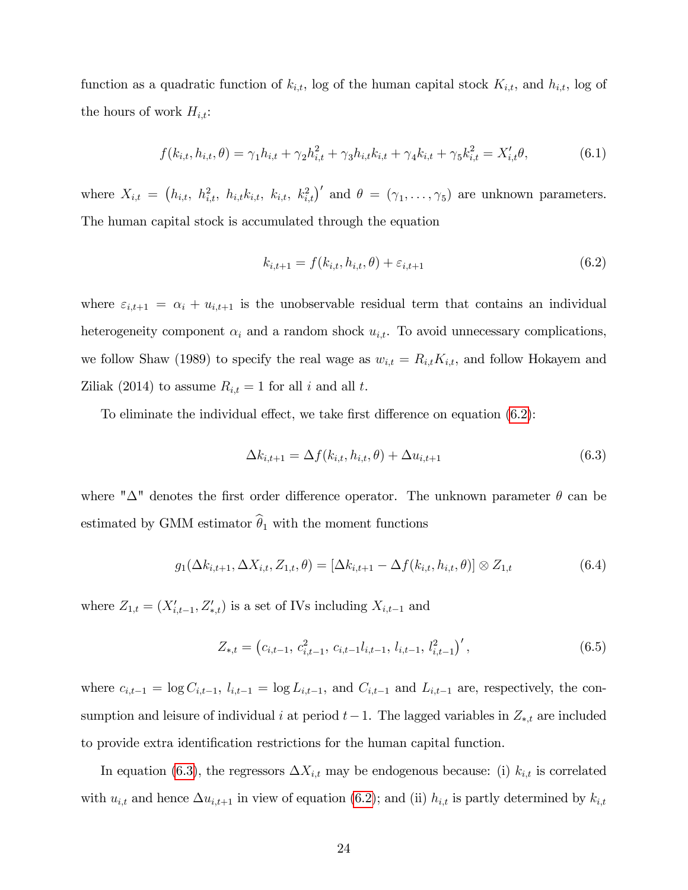function as a quadratic function of $k_{i,t}$, log of the human capital stock $K_{i,t}$, and $h_{i,t}$, log of the hours of work $H_{i,t}$:

$$f(k_{i,t}, h_{i,t}, \theta) = \gamma_1 h_{i,t} + \gamma_2 h_{i,t}^2 + \gamma_3 h_{i,t} k_{i,t} + \gamma_4 k_{i,t} + \gamma_5 k_{i,t}^2 = X_{i,t}' \theta, \tag{6.1}$$

where $X_{i,t} = \left(h_{i,t},\ h_{i,t}^2,\ h_{i,t}k_{i,t},\ k_{i,t},\ k_{i,t}^2\right)'$ and $\theta = (\gamma_1, \ldots, \gamma_5)$ are unknown parameters. The human capital stock is accumulated through the equation

$$k_{i,t+1} = f(k_{i,t}, h_{i,t}, \theta) + \varepsilon_{i,t+1} \tag{6.2}$$

where $\varepsilon_{i,t+1} = \alpha_i + u_{i,t+1}$ is the unobservable residual term that contains an individual heterogeneity component $\alpha_i$ and a random shock $u_{i,t}$. To avoid unnecessary complications, we follow Shaw (1989) to specify the real wage as $w_{i,t} = R_{i,t} K_{i,t}$, and follow Hokayem and Ziliak (2014) to assume $R_{i,t} = 1$ for all $i$ and all $t$.

To eliminate the individual effect, we take first difference on equation (6.2):

$$\Delta k_{i,t+1} = \Delta f(k_{i,t}, h_{i,t}, \theta) + \Delta u_{i,t+1} \tag{6.3}$$

where "$\Delta$" denotes the first order difference operator. The unknown parameter $\theta$ can be estimated by GMM estimator $\widehat{\theta}_1$ with the moment functions

$$g_1(\Delta k_{i,t+1}, \Delta X_{i,t}, Z_{1,t}, \theta) = [\Delta k_{i,t+1} - \Delta f(k_{i,t}, h_{i,t}, \theta)] \otimes Z_{1,t} \tag{6.4}$$

where $Z_{1,t} = (X_{i,t-1}', Z_{*,t}')$ is a set of IVs including $X_{i,t-1}$ and

$$Z_{*,t} = \left(c_{i,t-1},\ c_{i,t-1}^2,\ c_{i,t-1} l_{i,t-1},\ l_{i,t-1},\ l_{i,t-1}^2\right)', \tag{6.5}$$

where $c_{i,t-1} = \log C_{i,t-1}$, $l_{i,t-1} = \log L_{i,t-1}$, and $C_{i,t-1}$ and $L_{i,t-1}$ are, respectively, the consumption and leisure of individual $i$ at period $t-1$. The lagged variables in $Z_{*,t}$ are included to provide extra identification restrictions for the human capital function.

In equation (6.3), the regressors $\Delta X_{i,t}$ may be endogenous because: (i) $k_{i,t}$ is correlated with $u_{i,t}$ and hence $\Delta u_{i,t+1}$ in view of equation (6.2); and (ii) $h_{i,t}$ is partly determined by $k_{i,t}$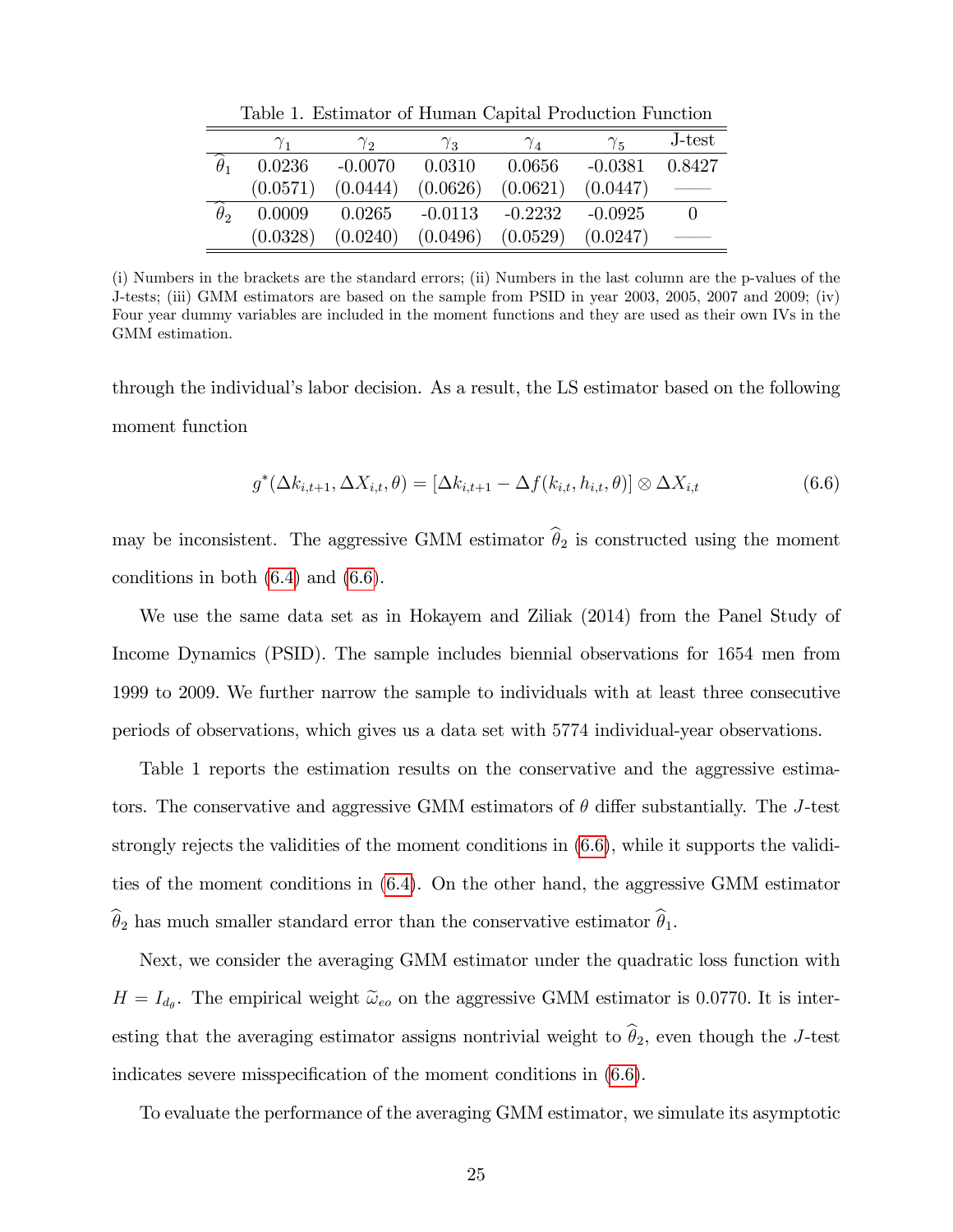Table 1. Estimator of Human Capital Production Function

| | $\gamma_1$ | $\gamma_2$ | $\gamma_3$ | $\gamma_4$ | $\gamma_5$ | J-test |
|---|---|---|---|---|---|---|
| $\widehat{\theta}_1$ | 0.0236 | -0.0070 | 0.0310 | 0.0656 | -0.0381 | 0.8427 |
| | (0.0571) | (0.0444) | (0.0626) | (0.0621) | (0.0447) | —— |
| $\widehat{\theta}_2$ | 0.0009 | 0.0265 | -0.0113 | -0.2232 | -0.0925 | 0 |
| | (0.0328) | (0.0240) | (0.0496) | (0.0529) | (0.0247) | —— |

(i) Numbers in the brackets are the standard errors; (ii) Numbers in the last column are the p-values of the J-tests; (iii) GMM estimators are based on the sample from PSID in year 2003, 2005, 2007 and 2009; (iv) Four year dummy variables are included in the moment functions and they are used as their own IVs in the GMM estimation.

through the individual's labor decision. As a result, the LS estimator based on the following moment function

$$g^*(\Delta k_{i,t+1}, \Delta X_{i,t}, \theta) = [\Delta k_{i,t+1} - \Delta f(k_{i,t}, h_{i,t}, \theta)] \otimes \Delta X_{i,t} \tag{6.6}$$

may be inconsistent. The aggressive GMM estimator $\widehat{\theta}_2$ is constructed using the moment conditions in both (6.4) and (6.6).

We use the same data set as in Hokayem and Ziliak (2014) from the Panel Study of Income Dynamics (PSID). The sample includes biennial observations for 1654 men from 1999 to 2009. We further narrow the sample to individuals with at least three consecutive periods of observations, which gives us a data set with 5774 individual-year observations.

Table 1 reports the estimation results on the conservative and the aggressive estimators. The conservative and aggressive GMM estimators of $\theta$ differ substantially. The $J$-test strongly rejects the validities of the moment conditions in (6.6), while it supports the validities of the moment conditions in (6.4). On the other hand, the aggressive GMM estimator $\widehat{\theta}_2$ has much smaller standard error than the conservative estimator $\widehat{\theta}_1$.

Next, we consider the averaging GMM estimator under the quadratic loss function with $H = I_{d_\theta}$. The empirical weight $\widetilde{\omega}_{eo}$ on the aggressive GMM estimator is 0.0770. It is interesting that the averaging estimator assigns nontrivial weight to $\widehat{\theta}_2$, even though the $J$-test indicates severe misspecification of the moment conditions in (6.6).

To evaluate the performance of the averaging GMM estimator, we simulate its asymptotic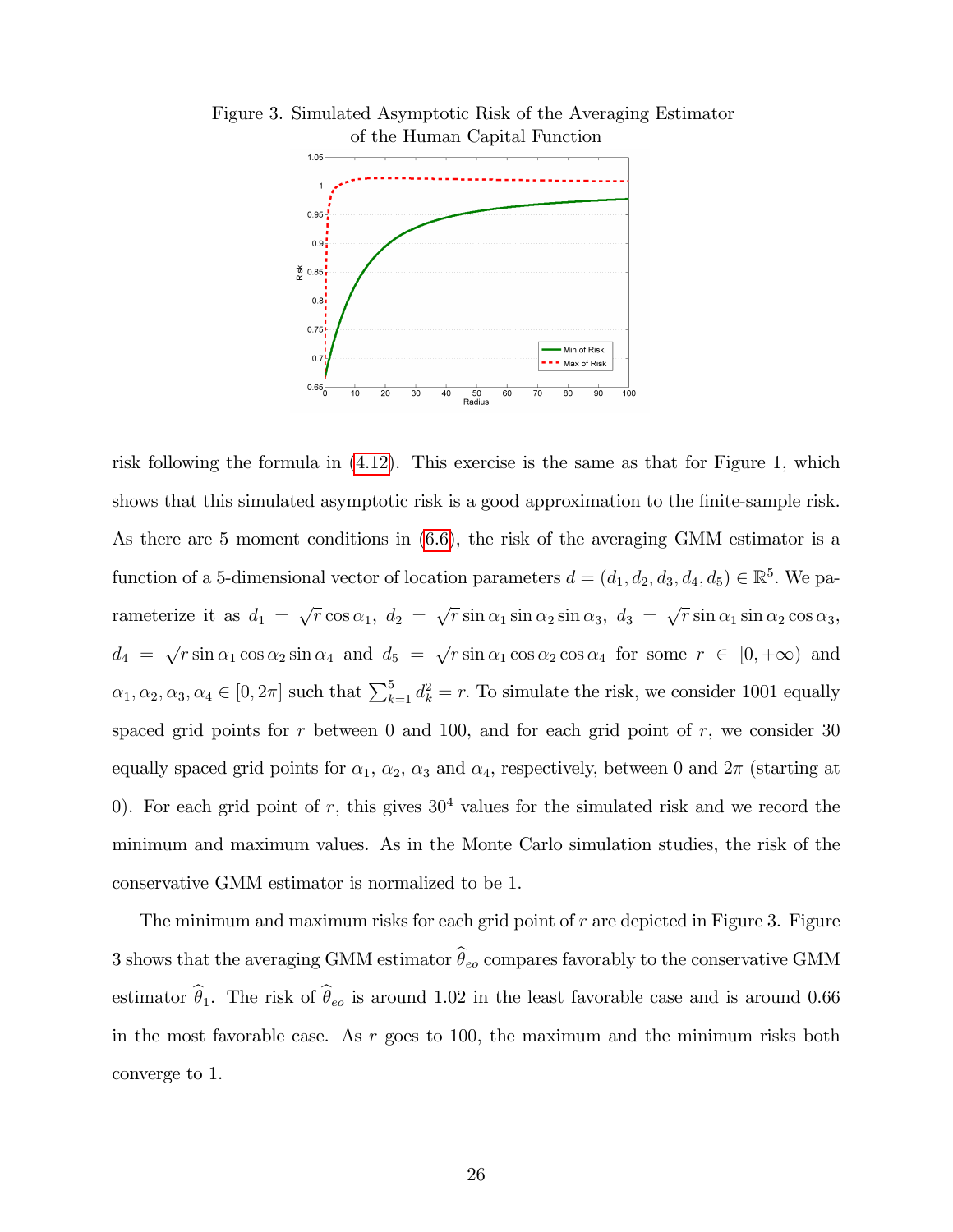Figure 3. Simulated Asymptotic Risk of the Averaging Estimator of the Human Capital Function

risk following the formula in (4.12). This exercise is the same as that for Figure 1, which shows that this simulated asymptotic risk is a good approximation to the finite-sample risk. As there are 5 moment conditions in (6.6), the risk of the averaging GMM estimator is a function of a 5-dimensional vector of location parameters $d = (d_1, d_2, d_3, d_4, d_5) \in \mathbb{R}^5$. We parameterize it as $d_1 = \sqrt{r}\cos\alpha_1$, $d_2 = \sqrt{r}\sin\alpha_1 \sin\alpha_2 \sin\alpha_3$, $d_3 = \sqrt{r}\sin\alpha_1 \sin\alpha_2 \cos\alpha_3$, $d_4 = \sqrt{r}\sin\alpha_1 \cos\alpha_2 \sin\alpha_4$ and $d_5 = \sqrt{r}\sin\alpha_1 \cos\alpha_2 \cos\alpha_4$ for some $r \in [0, +\infty)$ and $\alpha_1, \alpha_2, \alpha_3, \alpha_4 \in [0, 2\pi]$ such that $\sum_{k=1}^{5} d_k^2 = r$. To simulate the risk, we consider 1001 equally spaced grid points for $r$ between 0 and 100, and for each grid point of $r$, we consider 30 equally spaced grid points for $\alpha_1$, $\alpha_2$, $\alpha_3$ and $\alpha_4$, respectively, between 0 and $2\pi$ (starting at 0). For each grid point of $r$, this gives $30^4$ values for the simulated risk and we record the minimum and maximum values. As in the Monte Carlo simulation studies, the risk of the conservative GMM estimator is normalized to be 1.

The minimum and maximum risks for each grid point of $r$ are depicted in Figure 3. Figure 3 shows that the averaging GMM estimator $\widehat{\theta}_{eo}$ compares favorably to the conservative GMM estimator $\widehat{\theta}_1$. The risk of $\widehat{\theta}_{eo}$ is around 1.02 in the least favorable case and is around 0.66 in the most favorable case. As $r$ goes to 100, the maximum and the minimum risks both converge to 1.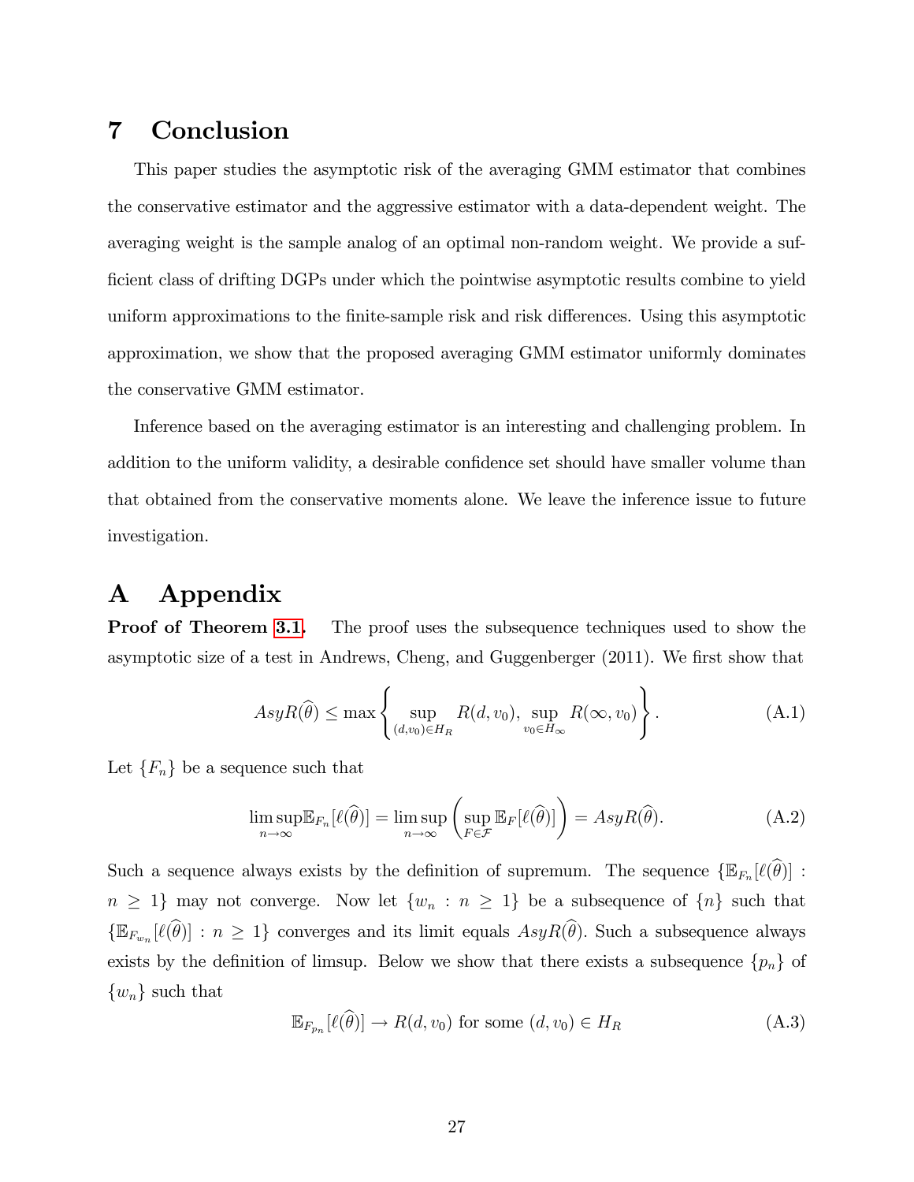# 7 Conclusion

This paper studies the asymptotic risk of the averaging GMM estimator that combines the conservative estimator and the aggressive estimator with a data-dependent weight. The averaging weight is the sample analog of an optimal non-random weight. We provide a sufficient class of drifting DGPs under which the pointwise asymptotic results combine to yield uniform approximations to the finite-sample risk and risk differences. Using this asymptotic approximation, we show that the proposed averaging GMM estimator uniformly dominates the conservative GMM estimator.

Inference based on the averaging estimator is an interesting and challenging problem. In addition to the uniform validity, a desirable confidence set should have smaller volume than that obtained from the conservative moments alone. We leave the inference issue to future investigation.

# A Appendix

**Proof of Theorem 3.1.** The proof uses the subsequence techniques used to show the asymptotic size of a test in Andrews, Cheng, and Guggenberger (2011). We first show that

$$AsyR(\widehat{\theta}) \leq \max\left\{ \sup_{(d,v_0)\in H_R} R(d,v_0),\ \sup_{v_0\in H_\infty} R(\infty,v_0) \right\}. \tag{A.1}$$

Let $\{F_n\}$ be a sequence such that

$$\limsup_{n\to\infty} \mathbb{E}_{F_n}[\ell(\widehat{\theta})] = \limsup_{n\to\infty}\left(\sup_{F\in\mathcal{F}} \mathbb{E}_F[\ell(\widehat{\theta})]\right) = AsyR(\widehat{\theta}). \tag{A.2}$$

Such a sequence always exists by the definition of supremum. The sequence $\{\mathbb{E}_{F_n}[\ell(\widehat{\theta})] : n \geq 1\}$ may not converge. Now let $\{w_n : n \geq 1\}$ be a subsequence of $\{n\}$ such that $\{\mathbb{E}_{F_{w_n}}[\ell(\widehat{\theta})] : n \geq 1\}$ converges and its limit equals $AsyR(\widehat{\theta})$. Such a subsequence always exists by the definition of limsup. Below we show that there exists a subsequence $\{p_n\}$ of $\{w_n\}$ such that

$$\mathbb{E}_{F_{p_n}}[\ell(\widehat{\theta})] \to R(d,v_0) \text{ for some } (d,v_0)\in H_R \tag{A.3}$$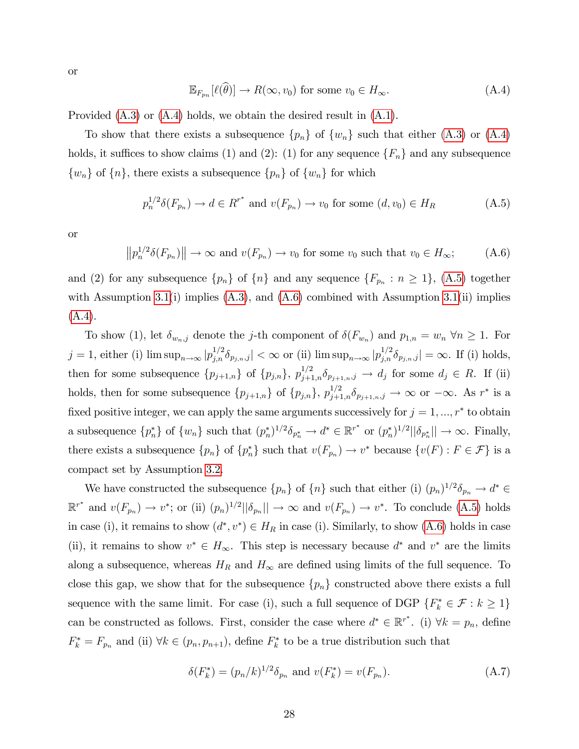or

$$\mathbb{E}_{F_{p_n}}[\ell(\widehat{\theta})] \to R(\infty, v_0) \text{ for some } v_0 \in H_\infty. \tag{A.4}$$

Provided (A.3) or (A.4) holds, we obtain the desired result in (A.1).

To show that there exists a subsequence $\{p_n\}$ of $\{w_n\}$ such that either (A.3) or (A.4) holds, it suffices to show claims (1) and (2): (1) for any sequence $\{F_n\}$ and any subsequence $\{w_n\}$ of $\{n\}$, there exists a subsequence $\{p_n\}$ of $\{w_n\}$ for which

$$p_n^{1/2}\delta(F_{p_n}) \to d \in R^{r^*} \text{ and } v(F_{p_n}) \to v_0 \text{ for some } (d, v_0) \in H_R \tag{A.5}$$

or

$$\left\|p_n^{1/2}\delta(F_{p_n})\right\| \to \infty \text{ and } v(F_{p_n}) \to v_0 \text{ for some } v_0 \text{ such that } v_0 \in H_\infty; \tag{A.6}$$

and (2) for any subsequence $\{p_n\}$ of $\{n\}$ and any sequence $\{F_{p_n} : n \geq 1\}$, (A.5) together with Assumption 3.1(i) implies (A.3), and (A.6) combined with Assumption 3.1(ii) implies (A.4).

To show (1), let $\delta_{w_n,j}$ denote the $j$-th component of $\delta(F_{w_n})$ and $p_{1,n} = w_n$ $\forall n \geq 1$. For $j = 1$, either (i) $\limsup_{n\to\infty} |p_{j,n}^{1/2}\delta_{p_{j,n},j}| < \infty$ or (ii) $\limsup_{n\to\infty} |p_{j,n}^{1/2}\delta_{p_{j,n},j}| = \infty$. If (i) holds, then for some subsequence $\{p_{j+1,n}\}$ of $\{p_{j,n}\}$, $p_{j+1,n}^{1/2}\delta_{p_{j+1,n},j} \to d_j$ for some $d_j \in R$. If (ii) holds, then for some subsequence $\{p_{j+1,n}\}$ of $\{p_{j,n}\}$, $p_{j+1,n}^{1/2}\delta_{p_{j+1,n},j} \to \infty$ or $-\infty$. As $r^*$ is a fixed positive integer, we can apply the same arguments successively for $j = 1, ..., r^*$ to obtain a subsequence $\{p_n^*\}$ of $\{w_n\}$ such that $(p_n^*)^{1/2}\delta_{p_n^*} \to d^* \in \mathbb{R}^{r^*}$ or $(p_n^*)^{1/2}||\delta_{p_n^*}|| \to \infty$. Finally, there exists a subsequence $\{p_n\}$ of $\{p_n^*\}$ such that $v(F_{p_n}) \to v^*$ because $\{v(F) : F \in \mathcal{F}\}$ is a compact set by Assumption 3.2.

We have constructed the subsequence $\{p_n\}$ of $\{n\}$ such that either (i) $(p_n)^{1/2}\delta_{p_n} \to d^* \in \mathbb{R}^{r^*}$ and $v(F_{p_n}) \to v^*$; or (ii) $(p_n)^{1/2}||\delta_{p_n}|| \to \infty$ and $v(F_{p_n}) \to v^*$. To conclude (A.5) holds in case (i), it remains to show $(d^*, v^*) \in H_R$ in case (i). Similarly, to show (A.6) holds in case (ii), it remains to show $v^* \in H_\infty$. This step is necessary because $d^*$ and $v^*$ are the limits along a subsequence, whereas $H_R$ and $H_\infty$ are defined using limits of the full sequence. To close this gap, we show that for the subsequence $\{p_n\}$ constructed above there exists a full sequence with the same limit. For case (i), such a full sequence of DGP $\{F_k^* \in \mathcal{F} : k \geq 1\}$ can be constructed as follows. First, consider the case where $d^* \in \mathbb{R}^{r^*}$. (i) $\forall k = p_n$, define $F_k^* = F_{p_n}$ and (ii) $\forall k \in (p_n, p_{n+1})$, define $F_k^*$ to be a true distribution such that

$$\delta(F_k^*) = (p_n/k)^{1/2}\delta_{p_n} \text{ and } v(F_k^*) = v(F_{p_n}). \tag{A.7}$$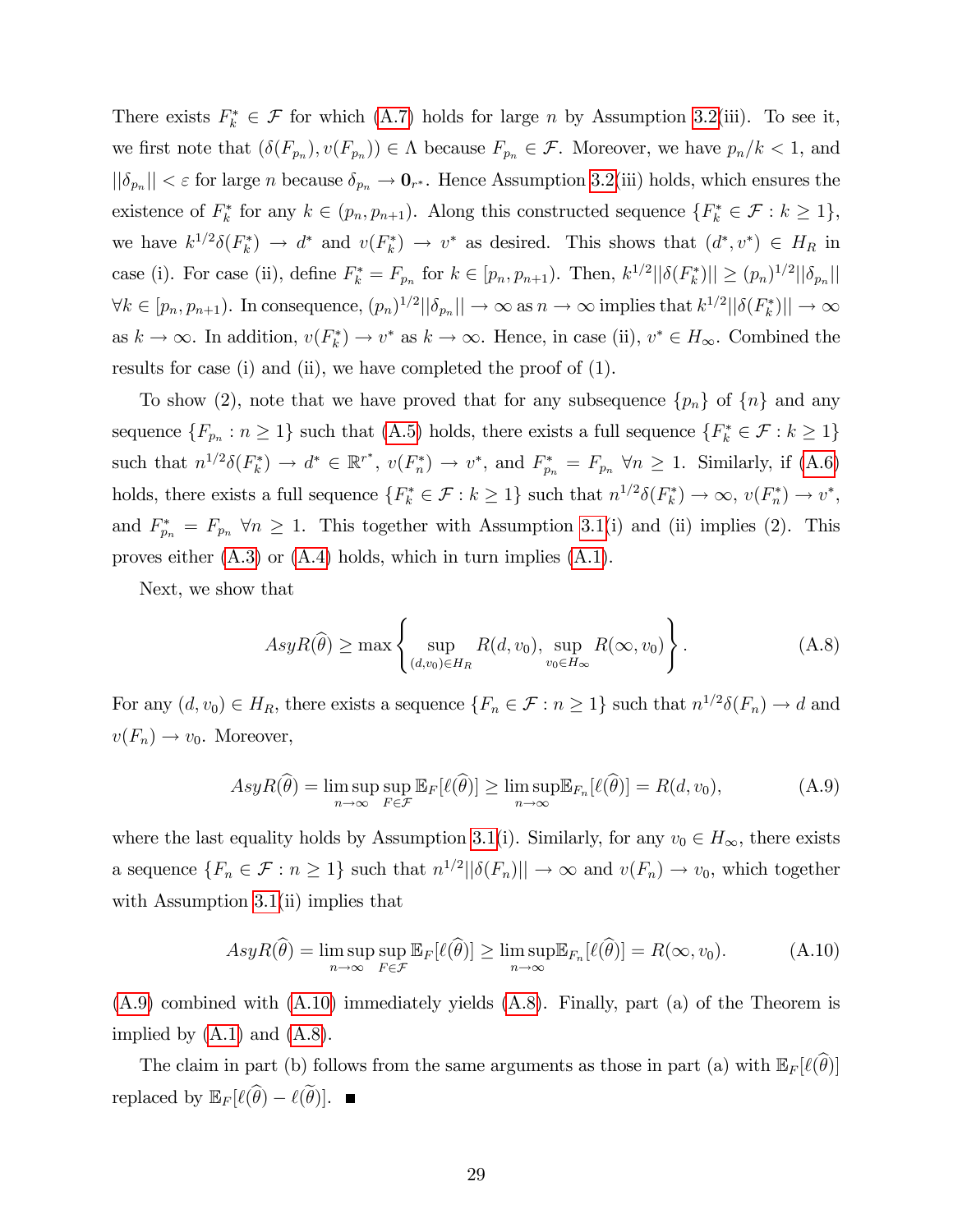There exists $F_k^* \in \mathcal{F}$ for which (A.7) holds for large $n$ by Assumption 3.2(iii). To see it, we first note that $(\delta(F_{p_n}), v(F_{p_n})) \in \Lambda$ because $F_{p_n} \in \mathcal{F}$. Moreover, we have $p_n/k < 1$, and $||\delta_{p_n}|| < \varepsilon$ for large $n$ because $\delta_{p_n} \to \mathbf{0}_{r^*}$. Hence Assumption 3.2(iii) holds, which ensures the existence of $F_k^*$ for any $k \in (p_n, p_{n+1})$. Along this constructed sequence $\{F_k^* \in \mathcal{F} : k \geq 1\}$, we have $k^{1/2}\delta(F_k^*) \to d^*$ and $v(F_k^*) \to v^*$ as desired. This shows that $(d^*, v^*) \in H_R$ in case (i). For case (ii), define $F_k^* = F_{p_n}$ for $k \in [p_n, p_{n+1})$. Then, $k^{1/2}||\delta(F_k^*)|| \geq (p_n)^{1/2}||\delta_{p_n}||$ $\forall k \in [p_n, p_{n+1})$. In consequence, $(p_n)^{1/2}||\delta_{p_n}|| \to \infty$ as $n \to \infty$ implies that $k^{1/2}||\delta(F_k^*)|| \to \infty$ as $k \to \infty$. In addition, $v(F_k^*) \to v^*$ as $k \to \infty$. Hence, in case (ii), $v^* \in H_\infty$. Combined the results for case (i) and (ii), we have completed the proof of (1).

To show (2), note that we have proved that for any subsequence $\{p_n\}$ of $\{n\}$ and any sequence $\{F_{p_n} : n \geq 1\}$ such that (A.5) holds, there exists a full sequence $\{F_k^* \in \mathcal{F} : k \geq 1\}$ such that $n^{1/2}\delta(F_k^*) \to d^* \in \mathbb{R}^{r^*}$, $v(F_n^*) \to v^*$, and $F_{p_n}^* = F_{p_n}$ $\forall n \geq 1$. Similarly, if (A.6) holds, there exists a full sequence $\{F_k^* \in \mathcal{F} : k \geq 1\}$ such that $n^{1/2}\delta(F_k^*) \to \infty$, $v(F_n^*) \to v^*$, and $F_{p_n}^* = F_{p_n}$ $\forall n \geq 1$. This together with Assumption 3.1(i) and (ii) implies (2). This proves either (A.3) or (A.4) holds, which in turn implies (A.1).

Next, we show that

$$AsyR(\widehat{\theta}) \geq \max\left\{ \sup_{(d,v_0)\in H_R} R(d, v_0), \sup_{v_0 \in H_\infty} R(\infty, v_0) \right\}. \tag{A.8}$$

For any $(d, v_0) \in H_R$, there exists a sequence $\{F_n \in \mathcal{F} : n \geq 1\}$ such that $n^{1/2}\delta(F_n) \to d$ and $v(F_n) \to v_0$. Moreover,

$$AsyR(\widehat{\theta}) = \limsup_{n\to\infty} \sup_{F\in\mathcal{F}} \mathbb{E}_F[\ell(\widehat{\theta})] \geq \limsup_{n\to\infty} \mathbb{E}_{F_n}[\ell(\widehat{\theta})] = R(d, v_0), \tag{A.9}$$

where the last equality holds by Assumption 3.1(i). Similarly, for any $v_0 \in H_\infty$, there exists a sequence $\{F_n \in \mathcal{F} : n \geq 1\}$ such that $n^{1/2}||\delta(F_n)|| \to \infty$ and $v(F_n) \to v_0$, which together with Assumption 3.1(ii) implies that

$$AsyR(\widehat{\theta}) = \limsup_{n\to\infty} \sup_{F\in\mathcal{F}} \mathbb{E}_F[\ell(\widehat{\theta})] \geq \limsup_{n\to\infty} \mathbb{E}_{F_n}[\ell(\widehat{\theta})] = R(\infty, v_0). \tag{A.10}$$

(A.9) combined with (A.10) immediately yields (A.8). Finally, part (a) of the Theorem is implied by (A.1) and (A.8).

The claim in part (b) follows from the same arguments as those in part (a) with $\mathbb{E}_F[\ell(\widehat{\theta})]$ replaced by $\mathbb{E}_F[\ell(\widehat{\theta}) - \ell(\widetilde{\theta})]$. ∎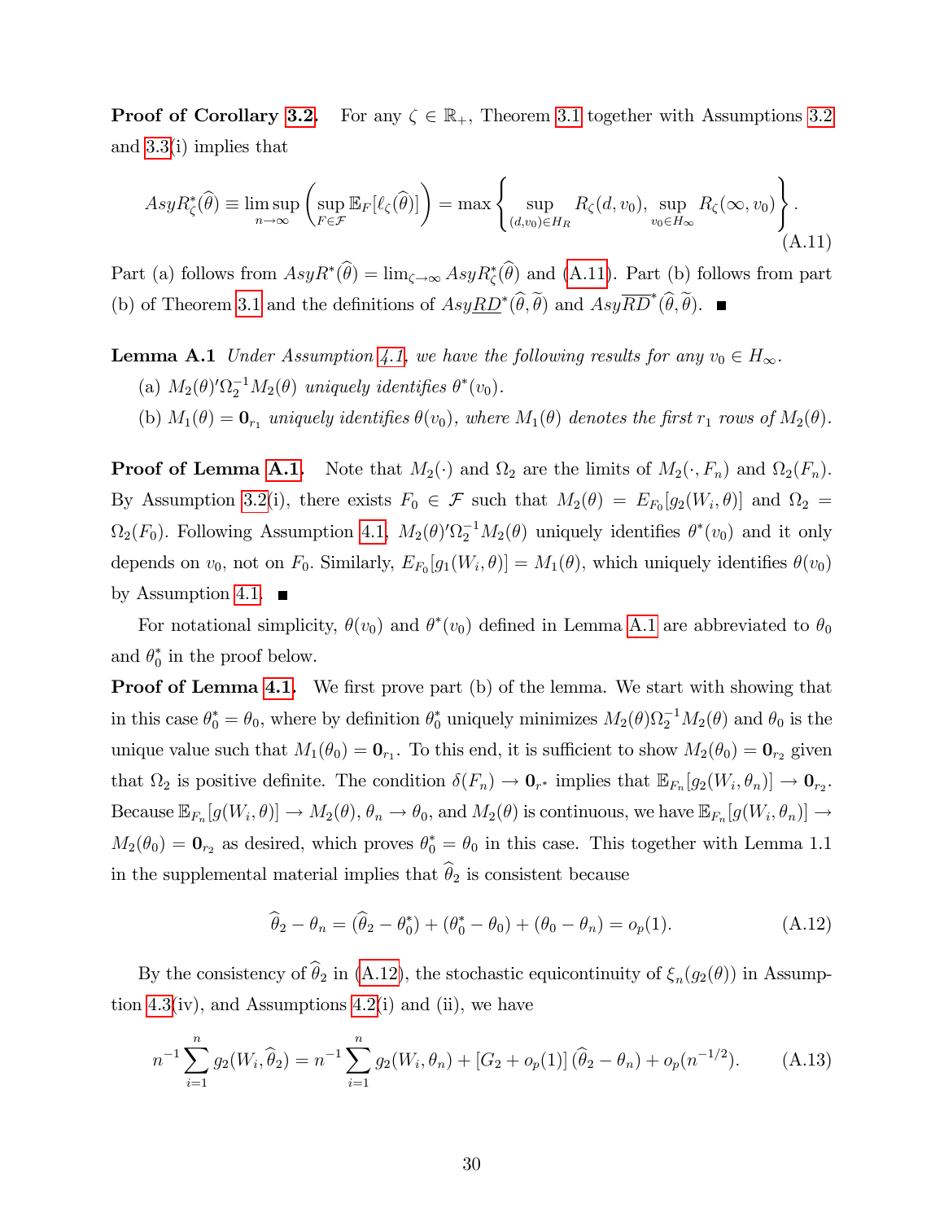**Proof of Corollary 3.2.** For any $\zeta \in \mathbb{R}_+$, Theorem 3.1 together with Assumptions 3.2 and 3.3(i) implies that

$$AsyR^*_\zeta(\widehat{\theta}) \equiv \limsup_{n\to\infty} \left( \sup_{F\in\mathcal{F}} \mathbb{E}_F[\ell_\zeta(\widehat{\theta})] \right) = \max\left\{ \sup_{(d,v_0)\in H_R} R_\zeta(d,v_0),\ \sup_{v_0\in H_\infty} R_\zeta(\infty,v_0) \right\}. \tag{A.11}$$

Part (a) follows from $AsyR^*(\widehat{\theta}) = \lim_{\zeta\to\infty} AsyR^*_\zeta(\widehat{\theta})$ and (A.11). Part (b) follows from part (b) of Theorem 3.1 and the definitions of $Asy\underline{RD}^*(\widehat{\theta},\widetilde{\theta})$ and $Asy\overline{RD}^*(\widehat{\theta},\widetilde{\theta})$. $\blacksquare$

**Lemma A.1** *Under Assumption 4.1, we have the following results for any $v_0 \in H_\infty$.*

(a) *$M_2(\theta)'\Omega_2^{-1}M_2(\theta)$ uniquely identifies $\theta^*(v_0)$.*

(b) *$M_1(\theta) = \mathbf{0}_{r_1}$ uniquely identifies $\theta(v_0)$, where $M_1(\theta)$ denotes the first $r_1$ rows of $M_2(\theta)$.*

**Proof of Lemma A.1.** Note that $M_2(\cdot)$ and $\Omega_2$ are the limits of $M_2(\cdot, F_n)$ and $\Omega_2(F_n)$. By Assumption 3.2(i), there exists $F_0 \in \mathcal{F}$ such that $M_2(\theta) = E_{F_0}[g_2(W_i,\theta)]$ and $\Omega_2 = \Omega_2(F_0)$. Following Assumption 4.1, $M_2(\theta)'\Omega_2^{-1}M_2(\theta)$ uniquely identifies $\theta^*(v_0)$ and it only depends on $v_0$, not on $F_0$. Similarly, $E_{F_0}[g_1(W_i,\theta)] = M_1(\theta)$, which uniquely identifies $\theta(v_0)$ by Assumption 4.1. $\blacksquare$

For notational simplicity, $\theta(v_0)$ and $\theta^*(v_0)$ defined in Lemma A.1 are abbreviated to $\theta_0$ and $\theta_0^*$ in the proof below.

**Proof of Lemma 4.1.** We first prove part (b) of the lemma. We start with showing that in this case $\theta_0^* = \theta_0$, where by definition $\theta_0^*$ uniquely minimizes $M_2(\theta)\Omega_2^{-1}M_2(\theta)$ and $\theta_0$ is the unique value such that $M_1(\theta_0) = \mathbf{0}_{r_1}$. To this end, it is sufficient to show $M_2(\theta_0) = \mathbf{0}_{r_2}$ given that $\Omega_2$ is positive definite. The condition $\delta(F_n) \to \mathbf{0}_{r^*}$ implies that $\mathbb{E}_{F_n}[g_2(W_i,\theta_n)] \to \mathbf{0}_{r_2}$. Because $\mathbb{E}_{F_n}[g(W_i,\theta)] \to M_2(\theta)$, $\theta_n \to \theta_0$, and $M_2(\theta)$ is continuous, we have $\mathbb{E}_{F_n}[g(W_i,\theta_n)] \to M_2(\theta_0) = \mathbf{0}_{r_2}$ as desired, which proves $\theta_0^* = \theta_0$ in this case. This together with Lemma 1.1 in the supplemental material implies that $\widehat{\theta}_2$ is consistent because

$$\widehat{\theta}_2 - \theta_n = (\widehat{\theta}_2 - \theta_0^*) + (\theta_0^* - \theta_0) + (\theta_0 - \theta_n) = o_p(1). \tag{A.12}$$

By the consistency of $\widehat{\theta}_2$ in (A.12), the stochastic equicontinuity of $\xi_n(g_2(\theta))$ in Assumption 4.3(iv), and Assumptions 4.2(i) and (ii), we have

$$n^{-1}\sum_{i=1}^n g_2(W_i,\widehat{\theta}_2) = n^{-1}\sum_{i=1}^n g_2(W_i,\theta_n) + [G_2 + o_p(1)](\widehat{\theta}_2 - \theta_n) + o_p(n^{-1/2}). \tag{A.13}$$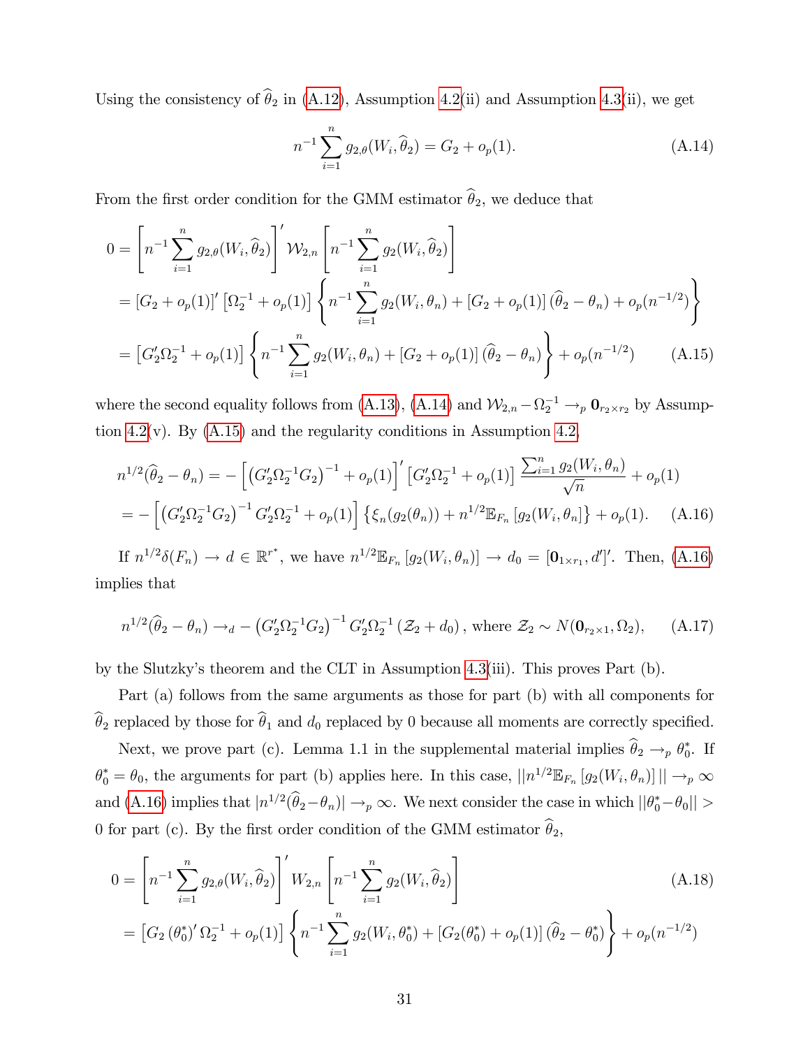Using the consistency of $\widehat{\theta}_2$ in (A.12), Assumption 4.2(ii) and Assumption 4.3(ii), we get

$$n^{-1}\sum_{i=1}^{n} g_{2,\theta}(W_i,\widehat{\theta}_2) = G_2 + o_p(1). \tag{A.14}$$

From the first order condition for the GMM estimator $\widehat{\theta}_2$, we deduce that

$$\begin{aligned}
0 &= \left[n^{-1}\sum_{i=1}^{n} g_{2,\theta}(W_i,\widehat{\theta}_2)\right]' \mathcal{W}_{2,n}\left[n^{-1}\sum_{i=1}^{n} g_2(W_i,\widehat{\theta}_2)\right] \\
&= \left[G_2 + o_p(1)\right]'\left[\Omega_2^{-1} + o_p(1)\right]\left\{n^{-1}\sum_{i=1}^{n} g_2(W_i,\theta_n) + \left[G_2 + o_p(1)\right](\widehat{\theta}_2 - \theta_n) + o_p(n^{-1/2})\right\} \\
&= \left[G_2'\Omega_2^{-1} + o_p(1)\right]\left\{n^{-1}\sum_{i=1}^{n} g_2(W_i,\theta_n) + \left[G_2 + o_p(1)\right](\widehat{\theta}_2 - \theta_n)\right\} + o_p(n^{-1/2}) \qquad \text{(A.15)}
\end{aligned}$$

where the second equality follows from (A.13), (A.14) and $\mathcal{W}_{2,n} - \Omega_2^{-1} \to_p \mathbf{0}_{r_2\times r_2}$ by Assumption 4.2(v). By (A.15) and the regularity conditions in Assumption 4.2,

$$\begin{aligned}
n^{1/2}(\widehat{\theta}_2 - \theta_n) &= -\left[\left(G_2'\Omega_2^{-1}G_2\right)^{-1} + o_p(1)\right]'\left[G_2'\Omega_2^{-1} + o_p(1)\right]\frac{\sum_{i=1}^{n} g_2(W_i,\theta_n)}{\sqrt{n}} + o_p(1) \\
&= -\left[\left(G_2'\Omega_2^{-1}G_2\right)^{-1}G_2'\Omega_2^{-1} + o_p(1)\right]\left\{\xi_n(g_2(\theta_n)) + n^{1/2}\mathbb{E}_{F_n}\left[g_2(W_i,\theta_n)\right]\right\} + o_p(1). \qquad \text{(A.16)}
\end{aligned}$$

If $n^{1/2}\delta(F_n) \to d \in \mathbb{R}^{r^*}$, we have $n^{1/2}\mathbb{E}_{F_n}\left[g_2(W_i,\theta_n)\right] \to d_0 = [\mathbf{0}_{1\times r_1}, d']'$. Then, (A.16) implies that

$$n^{1/2}(\widehat{\theta}_2 - \theta_n) \to_d -\left(G_2'\Omega_2^{-1}G_2\right)^{-1}G_2'\Omega_2^{-1}\left(\mathcal{Z}_2 + d_0\right), \text{ where } \mathcal{Z}_2 \sim N(\mathbf{0}_{r_2\times 1},\Omega_2), \tag{A.17}$$

by the Slutzky's theorem and the CLT in Assumption 4.3(iii). This proves Part (b).

Part (a) follows from the same arguments as those for part (b) with all components for $\widehat{\theta}_2$ replaced by those for $\widehat{\theta}_1$ and $d_0$ replaced by 0 because all moments are correctly specified.

Next, we prove part (c). Lemma 1.1 in the supplemental material implies $\widehat{\theta}_2 \to_p \theta_0^*$. If $\theta_0^* = \theta_0$, the arguments for part (b) applies here. In this case, $||n^{1/2}\mathbb{E}_{F_n}\left[g_2(W_i,\theta_n)\right]|| \to_p \infty$ and (A.16) implies that $|n^{1/2}(\widehat{\theta}_2 - \theta_n)| \to_p \infty$. We next consider the case in which $||\theta_0^* - \theta_0|| > 0$ for part (c). By the first order condition of the GMM estimator $\widehat{\theta}_2$,

$$\begin{aligned}
0 &= \left[n^{-1}\sum_{i=1}^{n} g_{2,\theta}(W_i,\widehat{\theta}_2)\right]' W_{2,n}\left[n^{-1}\sum_{i=1}^{n} g_2(W_i,\widehat{\theta}_2)\right] \qquad \text{(A.18)} \\
&= \left[G_2\left(\theta_0^*\right)'\Omega_2^{-1} + o_p(1)\right]\left\{n^{-1}\sum_{i=1}^{n} g_2(W_i,\theta_0^*) + \left[G_2(\theta_0^*) + o_p(1)\right](\widehat{\theta}_2 - \theta_0^*)\right\} + o_p(n^{-1/2})
\end{aligned}$$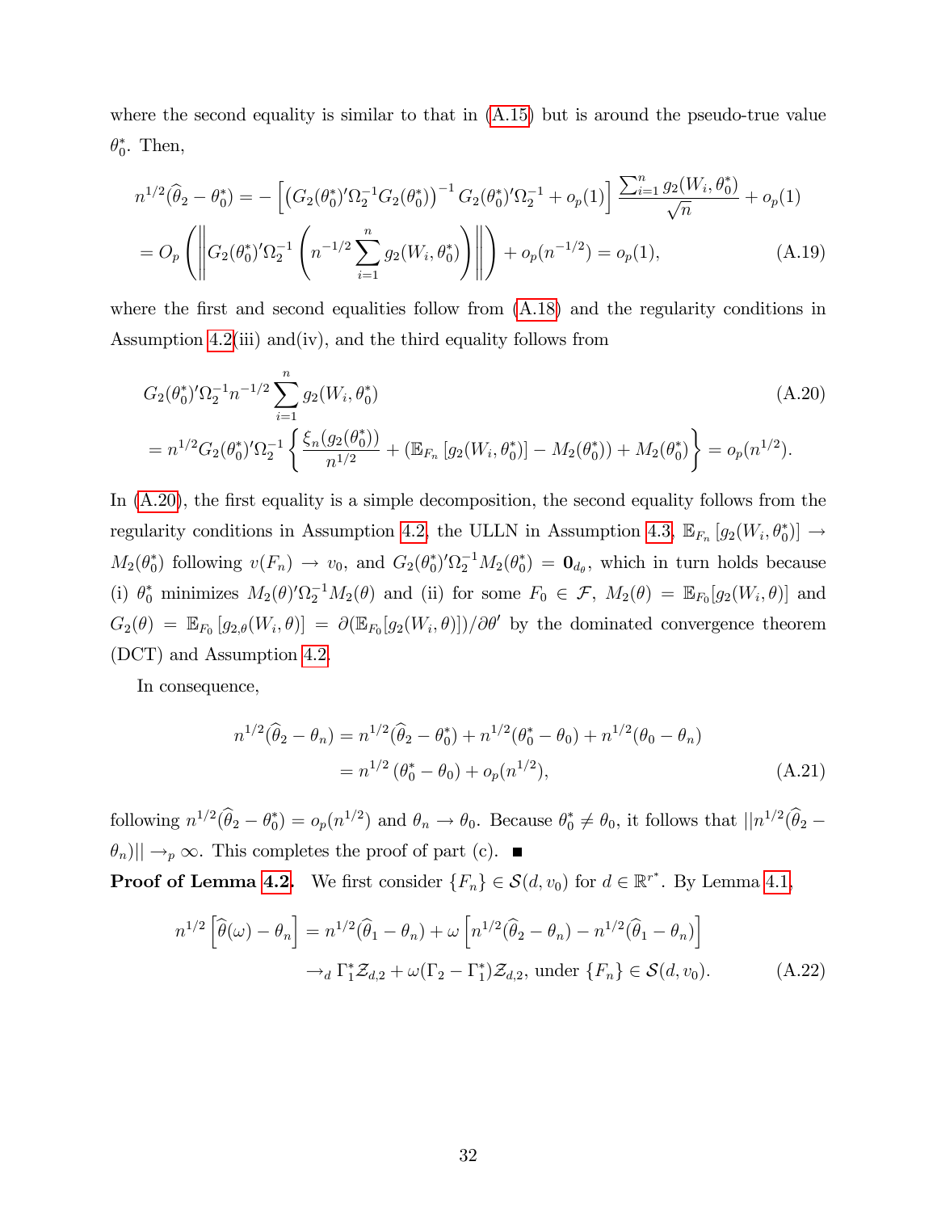where the second equality is similar to that in (A.15) but is around the pseudo-true value $\theta_0^*$. Then,

$$
\begin{aligned}
n^{1/2}(\widehat{\theta}_2 - \theta_0^*) &= -\left[\left(G_2(\theta_0^*)'\Omega_2^{-1}G_2(\theta_0^*)\right)^{-1} G_2(\theta_0^*)'\Omega_2^{-1} + o_p(1)\right] \frac{\sum_{i=1}^n g_2(W_i, \theta_0^*)}{\sqrt{n}} + o_p(1) \\
&= O_p\left(\left\| G_2(\theta_0^*)'\Omega_2^{-1}\left(n^{-1/2}\sum_{i=1}^n g_2(W_i, \theta_0^*)\right)\right\|\right) + o_p(n^{-1/2}) = o_p(1), \qquad \text{(A.19)}
\end{aligned}
$$

where the first and second equalities follow from (A.18) and the regularity conditions in Assumption 4.2(iii) and(iv), and the third equality follows from

$$
\begin{aligned}
& G_2(\theta_0^*)'\Omega_2^{-1} n^{-1/2}\sum_{i=1}^n g_2(W_i, \theta_0^*) \qquad \text{(A.20)} \\
&= n^{1/2} G_2(\theta_0^*)'\Omega_2^{-1}\left\{\frac{\xi_n(g_2(\theta_0^*))}{n^{1/2}} + (\mathbb{E}_{F_n}\left[g_2(W_i, \theta_0^*)\right] - M_2(\theta_0^*)) + M_2(\theta_0^*)\right\} = o_p(n^{1/2}).
\end{aligned}
$$

In (A.20), the first equality is a simple decomposition, the second equality follows from the regularity conditions in Assumption 4.2, the ULLN in Assumption 4.3, $\mathbb{E}_{F_n}\left[g_2(W_i, \theta_0^*)\right] \to M_2(\theta_0^*)$ following $v(F_n) \to v_0$, and $G_2(\theta_0^*)'\Omega_2^{-1}M_2(\theta_0^*) = \mathbf{0}_{d_\theta}$, which in turn holds because (i) $\theta_0^*$ minimizes $M_2(\theta)'\Omega_2^{-1}M_2(\theta)$ and (ii) for some $F_0 \in \mathcal{F}$, $M_2(\theta) = \mathbb{E}_{F_0}[g_2(W_i, \theta)]$ and $G_2(\theta) = \mathbb{E}_{F_0}\left[g_{2,\theta}(W_i, \theta)\right] = \partial(\mathbb{E}_{F_0}[g_2(W_i, \theta)])/\partial\theta'$ by the dominated convergence theorem (DCT) and Assumption 4.2.

In consequence,

$$
\begin{aligned}
n^{1/2}(\widehat{\theta}_2 - \theta_n) &= n^{1/2}(\widehat{\theta}_2 - \theta_0^*) + n^{1/2}(\theta_0^* - \theta_0) + n^{1/2}(\theta_0 - \theta_n) \\
&= n^{1/2}\left(\theta_0^* - \theta_0\right) + o_p(n^{1/2}), \qquad \text{(A.21)}
\end{aligned}
$$

following $n^{1/2}(\widehat{\theta}_2 - \theta_0^*) = o_p(n^{1/2})$ and $\theta_n \to \theta_0$. Because $\theta_0^* \neq \theta_0$, it follows that $||n^{1/2}(\widehat{\theta}_2 - \theta_n)|| \to_p \infty$. This completes the proof of part (c). ■

**Proof of Lemma 4.2.** We first consider $\{F_n\} \in \mathcal{S}(d, v_0)$ for $d \in \mathbb{R}^{r^*}$. By Lemma 4.1,

$$
\begin{aligned}
n^{1/2}\left[\widehat{\theta}(\omega) - \theta_n\right] &= n^{1/2}(\widehat{\theta}_1 - \theta_n) + \omega\left[n^{1/2}(\widehat{\theta}_2 - \theta_n) - n^{1/2}(\widehat{\theta}_1 - \theta_n)\right] \\
&\to_d \Gamma_1^*\mathcal{Z}_{d,2} + \omega(\Gamma_2 - \Gamma_1^*)\mathcal{Z}_{d,2}, \text{ under } \{F_n\} \in \mathcal{S}(d, v_0). \qquad \text{(A.22)}
\end{aligned}
$$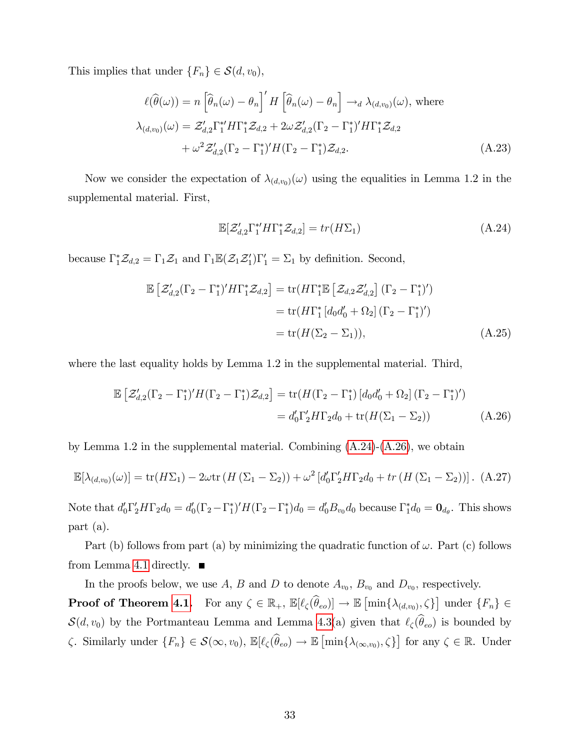This implies that under $\{F_n\} \in \mathcal{S}(d, v_0)$,

$$
\begin{aligned}
\ell(\widehat{\theta}(\omega)) &= n\left[\widehat{\theta}_n(\omega) - \theta_n\right]' H \left[\widehat{\theta}_n(\omega) - \theta_n\right] \to_d \lambda_{(d,v_0)}(\omega), \text{ where} \\
\lambda_{(d,v_0)}(\omega) &= \mathcal{Z}_{d,2}' \Gamma_1^{*\prime} H \Gamma_1^* \mathcal{Z}_{d,2} + 2\omega \mathcal{Z}_{d,2}' (\Gamma_2 - \Gamma_1^*)' H \Gamma_1^* \mathcal{Z}_{d,2} \\
&\quad + \omega^2 \mathcal{Z}_{d,2}' (\Gamma_2 - \Gamma_1^*)' H (\Gamma_2 - \Gamma_1^*) \mathcal{Z}_{d,2}. \qquad \text{(A.23)}
\end{aligned}
$$

Now we consider the expectation of $\lambda_{(d,v_0)}(\omega)$ using the equalities in Lemma 1.2 in the supplemental material. First,

$$
\mathbb{E}[\mathcal{Z}_{d,2}' \Gamma_1^{*\prime} H \Gamma_1^* \mathcal{Z}_{d,2}] = tr(H\Sigma_1) \qquad \text{(A.24)}
$$

because $\Gamma_1^* \mathcal{Z}_{d,2} = \Gamma_1 \mathcal{Z}_1$ and $\Gamma_1 \mathbb{E}(\mathcal{Z}_1 \mathcal{Z}_1') \Gamma_1' = \Sigma_1$ by definition. Second,

$$
\begin{aligned}
\mathbb{E}\left[\mathcal{Z}_{d,2}' (\Gamma_2 - \Gamma_1^*)' H \Gamma_1^* \mathcal{Z}_{d,2}\right] &= \text{tr}(H \Gamma_1^* \mathbb{E}\left[\mathcal{Z}_{d,2} \mathcal{Z}_{d,2}'\right] (\Gamma_2 - \Gamma_1^*)') \\
&= \text{tr}(H \Gamma_1^* \left[d_0 d_0' + \Omega_2\right] (\Gamma_2 - \Gamma_1^*)') \\
&= \text{tr}(H(\Sigma_2 - \Sigma_1)), \qquad \text{(A.25)}
\end{aligned}
$$

where the last equality holds by Lemma 1.2 in the supplemental material. Third,

$$
\begin{aligned}
\mathbb{E}\left[\mathcal{Z}_{d,2}' (\Gamma_2 - \Gamma_1^*)' H (\Gamma_2 - \Gamma_1^*) \mathcal{Z}_{d,2}\right] &= \text{tr}(H(\Gamma_2 - \Gamma_1^*) \left[d_0 d_0' + \Omega_2\right] (\Gamma_2 - \Gamma_1^*)') \\
&= d_0' \Gamma_2' H \Gamma_2 d_0 + \text{tr}(H(\Sigma_1 - \Sigma_2)) \qquad \text{(A.26)}
\end{aligned}
$$

by Lemma 1.2 in the supplemental material. Combining (A.24)-(A.26), we obtain

$$
\mathbb{E}[\lambda_{(d,v_0)}(\omega)] = \text{tr}(H\Sigma_1) - 2\omega \text{tr}\left(H\left(\Sigma_1 - \Sigma_2\right)\right) + \omega^2 \left[d_0' \Gamma_2' H \Gamma_2 d_0 + tr\left(H\left(\Sigma_1 - \Sigma_2\right)\right)\right]. \quad \text{(A.27)}
$$

Note that $d_0' \Gamma_2' H \Gamma_2 d_0 = d_0' (\Gamma_2 - \Gamma_1^*)' H (\Gamma_2 - \Gamma_1^*) d_0 = d_0' B_{v_0} d_0$ because $\Gamma_1^* d_0 = \mathbf{0}_{d_\theta}$. This shows part (a).

Part (b) follows from part (a) by minimizing the quadratic function of $\omega$. Part (c) follows from Lemma 4.1 directly. ■

In the proofs below, we use $A$, $B$ and $D$ to denote $A_{v_0}$, $B_{v_0}$ and $D_{v_0}$, respectively.

**Proof of Theorem 4.1.** For any $\zeta \in \mathbb{R}_+$, $\mathbb{E}[\ell_\zeta(\widehat{\theta}_{eo})] \to \mathbb{E}\left[\min\{\lambda_{(d,v_0)}, \zeta\}\right]$ under $\{F_n\} \in \mathcal{S}(d, v_0)$ by the Portmanteau Lemma and Lemma 4.3(a) given that $\ell_\zeta(\widehat{\theta}_{eo})$ is bounded by $\zeta$. Similarly under $\{F_n\} \in \mathcal{S}(\infty, v_0)$, $\mathbb{E}[\ell_\zeta(\widehat{\theta}_{eo}) \to \mathbb{E}\left[\min\{\lambda_{(\infty,v_0)}, \zeta\}\right]$ for any $\zeta \in \mathbb{R}$. Under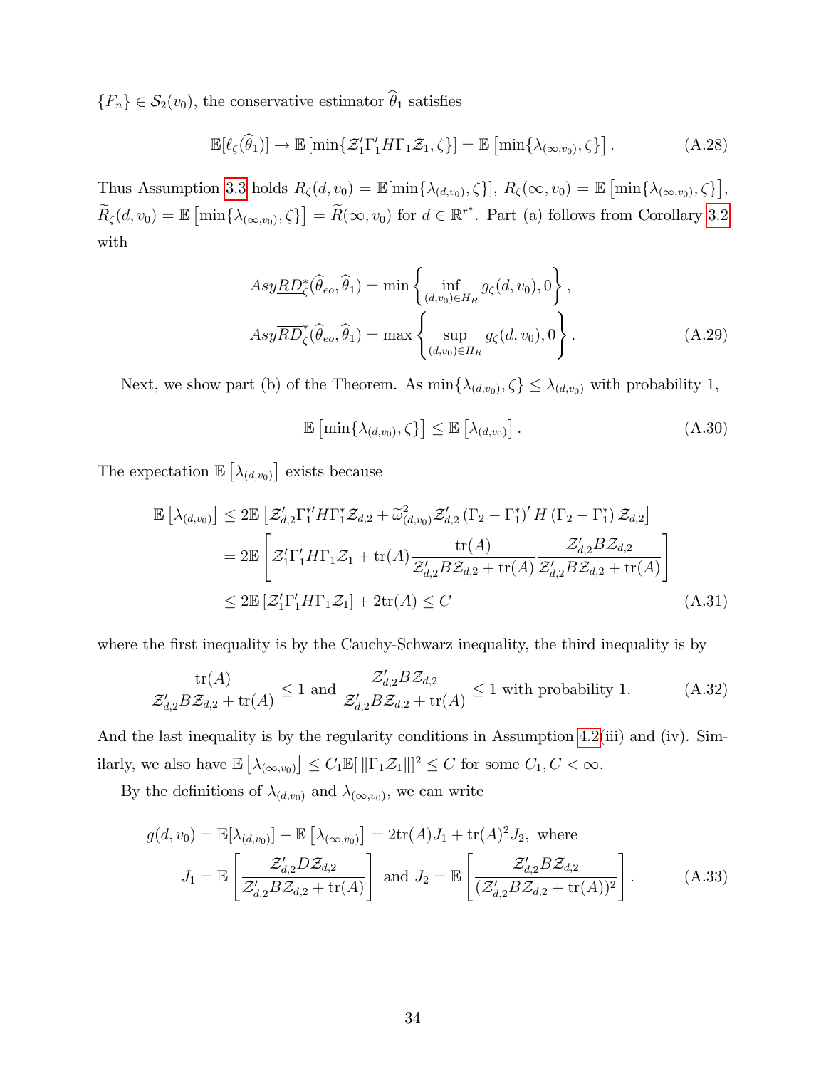$\{F_n\} \in \mathcal{S}_2(v_0)$, the conservative estimator $\widehat{\theta}_1$ satisfies

$$\mathbb{E}[\ell_\zeta(\widehat{\theta}_1)] \to \mathbb{E}\left[\min\{\mathcal{Z}_1'\Gamma_1'H\Gamma_1\mathcal{Z}_1, \zeta\}\right] = \mathbb{E}\left[\min\{\lambda_{(\infty,v_0)}, \zeta\}\right]. \tag{A.28}$$

Thus Assumption 3.3 holds $R_\zeta(d, v_0) = \mathbb{E}[\min\{\lambda_{(d,v_0)}, \zeta\}]$, $R_\zeta(\infty, v_0) = \mathbb{E}\left[\min\{\lambda_{(\infty,v_0)}, \zeta\}\right]$, $\widetilde{R}_\zeta(d, v_0) = \mathbb{E}\left[\min\{\lambda_{(\infty,v_0)}, \zeta\}\right] = \widetilde{R}(\infty, v_0)$ for $d \in \mathbb{R}^{r^*}$. Part (a) follows from Corollary 3.2 with

$$Asy\underline{RD}_\zeta^*(\widehat{\theta}_{eo}, \widehat{\theta}_1) = \min\left\{\inf_{(d,v_0)\in H_R} g_\zeta(d, v_0), 0\right\},$$
$$Asy\overline{RD}_\zeta^*(\widehat{\theta}_{eo}, \widehat{\theta}_1) = \max\left\{\sup_{(d,v_0)\in H_R} g_\zeta(d, v_0), 0\right\}. \tag{A.29}$$

Next, we show part (b) of the Theorem. As $\min\{\lambda_{(d,v_0)}, \zeta\} \leq \lambda_{(d,v_0)}$ with probability 1,

$$\mathbb{E}\left[\min\{\lambda_{(d,v_0)}, \zeta\}\right] \leq \mathbb{E}\left[\lambda_{(d,v_0)}\right]. \tag{A.30}$$

The expectation $\mathbb{E}\left[\lambda_{(d,v_0)}\right]$ exists because

$$\begin{aligned}
\mathbb{E}\left[\lambda_{(d,v_0)}\right] &\leq 2\mathbb{E}\left[\mathcal{Z}_{d,2}'\Gamma_1^{*\prime}H\Gamma_1^*\mathcal{Z}_{d,2} + \widetilde{\omega}_{(d,v_0)}^2\mathcal{Z}_{d,2}'\left(\Gamma_2 - \Gamma_1^*\right)'H\left(\Gamma_2 - \Gamma_1^*\right)\mathcal{Z}_{d,2}\right] \\
&= 2\mathbb{E}\left[\mathcal{Z}_1'\Gamma_1'H\Gamma_1\mathcal{Z}_1 + \mathrm{tr}(A)\frac{\mathrm{tr}(A)}{\mathcal{Z}_{d,2}'B\mathcal{Z}_{d,2} + \mathrm{tr}(A)}\frac{\mathcal{Z}_{d,2}'B\mathcal{Z}_{d,2}}{\mathcal{Z}_{d,2}'B\mathcal{Z}_{d,2} + \mathrm{tr}(A)}\right] \\
&\leq 2\mathbb{E}\left[\mathcal{Z}_1'\Gamma_1'H\Gamma_1\mathcal{Z}_1\right] + 2\mathrm{tr}(A) \leq C
\end{aligned} \tag{A.31}$$

where the first inequality is by the Cauchy-Schwarz inequality, the third inequality is by

$$\frac{\mathrm{tr}(A)}{\mathcal{Z}_{d,2}'B\mathcal{Z}_{d,2} + \mathrm{tr}(A)} \leq 1 \text{ and } \frac{\mathcal{Z}_{d,2}'B\mathcal{Z}_{d,2}}{\mathcal{Z}_{d,2}'B\mathcal{Z}_{d,2} + \mathrm{tr}(A)} \leq 1 \text{ with probability 1.} \tag{A.32}$$

And the last inequality is by the regularity conditions in Assumption 4.2(iii) and (iv). Similarly, we also have $\mathbb{E}\left[\lambda_{(\infty,v_0)}\right] \leq C_1\mathbb{E}[\,\|\Gamma_1\mathcal{Z}_1\|]^2 \leq C$ for some $C_1, C < \infty$.

By the definitions of $\lambda_{(d,v_0)}$ and $\lambda_{(\infty,v_0)}$, we can write

$$\begin{aligned}
g(d, v_0) = \mathbb{E}[\lambda_{(d,v_0)}] - \mathbb{E}\left[\lambda_{(\infty,v_0)}\right] &= 2\mathrm{tr}(A)J_1 + \mathrm{tr}(A)^2J_2, \text{ where} \\
J_1 = \mathbb{E}\left[\frac{\mathcal{Z}_{d,2}'D\mathcal{Z}_{d,2}}{\mathcal{Z}_{d,2}'B\mathcal{Z}_{d,2} + \mathrm{tr}(A)}\right] &\text{ and } J_2 = \mathbb{E}\left[\frac{\mathcal{Z}_{d,2}'B\mathcal{Z}_{d,2}}{(\mathcal{Z}_{d,2}'B\mathcal{Z}_{d,2} + \mathrm{tr}(A))^2}\right].
\end{aligned} \tag{A.33}$$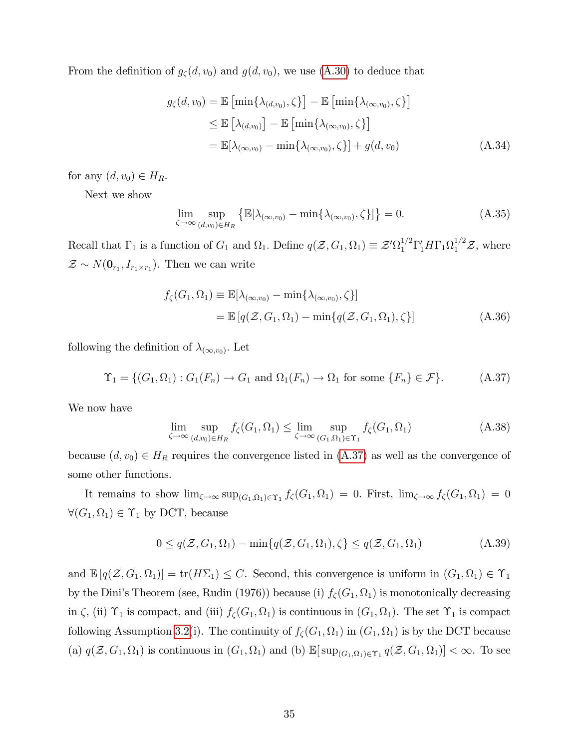From the definition of $g_\zeta(d, v_0)$ and $g(d, v_0)$, we use (A.30) to deduce that

$$
\begin{aligned}
g_\zeta(d, v_0) &= \mathbb{E}\left[\min\{\lambda_{(d,v_0)}, \zeta\}\right] - \mathbb{E}\left[\min\{\lambda_{(\infty,v_0)}, \zeta\}\right] \\
&\leq \mathbb{E}\left[\lambda_{(d,v_0)}\right] - \mathbb{E}\left[\min\{\lambda_{(\infty,v_0)}, \zeta\}\right] \\
&= \mathbb{E}[\lambda_{(\infty,v_0)} - \min\{\lambda_{(\infty,v_0)}, \zeta\}] + g(d, v_0) \qquad \text{(A.34)}
\end{aligned}
$$

for any $(d, v_0) \in H_R$.

Next we show

$$
\lim_{\zeta \to \infty} \sup_{(d,v_0)\in H_R} \left\{\mathbb{E}[\lambda_{(\infty,v_0)} - \min\{\lambda_{(\infty,v_0)}, \zeta\}]\right\} = 0. \qquad \text{(A.35)}
$$

Recall that $\Gamma_1$ is a function of $G_1$ and $\Omega_1$. Define $q(\mathcal{Z}, G_1, \Omega_1) \equiv \mathcal{Z}'\Omega_1^{1/2}\Gamma_1' H \Gamma_1 \Omega_1^{1/2}\mathcal{Z}$, where $\mathcal{Z} \sim N(\mathbf{0}_{r_1}, I_{r_1 \times r_1})$. Then we can write

$$
\begin{aligned}
f_\zeta(G_1, \Omega_1) &\equiv \mathbb{E}[\lambda_{(\infty,v_0)} - \min\{\lambda_{(\infty,v_0)}, \zeta\}] \\
&= \mathbb{E}\left[q(\mathcal{Z}, G_1, \Omega_1) - \min\{q(\mathcal{Z}, G_1, \Omega_1), \zeta\}\right] \qquad \text{(A.36)}
\end{aligned}
$$

following the definition of $\lambda_{(\infty,v_0)}$. Let

$$
\Upsilon_1 = \{(G_1, \Omega_1) : G_1(F_n) \to G_1 \text{ and } \Omega_1(F_n) \to \Omega_1 \text{ for some } \{F_n\} \in \mathcal{F}\}. \qquad \text{(A.37)}
$$

We now have

$$
\lim_{\zeta \to \infty} \sup_{(d,v_0)\in H_R} f_\zeta(G_1, \Omega_1) \leq \lim_{\zeta \to \infty} \sup_{(G_1,\Omega_1)\in \Upsilon_1} f_\zeta(G_1, \Omega_1) \qquad \text{(A.38)}
$$

because $(d, v_0) \in H_R$ requires the convergence listed in (A.37) as well as the convergence of some other functions.

It remains to show $\lim_{\zeta\to\infty} \sup_{(G_1,\Omega_1)\in\Upsilon_1} f_\zeta(G_1, \Omega_1) = 0$. First, $\lim_{\zeta\to\infty} f_\zeta(G_1, \Omega_1) = 0$ $\forall (G_1, \Omega_1) \in \Upsilon_1$ by DCT, because

$$
0 \leq q(\mathcal{Z}, G_1, \Omega_1) - \min\{q(\mathcal{Z}, G_1, \Omega_1), \zeta\} \leq q(\mathcal{Z}, G_1, \Omega_1) \qquad \text{(A.39)}
$$

and $\mathbb{E}\left[q(\mathcal{Z}, G_1, \Omega_1)\right] = \text{tr}(H\Sigma_1) \leq C$. Second, this convergence is uniform in $(G_1, \Omega_1) \in \Upsilon_1$ by the Dini's Theorem (see, Rudin (1976)) because (i) $f_\zeta(G_1, \Omega_1)$ is monotonically decreasing in $\zeta$, (ii) $\Upsilon_1$ is compact, and (iii) $f_\zeta(G_1, \Omega_1)$ is continuous in $(G_1, \Omega_1)$. The set $\Upsilon_1$ is compact following Assumption 3.2(i). The continuity of $f_\zeta(G_1, \Omega_1)$ in $(G_1, \Omega_1)$ is by the DCT because (a) $q(\mathcal{Z}, G_1, \Omega_1)$ is continuous in $(G_1, \Omega_1)$ and (b) $\mathbb{E}[\sup_{(G_1,\Omega_1)\in\Upsilon_1} q(\mathcal{Z}, G_1, \Omega_1)] < \infty$. To see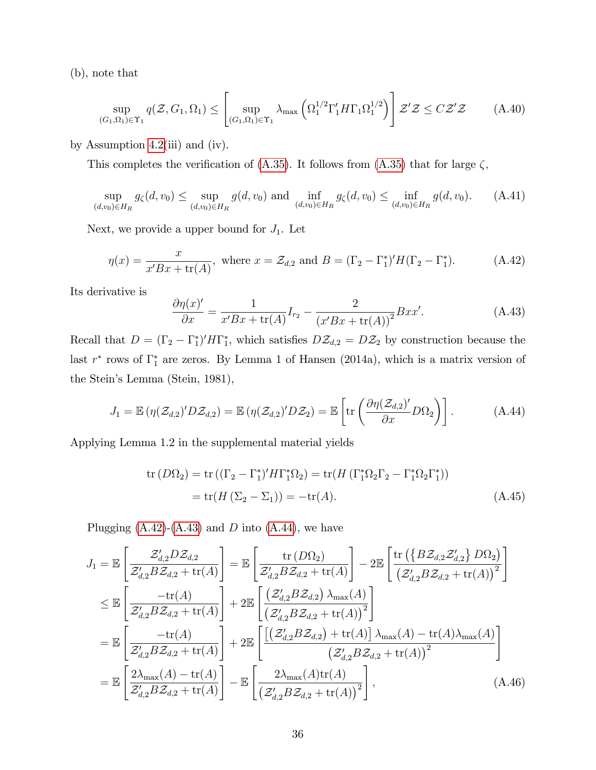(b), note that

$$\sup_{(G_1,\Omega_1)\in\Upsilon_1} q(\mathcal{Z}, G_1, \Omega_1) \leq \left[\sup_{(G_1,\Omega_1)\in\Upsilon_1} \lambda_{\max}\left(\Omega_1^{1/2}\Gamma_1' H \Gamma_1 \Omega_1^{1/2}\right)\right] \mathcal{Z}'\mathcal{Z} \leq C\mathcal{Z}'\mathcal{Z} \tag{A.40}$$

by Assumption 4.2(iii) and (iv).

This completes the verification of (A.35). It follows from (A.35) that for large $\zeta$,

$$\sup_{(d,v_0)\in H_R} g_\zeta(d, v_0) \leq \sup_{(d,v_0)\in H_R} g(d, v_0) \text{ and } \inf_{(d,v_0)\in H_R} g_\zeta(d, v_0) \leq \inf_{(d,v_0)\in H_R} g(d, v_0). \tag{A.41}$$

Next, we provide a upper bound for $J_1$. Let

$$\eta(x) = \frac{x}{x'Bx + \mathrm{tr}(A)}, \text{ where } x = \mathcal{Z}_{d,2} \text{ and } B = (\Gamma_2 - \Gamma_1^*)' H (\Gamma_2 - \Gamma_1^*). \tag{A.42}$$

Its derivative is

$$\frac{\partial \eta(x)'}{\partial x} = \frac{1}{x'Bx + \mathrm{tr}(A)} I_{r_2} - \frac{2}{(x'Bx + \mathrm{tr}(A))^2} Bxx'. \tag{A.43}$$

Recall that $D = (\Gamma_2 - \Gamma_1^*)' H \Gamma_1^*$, which satisfies $D\mathcal{Z}_{d,2} = D\mathcal{Z}_2$ by construction because the last $r^*$ rows of $\Gamma_1^*$ are zeros. By Lemma 1 of Hansen (2014a), which is a matrix version of the Stein's Lemma (Stein, 1981),

$$J_1 = \mathbb{E}\left(\eta(\mathcal{Z}_{d,2})' D\mathcal{Z}_{d,2}\right) = \mathbb{E}\left(\eta(\mathcal{Z}_{d,2})' D\mathcal{Z}_2\right) = \mathbb{E}\left[\mathrm{tr}\left(\frac{\partial \eta(\mathcal{Z}_{d,2})'}{\partial x} D\Omega_2\right)\right]. \tag{A.44}$$

Applying Lemma 1.2 in the supplemental material yields

$$\begin{aligned}
\mathrm{tr}\left(D\Omega_2\right) &= \mathrm{tr}\left((\Gamma_2 - \Gamma_1^*)' H \Gamma_1^* \Omega_2\right) = \mathrm{tr}(H\left(\Gamma_1^*\Omega_2\Gamma_2 - \Gamma_1^*\Omega_2\Gamma_1^*\right)) \\
&= \mathrm{tr}(H\left(\Sigma_2 - \Sigma_1\right)) = -\mathrm{tr}(A).
\end{aligned} \tag{A.45}$$

Plugging (A.42)-(A.43) and $D$ into (A.44), we have

$$\begin{aligned}
J_1 &= \mathbb{E}\left[\frac{\mathcal{Z}_{d,2}' D\mathcal{Z}_{d,2}}{\mathcal{Z}_{d,2}' B\mathcal{Z}_{d,2} + \mathrm{tr}(A)}\right] = \mathbb{E}\left[\frac{\mathrm{tr}\left(D\Omega_2\right)}{\mathcal{Z}_{d,2}' B\mathcal{Z}_{d,2} + \mathrm{tr}(A)}\right] - 2\mathbb{E}\left[\frac{\mathrm{tr}\left(\left\{B\mathcal{Z}_{d,2}\mathcal{Z}_{d,2}'\right\} D\Omega_2\right)}{\left(\mathcal{Z}_{d,2}' B\mathcal{Z}_{d,2} + \mathrm{tr}(A)\right)^2}\right] \\
&\leq \mathbb{E}\left[\frac{-\mathrm{tr}(A)}{\mathcal{Z}_{d,2}' B\mathcal{Z}_{d,2} + \mathrm{tr}(A)}\right] + 2\mathbb{E}\left[\frac{\left(\mathcal{Z}_{d,2}' B\mathcal{Z}_{d,2}\right)\lambda_{\max}(A)}{\left(\mathcal{Z}_{d,2}' B\mathcal{Z}_{d,2} + \mathrm{tr}(A)\right)^2}\right] \\
&= \mathbb{E}\left[\frac{-\mathrm{tr}(A)}{\mathcal{Z}_{d,2}' B\mathcal{Z}_{d,2} + \mathrm{tr}(A)}\right] + 2\mathbb{E}\left[\frac{\left[\left(\mathcal{Z}_{d,2}' B\mathcal{Z}_{d,2}\right) + \mathrm{tr}(A)\right]\lambda_{\max}(A) - \mathrm{tr}(A)\lambda_{\max}(A)}{\left(\mathcal{Z}_{d,2}' B\mathcal{Z}_{d,2} + \mathrm{tr}(A)\right)^2}\right] \\
&= \mathbb{E}\left[\frac{2\lambda_{\max}(A) - \mathrm{tr}(A)}{\mathcal{Z}_{d,2}' B\mathcal{Z}_{d,2} + \mathrm{tr}(A)}\right] - \mathbb{E}\left[\frac{2\lambda_{\max}(A)\mathrm{tr}(A)}{\left(\mathcal{Z}_{d,2}' B\mathcal{Z}_{d,2} + \mathrm{tr}(A)\right)^2}\right],
\end{aligned} \tag{A.46}$$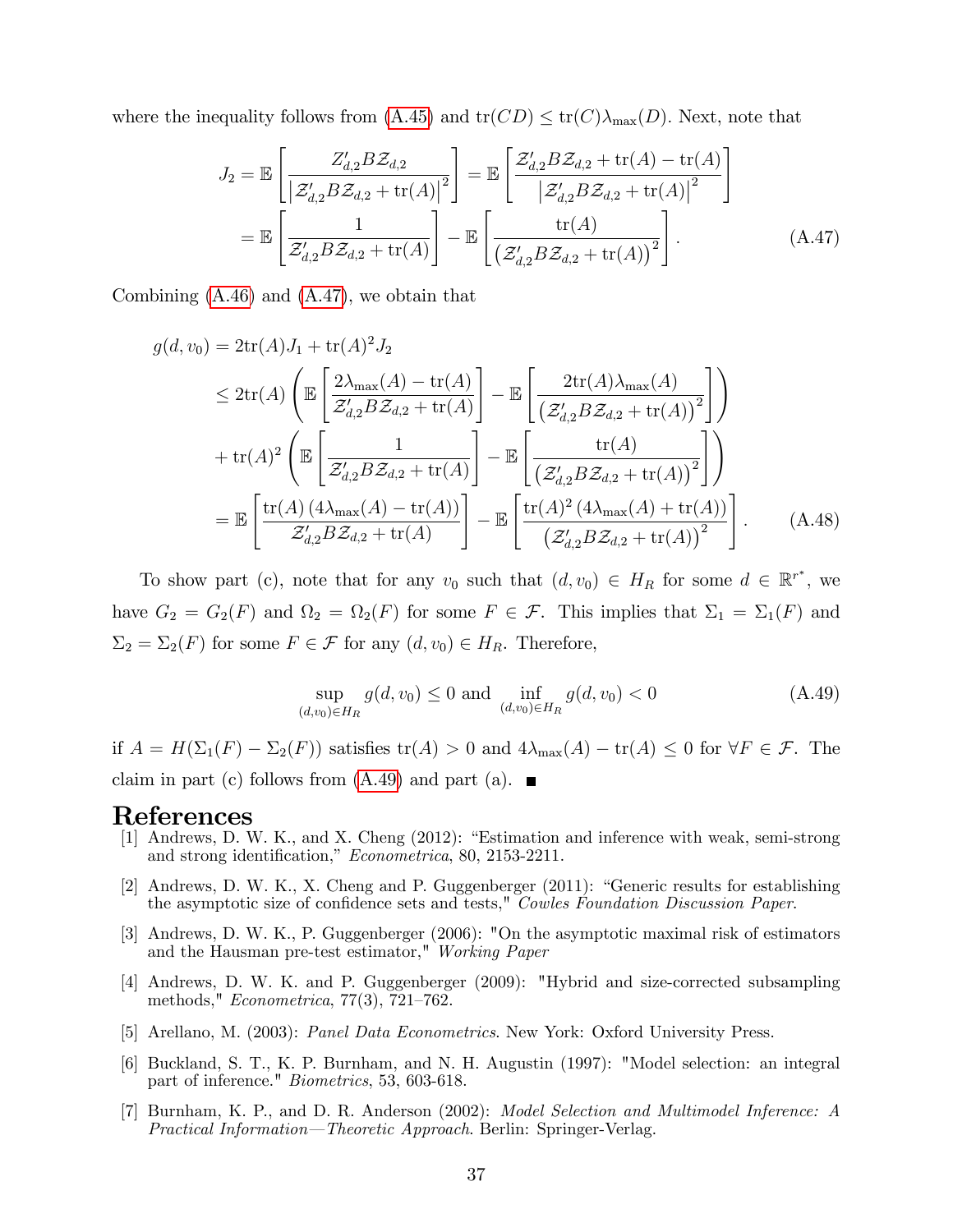where the inequality follows from (A.45) and $\mathrm{tr}(CD) \leq \mathrm{tr}(C)\lambda_{\max}(D)$. Next, note that

$$
\begin{aligned}
J_2 &= \mathbb{E}\left[\frac{Z'_{d,2}B\mathcal{Z}_{d,2}}{\left|\mathcal{Z}'_{d,2}B\mathcal{Z}_{d,2}+\mathrm{tr}(A)\right|^2}\right] = \mathbb{E}\left[\frac{\mathcal{Z}'_{d,2}B\mathcal{Z}_{d,2}+\mathrm{tr}(A)-\mathrm{tr}(A)}{\left|\mathcal{Z}'_{d,2}B\mathcal{Z}_{d,2}+\mathrm{tr}(A)\right|^2}\right] \\
&= \mathbb{E}\left[\frac{1}{\mathcal{Z}'_{d,2}B\mathcal{Z}_{d,2}+\mathrm{tr}(A)}\right] - \mathbb{E}\left[\frac{\mathrm{tr}(A)}{\left(\mathcal{Z}'_{d,2}B\mathcal{Z}_{d,2}+\mathrm{tr}(A)\right)^2}\right]. \qquad \text{(A.47)}
\end{aligned}
$$

Combining (A.46) and (A.47), we obtain that

$$
\begin{aligned}
g(d,v_0) &= 2\mathrm{tr}(A)J_1 + \mathrm{tr}(A)^2 J_2 \\
&\leq 2\mathrm{tr}(A)\left(\mathbb{E}\left[\frac{2\lambda_{\max}(A)-\mathrm{tr}(A)}{\mathcal{Z}'_{d,2}B\mathcal{Z}_{d,2}+\mathrm{tr}(A)}\right] - \mathbb{E}\left[\frac{2\mathrm{tr}(A)\lambda_{\max}(A)}{\left(\mathcal{Z}'_{d,2}B\mathcal{Z}_{d,2}+\mathrm{tr}(A)\right)^2}\right]\right) \\
&+ \mathrm{tr}(A)^2\left(\mathbb{E}\left[\frac{1}{\mathcal{Z}'_{d,2}B\mathcal{Z}_{d,2}+\mathrm{tr}(A)}\right] - \mathbb{E}\left[\frac{\mathrm{tr}(A)}{\left(\mathcal{Z}'_{d,2}B\mathcal{Z}_{d,2}+\mathrm{tr}(A)\right)^2}\right]\right) \\
&= \mathbb{E}\left[\frac{\mathrm{tr}(A)\left(4\lambda_{\max}(A)-\mathrm{tr}(A)\right)}{\mathcal{Z}'_{d,2}B\mathcal{Z}_{d,2}+\mathrm{tr}(A)}\right] - \mathbb{E}\left[\frac{\mathrm{tr}(A)^2\left(4\lambda_{\max}(A)+\mathrm{tr}(A)\right)}{\left(\mathcal{Z}'_{d,2}B\mathcal{Z}_{d,2}+\mathrm{tr}(A)\right)^2}\right]. \qquad \text{(A.48)}
\end{aligned}
$$

To show part (c), note that for any $v_0$ such that $(d,v_0) \in H_R$ for some $d \in \mathbb{R}^{r^*}$, we have $G_2 = G_2(F)$ and $\Omega_2 = \Omega_2(F)$ for some $F \in \mathcal{F}$. This implies that $\Sigma_1 = \Sigma_1(F)$ and $\Sigma_2 = \Sigma_2(F)$ for some $F \in \mathcal{F}$ for any $(d,v_0) \in H_R$. Therefore,

$$
\sup_{(d,v_0)\in H_R} g(d,v_0) \leq 0 \text{ and } \inf_{(d,v_0)\in H_R} g(d,v_0) < 0 \qquad \text{(A.49)}
$$

if $A = H(\Sigma_1(F) - \Sigma_2(F))$ satisfies $\mathrm{tr}(A) > 0$ and $4\lambda_{\max}(A) - \mathrm{tr}(A) \leq 0$ for $\forall F \in \mathcal{F}$. The claim in part (c) follows from (A.49) and part (a). ∎

# References

[1] Andrews, D. W. K., and X. Cheng (2012): "Estimation and inference with weak, semi-strong and strong identification," *Econometrica*, 80, 2153-2211.

[2] Andrews, D. W. K., X. Cheng and P. Guggenberger (2011): "Generic results for establishing the asymptotic size of confidence sets and tests," *Cowles Foundation Discussion Paper*.

[3] Andrews, D. W. K., P. Guggenberger (2006): "On the asymptotic maximal risk of estimators and the Hausman pre-test estimator," *Working Paper*

[4] Andrews, D. W. K. and P. Guggenberger (2009): "Hybrid and size-corrected subsampling methods," *Econometrica*, 77(3), 721–762.

[5] Arellano, M. (2003): *Panel Data Econometrics*. New York: Oxford University Press.

[6] Buckland, S. T., K. P. Burnham, and N. H. Augustin (1997): "Model selection: an integral part of inference." *Biometrics*, 53, 603-618.

[7] Burnham, K. P., and D. R. Anderson (2002): *Model Selection and Multimodel Inference: A Practical Information—Theoretic Approach*. Berlin: Springer-Verlag.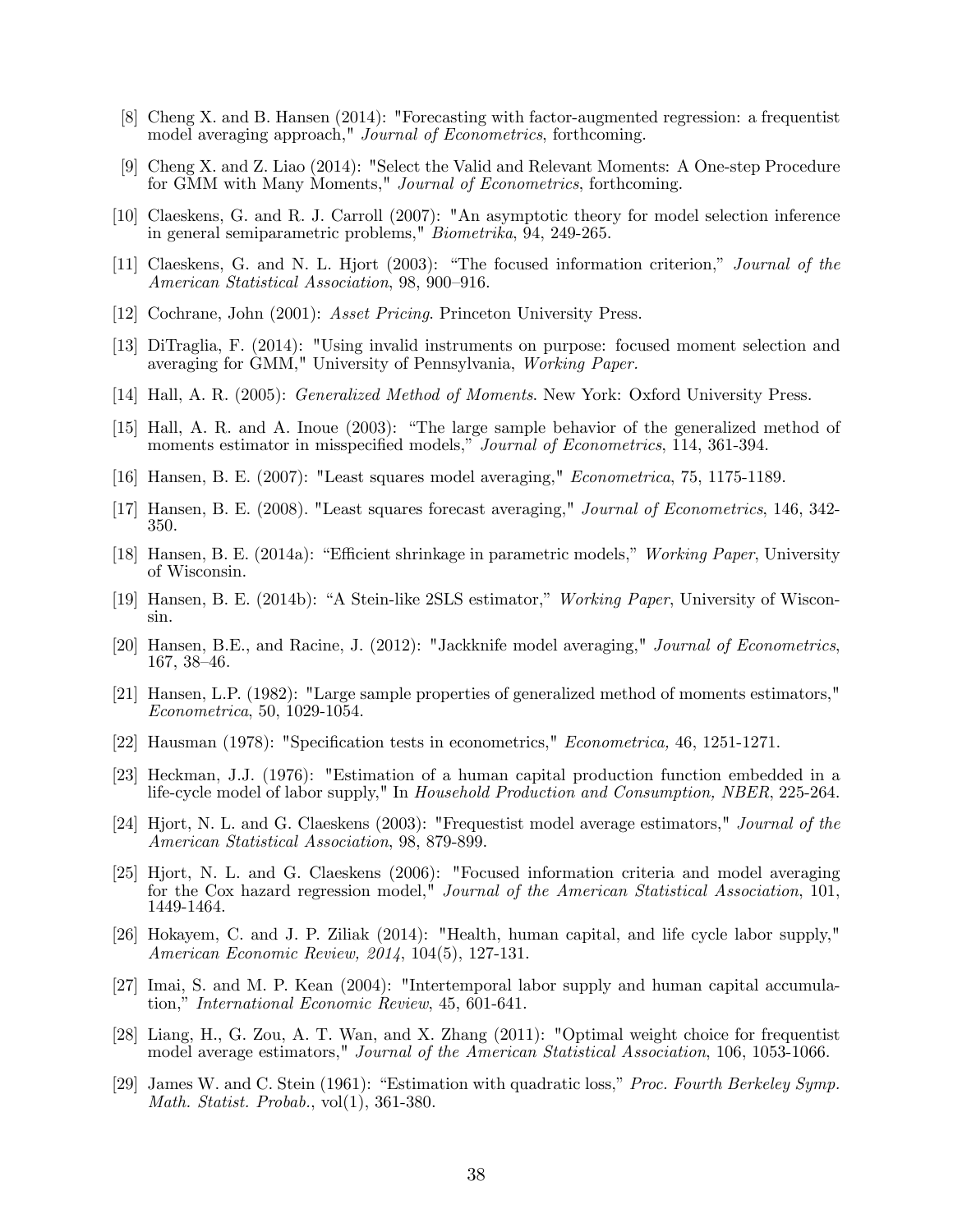[8] Cheng X. and B. Hansen (2014): "Forecasting with factor-augmented regression: a frequentist model averaging approach," *Journal of Econometrics*, forthcoming.

[9] Cheng X. and Z. Liao (2014): "Select the Valid and Relevant Moments: A One-step Procedure for GMM with Many Moments," *Journal of Econometrics*, forthcoming.

[10] Claeskens, G. and R. J. Carroll (2007): "An asymptotic theory for model selection inference in general semiparametric problems," *Biometrika*, 94, 249-265.

[11] Claeskens, G. and N. L. Hjort (2003): "The focused information criterion," *Journal of the American Statistical Association*, 98, 900–916.

[12] Cochrane, John (2001): *Asset Pricing*. Princeton University Press.

[13] DiTraglia, F. (2014): "Using invalid instruments on purpose: focused moment selection and averaging for GMM," University of Pennsylvania, *Working Paper.*

[14] Hall, A. R. (2005): *Generalized Method of Moments*. New York: Oxford University Press.

[15] Hall, A. R. and A. Inoue (2003): "The large sample behavior of the generalized method of moments estimator in misspecified models," *Journal of Econometrics*, 114, 361-394.

[16] Hansen, B. E. (2007): "Least squares model averaging," *Econometrica*, 75, 1175-1189.

[17] Hansen, B. E. (2008). "Least squares forecast averaging," *Journal of Econometrics*, 146, 342-350.

[18] Hansen, B. E. (2014a): "Efficient shrinkage in parametric models," *Working Paper*, University of Wisconsin.

[19] Hansen, B. E. (2014b): "A Stein-like 2SLS estimator," *Working Paper*, University of Wisconsin.

[20] Hansen, B.E., and Racine, J. (2012): "Jackknife model averaging," *Journal of Econometrics*, 167, 38–46.

[21] Hansen, L.P. (1982): "Large sample properties of generalized method of moments estimators," *Econometrica*, 50, 1029-1054.

[22] Hausman (1978): "Specification tests in econometrics," *Econometrica,* 46, 1251-1271.

[23] Heckman, J.J. (1976): "Estimation of a human capital production function embedded in a life-cycle model of labor supply," In *Household Production and Consumption, NBER*, 225-264.

[24] Hjort, N. L. and G. Claeskens (2003): "Frequestist model average estimators," *Journal of the American Statistical Association*, 98, 879-899.

[25] Hjort, N. L. and G. Claeskens (2006): "Focused information criteria and model averaging for the Cox hazard regression model," *Journal of the American Statistical Association*, 101, 1449-1464.

[26] Hokayem, C. and J. P. Ziliak (2014): "Health, human capital, and life cycle labor supply," *American Economic Review, 2014*, 104(5), 127-131.

[27] Imai, S. and M. P. Kean (2004): "Intertemporal labor supply and human capital accumulation," *International Economic Review*, 45, 601-641.

[28] Liang, H., G. Zou, A. T. Wan, and X. Zhang (2011): "Optimal weight choice for frequentist model average estimators," *Journal of the American Statistical Association*, 106, 1053-1066.

[29] James W. and C. Stein (1961): "Estimation with quadratic loss," *Proc. Fourth Berkeley Symp. Math. Statist. Probab.*, vol(1), 361-380.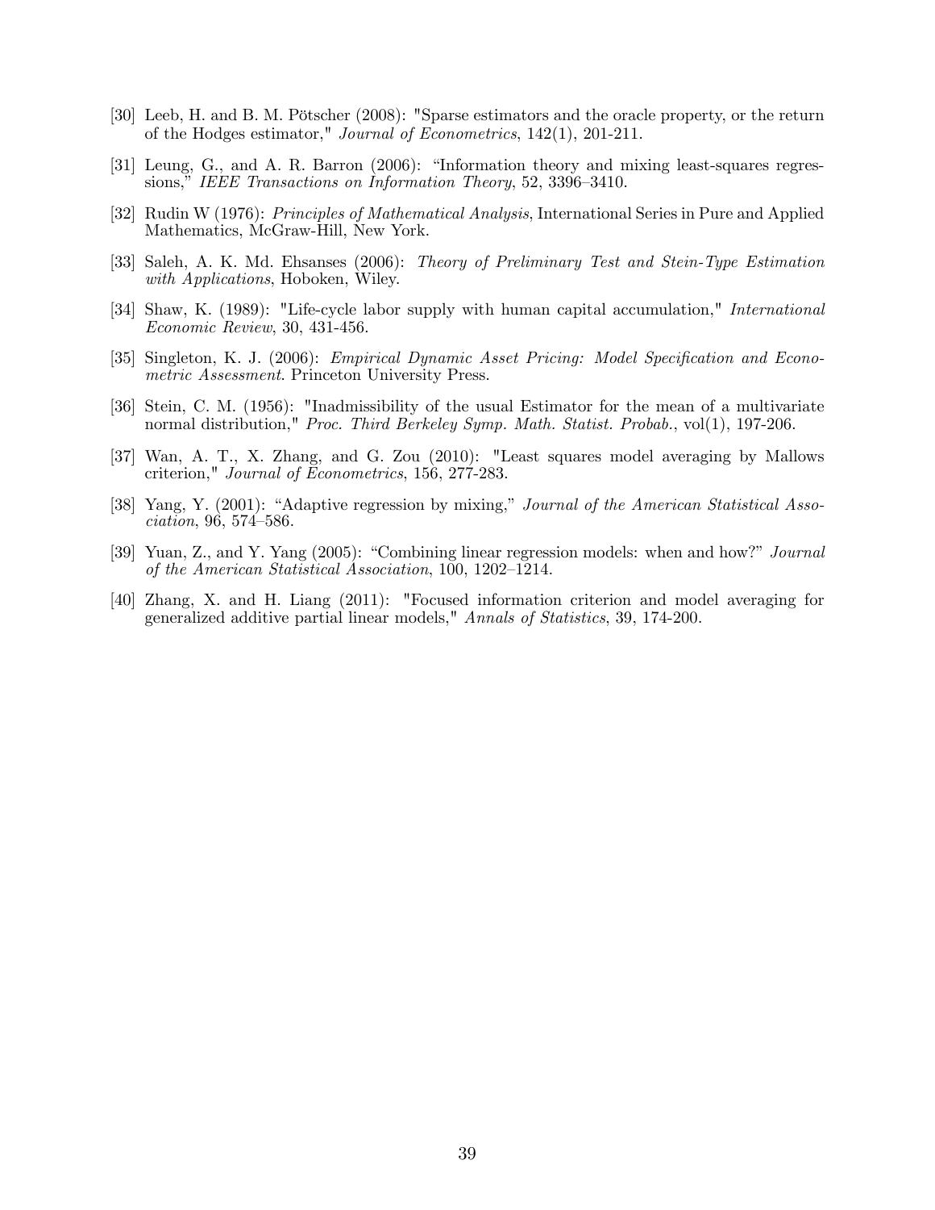[30] Leeb, H. and B. M. Pötscher (2008): "Sparse estimators and the oracle property, or the return of the Hodges estimator," *Journal of Econometrics*, 142(1), 201-211.

[31] Leung, G., and A. R. Barron (2006): "Information theory and mixing least-squares regressions," *IEEE Transactions on Information Theory*, 52, 3396–3410.

[32] Rudin W (1976): *Principles of Mathematical Analysis*, International Series in Pure and Applied Mathematics, McGraw-Hill, New York.

[33] Saleh, A. K. Md. Ehsanses (2006): *Theory of Preliminary Test and Stein-Type Estimation with Applications*, Hoboken, Wiley.

[34] Shaw, K. (1989): "Life-cycle labor supply with human capital accumulation," *International Economic Review*, 30, 431-456.

[35] Singleton, K. J. (2006): *Empirical Dynamic Asset Pricing: Model Specification and Econometric Assessment*. Princeton University Press.

[36] Stein, C. M. (1956): "Inadmissibility of the usual Estimator for the mean of a multivariate normal distribution," *Proc. Third Berkeley Symp. Math. Statist. Probab.*, vol(1), 197-206.

[37] Wan, A. T., X. Zhang, and G. Zou (2010): "Least squares model averaging by Mallows criterion," *Journal of Econometrics*, 156, 277-283.

[38] Yang, Y. (2001): "Adaptive regression by mixing," *Journal of the American Statistical Association*, 96, 574–586.

[39] Yuan, Z., and Y. Yang (2005): "Combining linear regression models: when and how?" *Journal of the American Statistical Association*, 100, 1202–1214.

[40] Zhang, X. and H. Liang (2011): "Focused information criterion and model averaging for generalized additive partial linear models," *Annals of Statistics*, 39, 174-200.